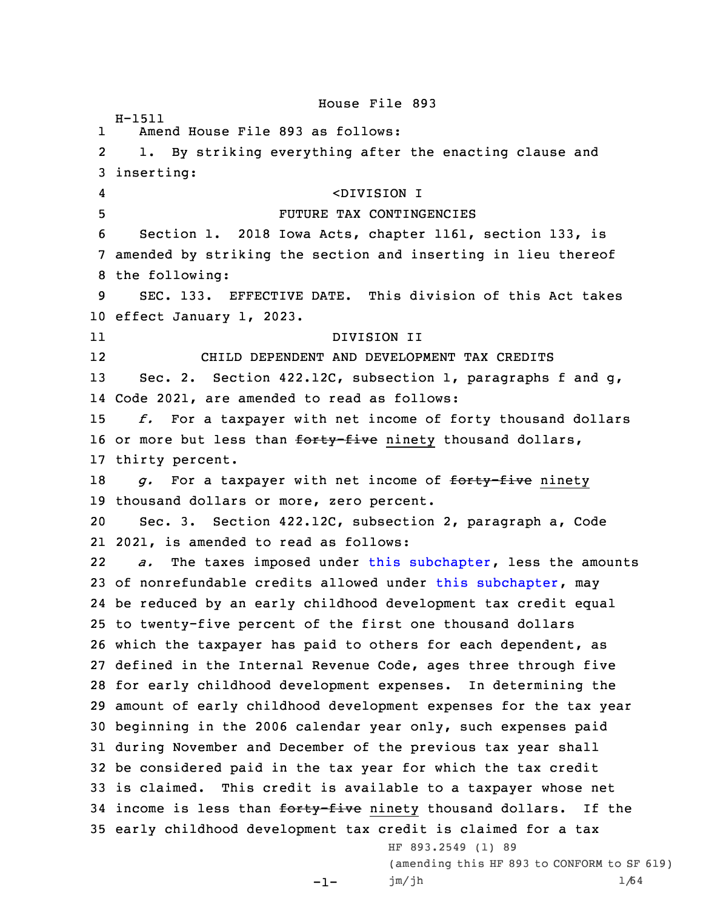House File 893

H-1511

Amend House File 893 as follows:

1. By striking everything after the enacting clause and inserting:

<DIVISION I

FUTURE TAX CONTINGENCIES

Section 1. 2018 Iowa Acts, chapter 1161, section 133, is amended by striking the section and inserting in lieu thereof the following:

SEC. 133. EFFECTIVE DATE. This division of this Act takes effect January 1, 2023.

DIVISION II

CHILD DEPENDENT AND DEVELOPMENT TAX CREDITS

Sec. 2. Section 422.12C, subsection 1, paragraphs f and g, Code 2021, are amended to read as follows:

*f.* For a taxpayer with net income of forty thousand dollars or more but less than ~~forty-five~~ ninety thousand dollars, thirty percent.

*g.* For a taxpayer with net income of ~~forty-five~~ ninety thousand dollars or more, zero percent.

Sec. 3. Section 422.12C, subsection 2, paragraph a, Code 2021, is amended to read as follows:

*a.* The taxes imposed under this subchapter, less the amounts of nonrefundable credits allowed under this subchapter, may be reduced by an early childhood development tax credit equal to twenty-five percent of the first one thousand dollars which the taxpayer has paid to others for each dependent, as defined in the Internal Revenue Code, ages three through five for early childhood development expenses. In determining the amount of early childhood development expenses for the tax year beginning in the 2006 calendar year only, such expenses paid during November and December of the previous tax year shall be considered paid in the tax year for which the tax credit is claimed. This credit is available to a taxpayer whose net income is less than ~~forty-five~~ ninety thousand dollars. If the early childhood development tax credit is claimed for a tax

HF 893.2549 (1) 89

(amending this HF 893 to CONFORM to SF 619)

jm/jh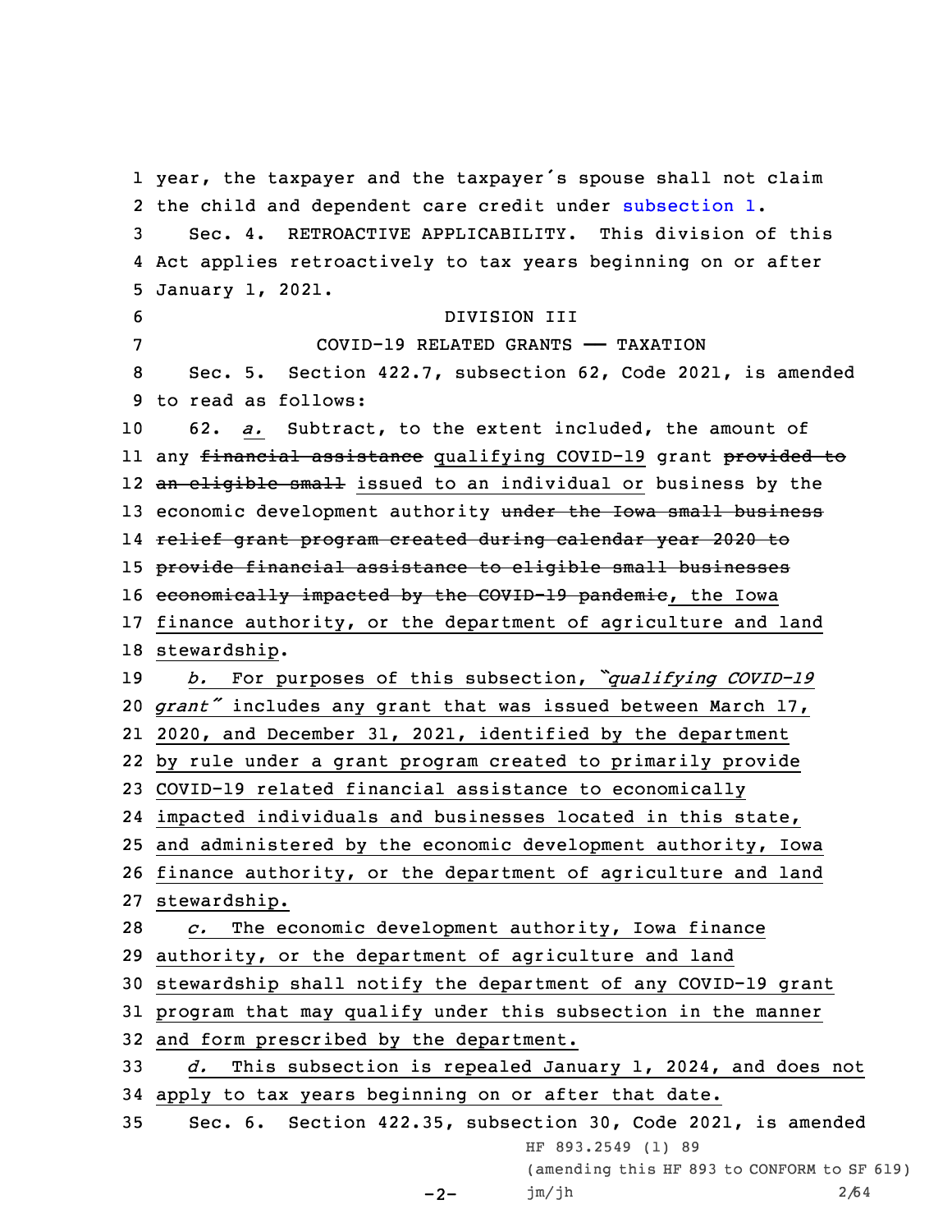year, the taxpayer and the taxpayer's spouse shall not claim the child and dependent care credit under subsection 1.

Sec. 4. RETROACTIVE APPLICABILITY. This division of this Act applies retroactively to tax years beginning on or after January 1, 2021.

DIVISION III

COVID-19 RELATED GRANTS —— TAXATION

Sec. 5. Section 422.7, subsection 62, Code 2021, is amended to read as follows:

62. *a.* Subtract, to the extent included, the amount of any ~~financial assistance~~ qualifying COVID-19 grant ~~provided to an eligible small~~ issued to an individual or business by the economic development authority ~~under the Iowa small business relief grant program created during calendar year 2020 to provide financial assistance to eligible small businesses economically impacted by the COVID-19 pandemic~~, the Iowa finance authority, or the department of agriculture and land stewardship.

*b.* For purposes of this subsection, *"qualifying COVID-19 grant"* includes any grant that was issued between March 17, 2020, and December 31, 2021, identified by the department by rule under a grant program created to primarily provide COVID-19 related financial assistance to economically impacted individuals and businesses located in this state, and administered by the economic development authority, Iowa finance authority, or the department of agriculture and land stewardship.

*c.* The economic development authority, Iowa finance authority, or the department of agriculture and land stewardship shall notify the department of any COVID-19 grant program that may qualify under this subsection in the manner and form prescribed by the department.

*d.* This subsection is repealed January 1, 2024, and does not apply to tax years beginning on or after that date.

Sec. 6. Section 422.35, subsection 30, Code 2021, is amended

HF 893.2549 (1) 89

(amending this HF 893 to CONFORM to SF 619)

jm/jh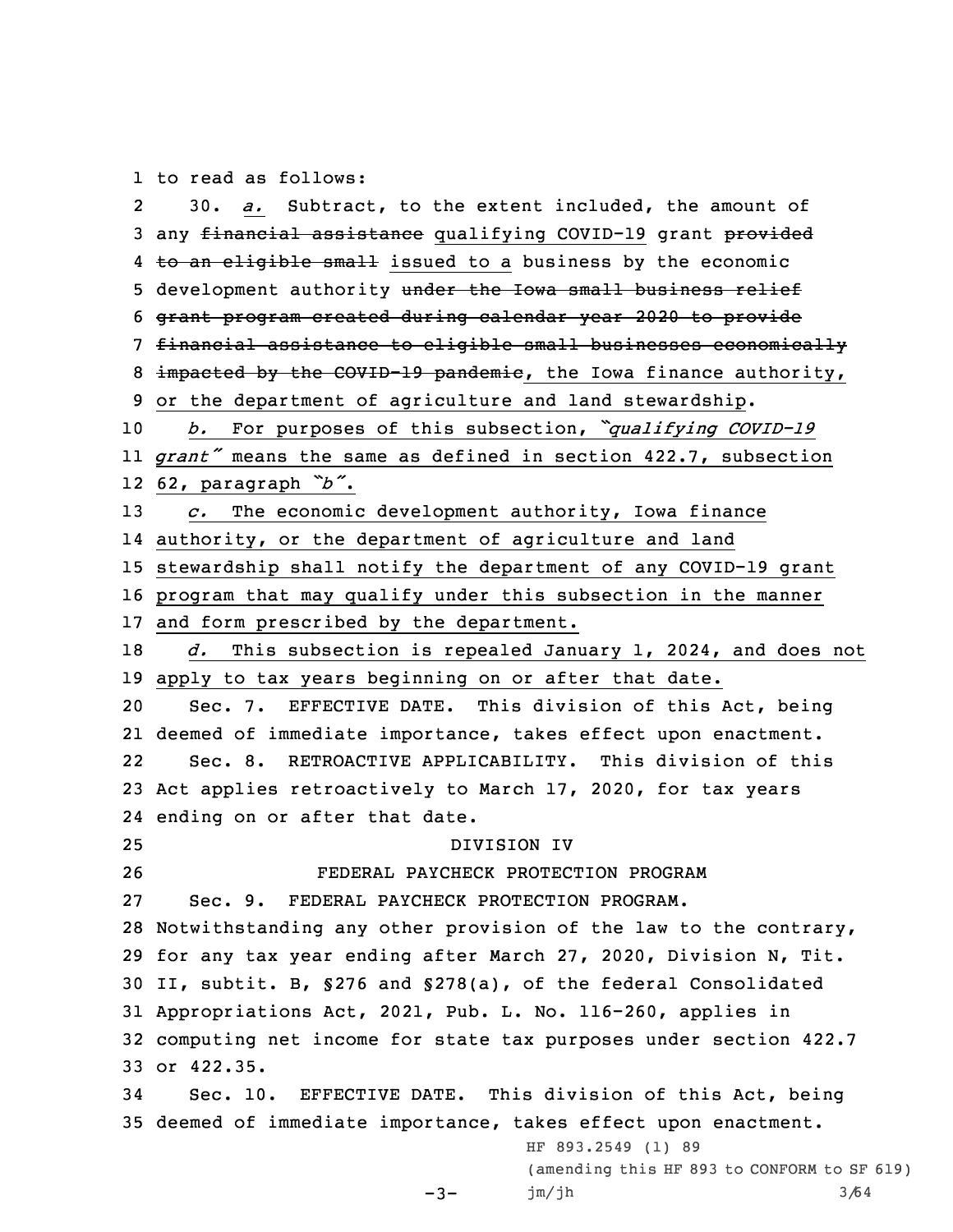to read as follows:

30. *a.* Subtract, to the extent included, the amount of any ~~financial assistance~~ qualifying COVID-19 grant ~~provided to an eligible small~~ issued to a business by the economic development authority ~~under the Iowa small business relief grant program created during calendar year 2020 to provide financial assistance to eligible small businesses economically impacted by the COVID-19 pandemic~~, the Iowa finance authority, or the department of agriculture and land stewardship.

*b.* For purposes of this subsection, *"qualifying COVID-19 grant"* means the same as defined in section 422.7, subsection 62, paragraph *"b"*.

*c.* The economic development authority, Iowa finance authority, or the department of agriculture and land stewardship shall notify the department of any COVID-19 grant program that may qualify under this subsection in the manner and form prescribed by the department.

*d.* This subsection is repealed January 1, 2024, and does not apply to tax years beginning on or after that date.

Sec. 7. EFFECTIVE DATE. This division of this Act, being deemed of immediate importance, takes effect upon enactment.

Sec. 8. RETROACTIVE APPLICABILITY. This division of this Act applies retroactively to March 17, 2020, for tax years ending on or after that date.

DIVISION IV

FEDERAL PAYCHECK PROTECTION PROGRAM

Sec. 9. FEDERAL PAYCHECK PROTECTION PROGRAM. Notwithstanding any other provision of the law to the contrary, for any tax year ending after March 27, 2020, Division N, Tit. II, subtit. B, §276 and §278(a), of the federal Consolidated Appropriations Act, 2021, Pub. L. No. 116-260, applies in computing net income for state tax purposes under section 422.7 or 422.35.

Sec. 10. EFFECTIVE DATE. This division of this Act, being deemed of immediate importance, takes effect upon enactment.

HF 893.2549 (1) 89
(amending this HF 893 to CONFORM to SF 619)
jm/jh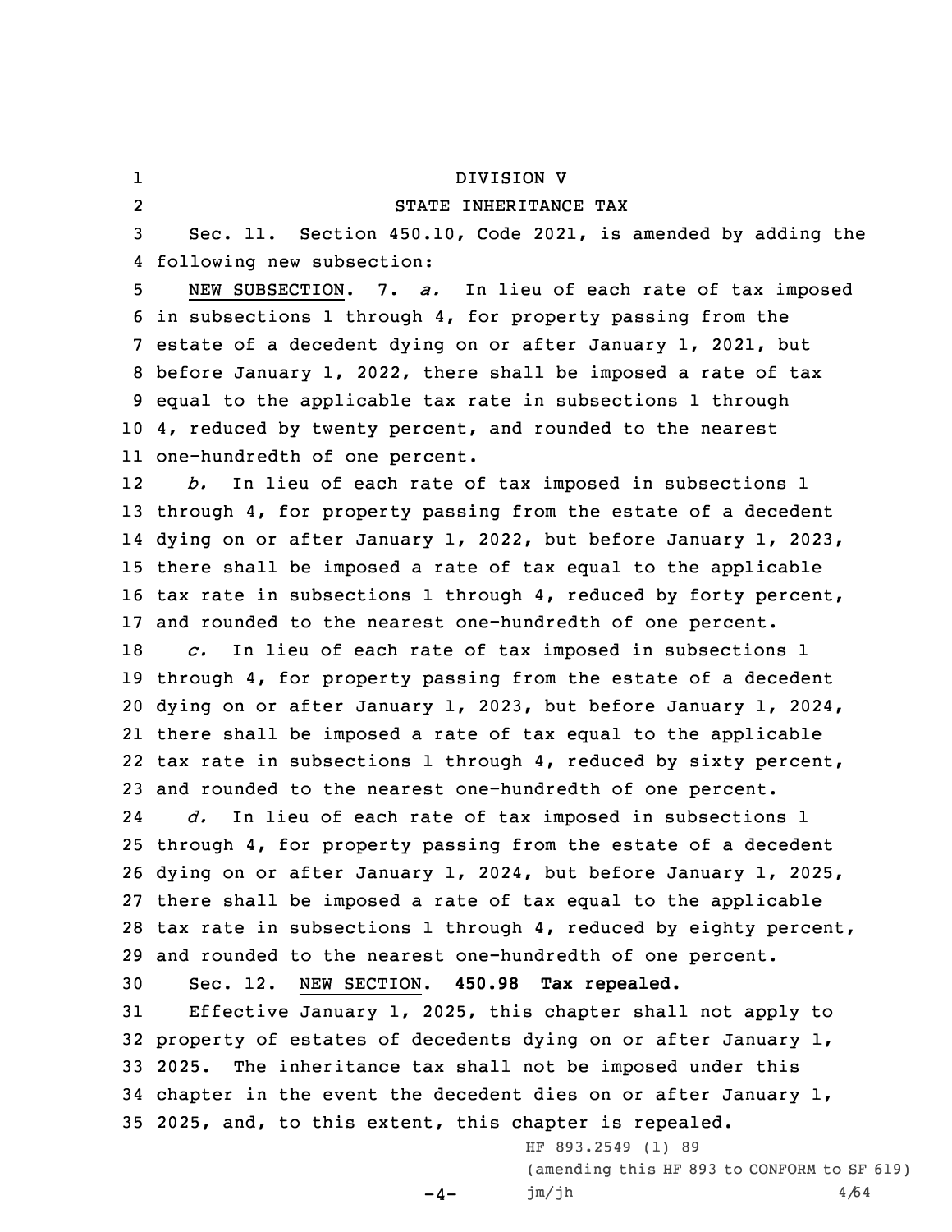DIVISION V

STATE INHERITANCE TAX

Sec. 11. Section 450.10, Code 2021, is amended by adding the following new subsection:

NEW SUBSECTION. 7. *a.* In lieu of each rate of tax imposed in subsections 1 through 4, for property passing from the estate of a decedent dying on or after January 1, 2021, but before January 1, 2022, there shall be imposed a rate of tax equal to the applicable tax rate in subsections 1 through 4, reduced by twenty percent, and rounded to the nearest one-hundredth of one percent.

*b.* In lieu of each rate of tax imposed in subsections 1 through 4, for property passing from the estate of a decedent dying on or after January 1, 2022, but before January 1, 2023, there shall be imposed a rate of tax equal to the applicable tax rate in subsections 1 through 4, reduced by forty percent, and rounded to the nearest one-hundredth of one percent.

*c.* In lieu of each rate of tax imposed in subsections 1 through 4, for property passing from the estate of a decedent dying on or after January 1, 2023, but before January 1, 2024, there shall be imposed a rate of tax equal to the applicable tax rate in subsections 1 through 4, reduced by sixty percent, and rounded to the nearest one-hundredth of one percent.

*d.* In lieu of each rate of tax imposed in subsections 1 through 4, for property passing from the estate of a decedent dying on or after January 1, 2024, but before January 1, 2025, there shall be imposed a rate of tax equal to the applicable tax rate in subsections 1 through 4, reduced by eighty percent, and rounded to the nearest one-hundredth of one percent.

Sec. 12. NEW SECTION. **450.98 Tax repealed.**

Effective January 1, 2025, this chapter shall not apply to property of estates of decedents dying on or after January 1, 2025. The inheritance tax shall not be imposed under this chapter in the event the decedent dies on or after January 1, 2025, and, to this extent, this chapter is repealed.

HF 893.2549 (1) 89
(amending this HF 893 to CONFORM to SF 619)
jm/jh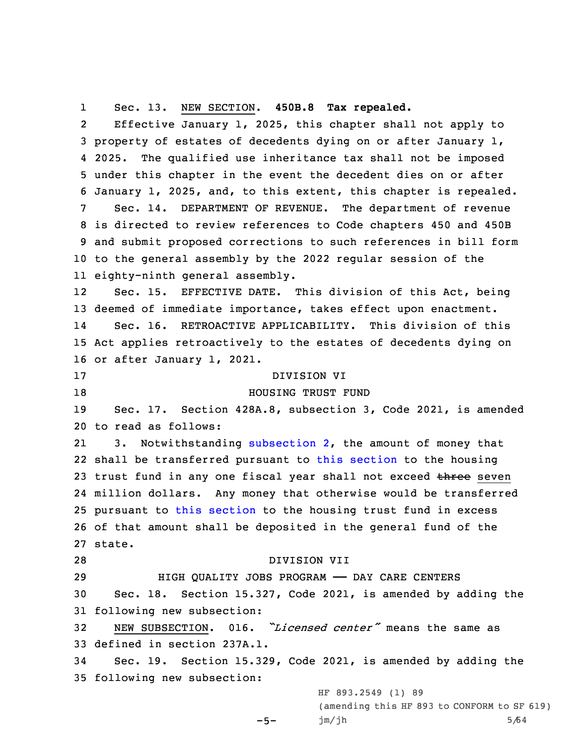Sec. 13. NEW SECTION. **450B.8 Tax repealed.**

Effective January 1, 2025, this chapter shall not apply to property of estates of decedents dying on or after January 1, 2025. The qualified use inheritance tax shall not be imposed under this chapter in the event the decedent dies on or after January 1, 2025, and, to this extent, this chapter is repealed.

Sec. 14. DEPARTMENT OF REVENUE. The department of revenue is directed to review references to Code chapters 450 and 450B and submit proposed corrections to such references in bill form to the general assembly by the 2022 regular session of the eighty-ninth general assembly.

Sec. 15. EFFECTIVE DATE. This division of this Act, being deemed of immediate importance, takes effect upon enactment.

Sec. 16. RETROACTIVE APPLICABILITY. This division of this Act applies retroactively to the estates of decedents dying on or after January 1, 2021.

DIVISION VI

HOUSING TRUST FUND

Sec. 17. Section 428A.8, subsection 3, Code 2021, is amended to read as follows:

3. Notwithstanding subsection 2, the amount of money that shall be transferred pursuant to this section to the housing trust fund in any one fiscal year shall not exceed ~~three~~ seven million dollars. Any money that otherwise would be transferred pursuant to this section to the housing trust fund in excess of that amount shall be deposited in the general fund of the state.

DIVISION VII

HIGH QUALITY JOBS PROGRAM —— DAY CARE CENTERS

Sec. 18. Section 15.327, Code 2021, is amended by adding the following new subsection:

NEW SUBSECTION. 016. *"Licensed center"* means the same as defined in section 237A.1.

Sec. 19. Section 15.329, Code 2021, is amended by adding the following new subsection:

HF 893.2549 (1) 89
(amending this HF 893 to CONFORM to SF 619)
jm/jh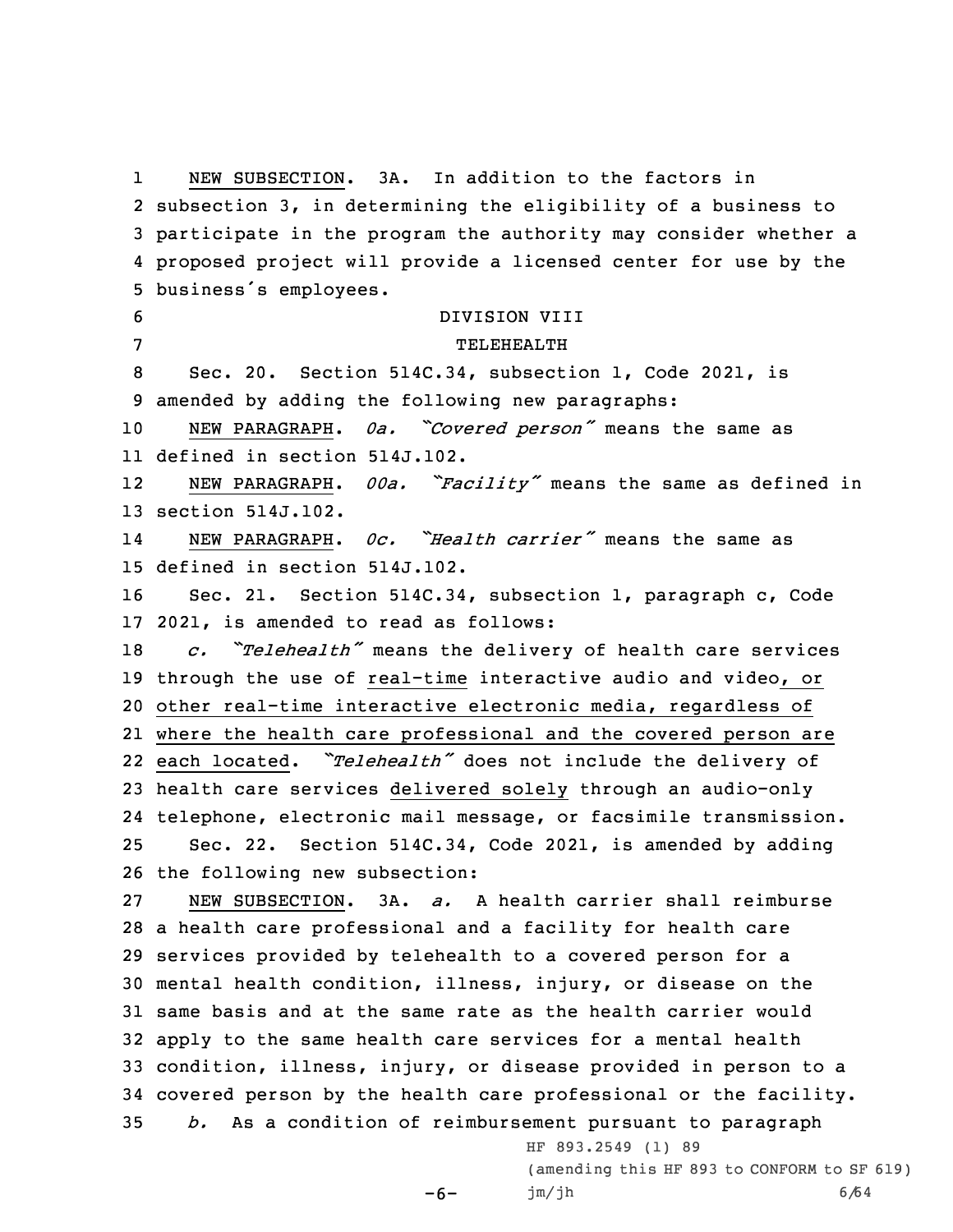NEW SUBSECTION. 3A. In addition to the factors in subsection 3, in determining the eligibility of a business to participate in the program the authority may consider whether a proposed project will provide a licensed center for use by the business's employees.

DIVISION VIII

TELEHEALTH

Sec. 20. Section 514C.34, subsection 1, Code 2021, is amended by adding the following new paragraphs:

NEW PARAGRAPH. *0a. "Covered person"* means the same as defined in section 514J.102.

NEW PARAGRAPH. *00a. "Facility"* means the same as defined in section 514J.102.

NEW PARAGRAPH. *0c. "Health carrier"* means the same as defined in section 514J.102.

Sec. 21. Section 514C.34, subsection 1, paragraph c, Code 2021, is amended to read as follows:

*c. "Telehealth"* means the delivery of health care services through the use of real-time interactive audio and video, or other real-time interactive electronic media, regardless of where the health care professional and the covered person are each located. *"Telehealth"* does not include the delivery of health care services delivered solely through an audio-only telephone, electronic mail message, or facsimile transmission.

Sec. 22. Section 514C.34, Code 2021, is amended by adding the following new subsection:

NEW SUBSECTION. 3A. *a.* A health carrier shall reimburse a health care professional and a facility for health care services provided by telehealth to a covered person for a mental health condition, illness, injury, or disease on the same basis and at the same rate as the health carrier would apply to the same health care services for a mental health condition, illness, injury, or disease provided in person to a covered person by the health care professional or the facility.

*b.* As a condition of reimbursement pursuant to paragraph

HF 893.2549 (1) 89
(amending this HF 893 to CONFORM to SF 619)
jm/jh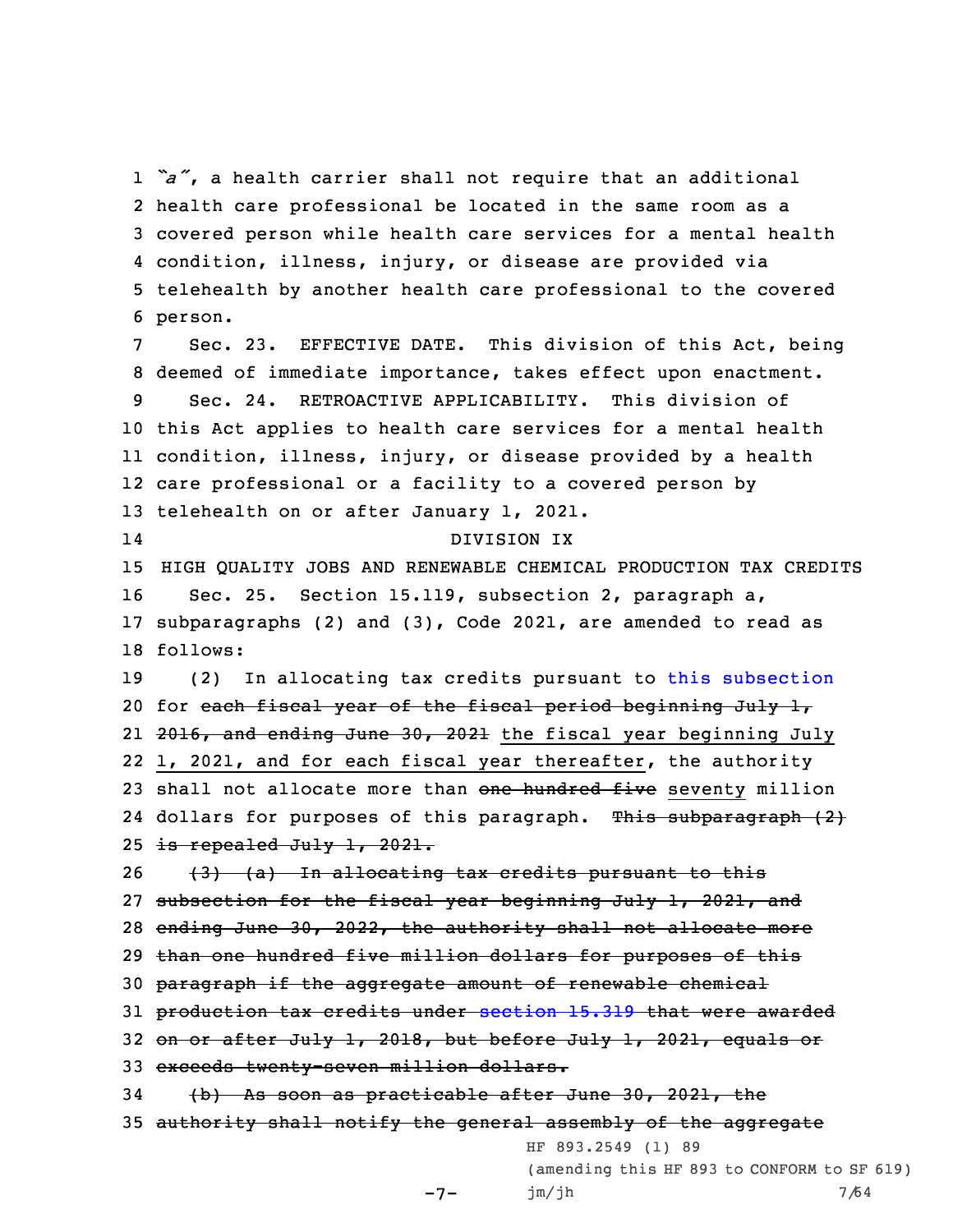*"a"*, a health carrier shall not require that an additional health care professional be located in the same room as a covered person while health care services for a mental health condition, illness, injury, or disease are provided via telehealth by another health care professional to the covered person.

Sec. 23. EFFECTIVE DATE. This division of this Act, being deemed of immediate importance, takes effect upon enactment.

Sec. 24. RETROACTIVE APPLICABILITY. This division of this Act applies to health care services for a mental health condition, illness, injury, or disease provided by a health care professional or a facility to a covered person by telehealth on or after January 1, 2021.

DIVISION IX

HIGH QUALITY JOBS AND RENEWABLE CHEMICAL PRODUCTION TAX CREDITS

Sec. 25. Section 15.119, subsection 2, paragraph a, subparagraphs (2) and (3), Code 2021, are amended to read as follows:

(2) In allocating tax credits pursuant to this subsection for ~~each fiscal year of the fiscal period beginning July 1, 2016, and ending June 30, 2021~~ the fiscal year beginning July 1, 2021, and for each fiscal year thereafter, the authority shall not allocate more than ~~one hundred five~~ seventy million dollars for purposes of this paragraph. ~~This subparagraph (2) is repealed July 1, 2021.~~

~~(3) (a) In allocating tax credits pursuant to this subsection for the fiscal year beginning July 1, 2021, and ending June 30, 2022, the authority shall not allocate more than one hundred five million dollars for purposes of this paragraph if the aggregate amount of renewable chemical production tax credits under section 15.319 that were awarded on or after July 1, 2018, but before July 1, 2021, equals or exceeds twenty-seven million dollars.~~

~~(b) As soon as practicable after June 30, 2021, the authority shall notify the general assembly of the aggregate~~

HF 893.2549 (1) 89

(amending this HF 893 to CONFORM to SF 619)

jm/jh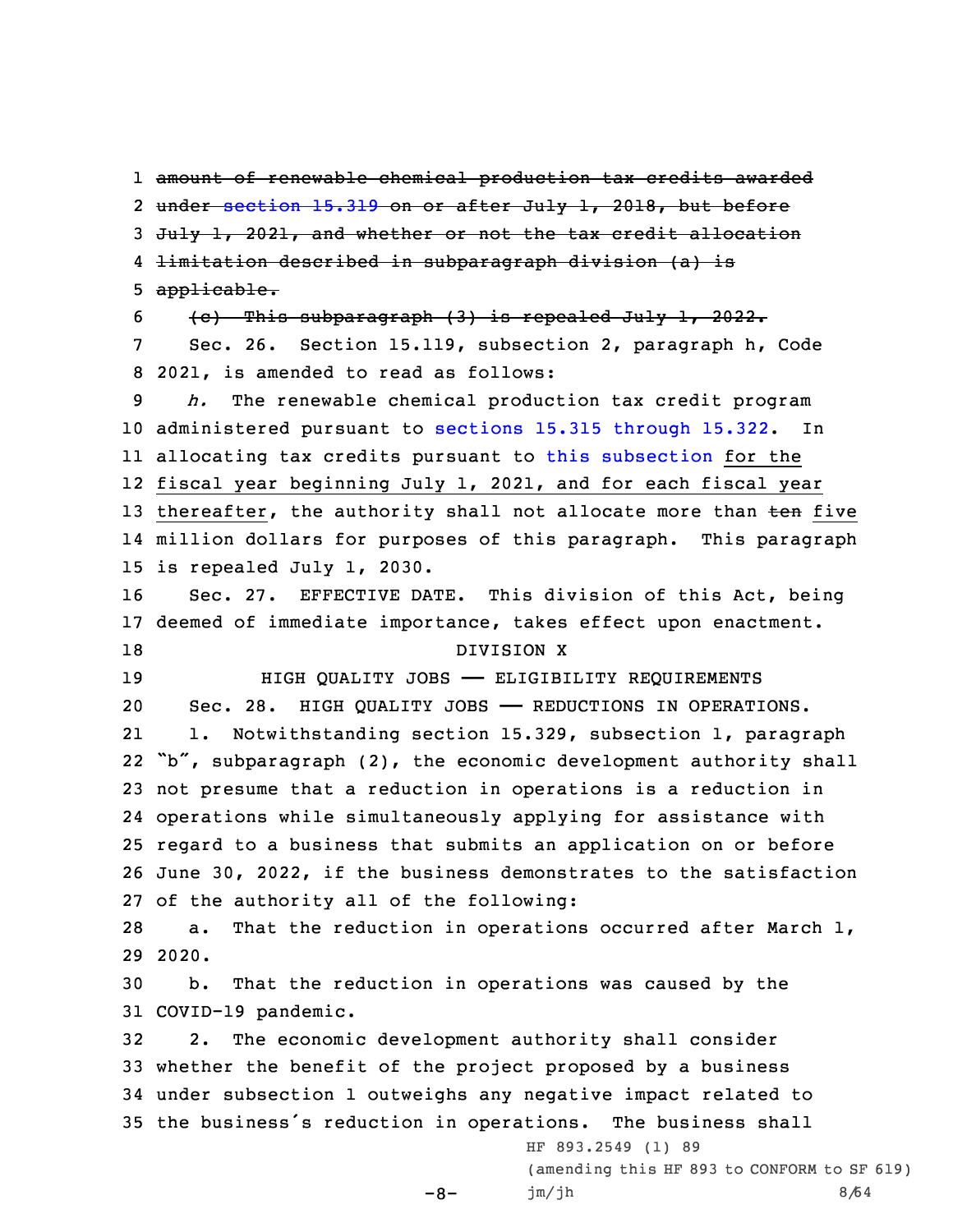~~amount of renewable chemical production tax credits awarded under section 15.319 on or after July 1, 2018, but before July 1, 2021, and whether or not the tax credit allocation limitation described in subparagraph division (a) is applicable.~~

~~(c) This subparagraph (3) is repealed July 1, 2022.~~

Sec. 26. Section 15.119, subsection 2, paragraph h, Code 2021, is amended to read as follows:

*h.* The renewable chemical production tax credit program administered pursuant to sections 15.315 through 15.322. In allocating tax credits pursuant to this subsection for the fiscal year beginning July 1, 2021, and for each fiscal year thereafter, the authority shall not allocate more than ~~ten~~ five million dollars for purposes of this paragraph. This paragraph is repealed July 1, 2030.

Sec. 27. EFFECTIVE DATE. This division of this Act, being deemed of immediate importance, takes effect upon enactment.

DIVISION X

HIGH QUALITY JOBS —— ELIGIBILITY REQUIREMENTS

Sec. 28. HIGH QUALITY JOBS —— REDUCTIONS IN OPERATIONS.

1. Notwithstanding section 15.329, subsection 1, paragraph "b", subparagraph (2), the economic development authority shall not presume that a reduction in operations is a reduction in operations while simultaneously applying for assistance with regard to a business that submits an application on or before June 30, 2022, if the business demonstrates to the satisfaction of the authority all of the following:

a. That the reduction in operations occurred after March 1, 2020.

b. That the reduction in operations was caused by the COVID-19 pandemic.

2. The economic development authority shall consider whether the benefit of the project proposed by a business under subsection 1 outweighs any negative impact related to the business's reduction in operations. The business shall

HF 893.2549 (1) 89

(amending this HF 893 to CONFORM to SF 619)

jm/jh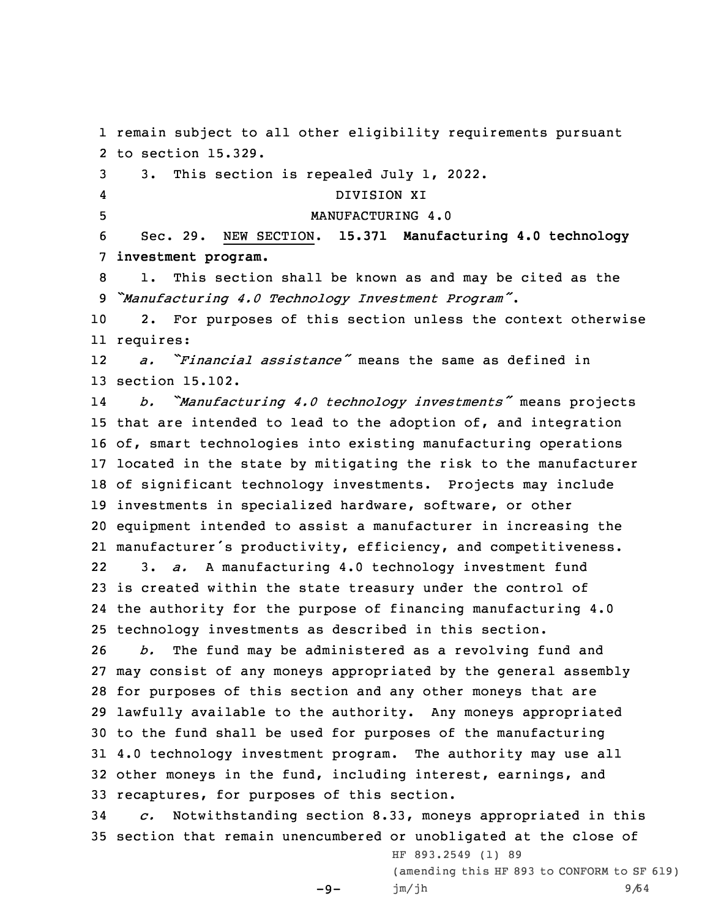remain subject to all other eligibility requirements pursuant to section 15.329.

3. This section is repealed July 1, 2022.

DIVISION XI

MANUFACTURING 4.0

Sec. 29. NEW SECTION. **15.371 Manufacturing 4.0 technology investment program.**

1. This section shall be known as and may be cited as the *"Manufacturing 4.0 Technology Investment Program"*.

2. For purposes of this section unless the context otherwise requires:

*a. "Financial assistance"* means the same as defined in section 15.102.

*b. "Manufacturing 4.0 technology investments"* means projects that are intended to lead to the adoption of, and integration of, smart technologies into existing manufacturing operations located in the state by mitigating the risk to the manufacturer of significant technology investments. Projects may include investments in specialized hardware, software, or other equipment intended to assist a manufacturer in increasing the manufacturer's productivity, efficiency, and competitiveness.

3. *a.* A manufacturing 4.0 technology investment fund is created within the state treasury under the control of the authority for the purpose of financing manufacturing 4.0 technology investments as described in this section.

*b.* The fund may be administered as a revolving fund and may consist of any moneys appropriated by the general assembly for purposes of this section and any other moneys that are lawfully available to the authority. Any moneys appropriated to the fund shall be used for purposes of the manufacturing 4.0 technology investment program. The authority may use all other moneys in the fund, including interest, earnings, and recaptures, for purposes of this section.

*c.* Notwithstanding section 8.33, moneys appropriated in this section that remain unencumbered or unobligated at the close of

HF 893.2549 (1) 89

(amending this HF 893 to CONFORM to SF 619)

jm/jh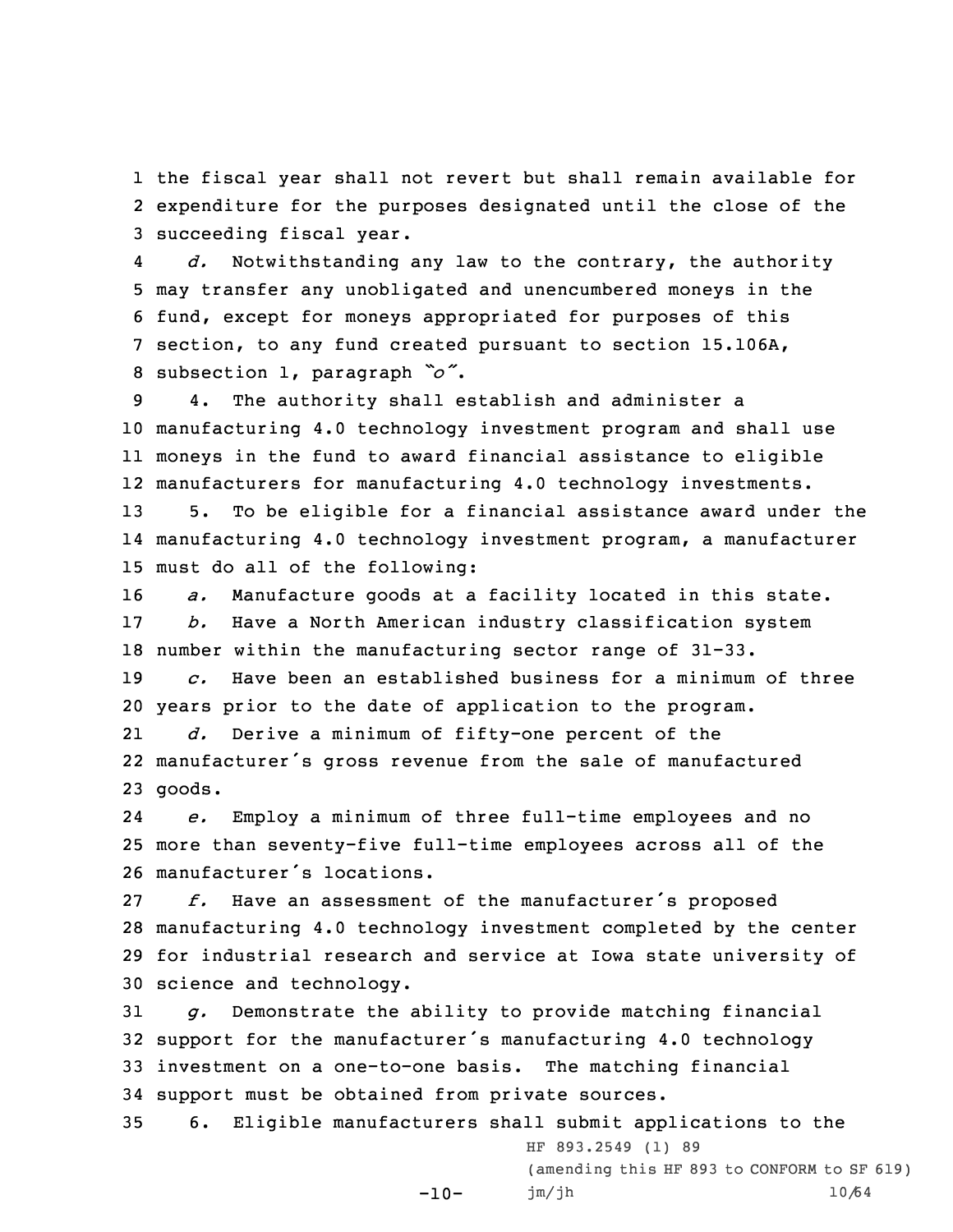the fiscal year shall not revert but shall remain available for expenditure for the purposes designated until the close of the succeeding fiscal year.

*d.* Notwithstanding any law to the contrary, the authority may transfer any unobligated and unencumbered moneys in the fund, except for moneys appropriated for purposes of this section, to any fund created pursuant to section 15.106A, subsection 1, paragraph *"o"*.

4. The authority shall establish and administer a manufacturing 4.0 technology investment program and shall use moneys in the fund to award financial assistance to eligible manufacturers for manufacturing 4.0 technology investments.

5. To be eligible for a financial assistance award under the manufacturing 4.0 technology investment program, a manufacturer must do all of the following:

*a.* Manufacture goods at a facility located in this state.

*b.* Have a North American industry classification system number within the manufacturing sector range of 31-33.

*c.* Have been an established business for a minimum of three years prior to the date of application to the program.

*d.* Derive a minimum of fifty-one percent of the manufacturer's gross revenue from the sale of manufactured goods.

*e.* Employ a minimum of three full-time employees and no more than seventy-five full-time employees across all of the manufacturer's locations.

*f.* Have an assessment of the manufacturer's proposed manufacturing 4.0 technology investment completed by the center for industrial research and service at Iowa state university of science and technology.

*g.* Demonstrate the ability to provide matching financial support for the manufacturer's manufacturing 4.0 technology investment on a one-to-one basis. The matching financial support must be obtained from private sources.

6. Eligible manufacturers shall submit applications to the

HF 893.2549 (1) 89
(amending this HF 893 to CONFORM to SF 619)
jm/jh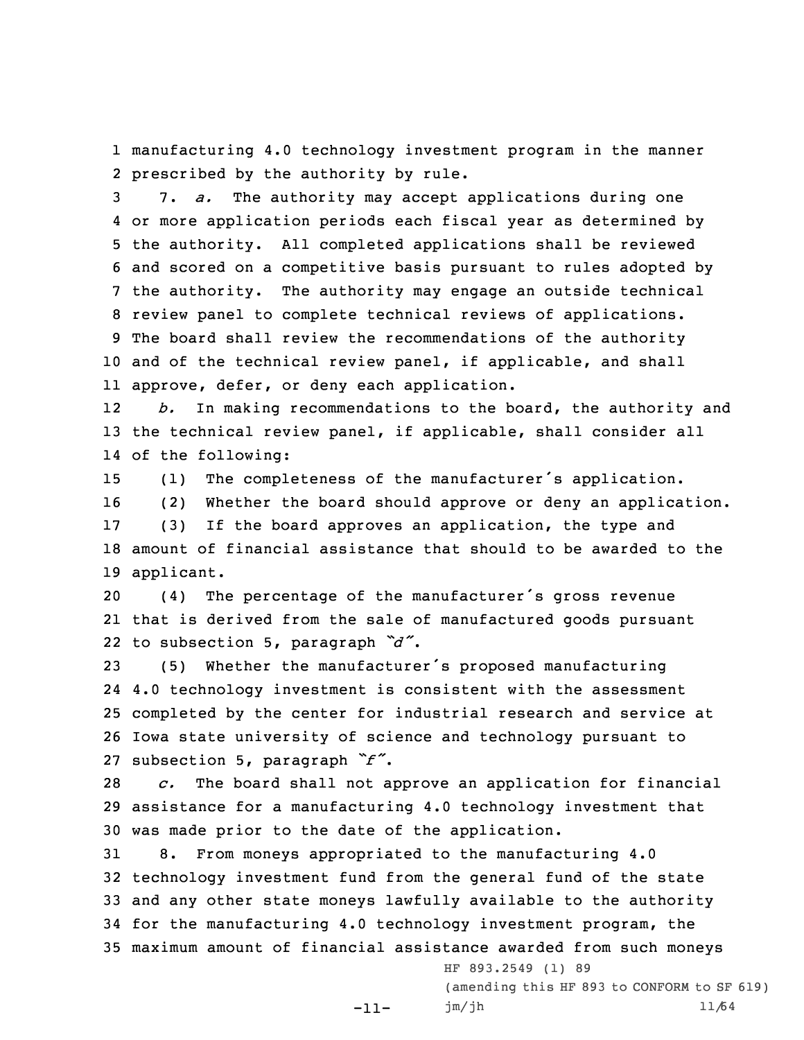manufacturing 4.0 technology investment program in the manner prescribed by the authority by rule.

7. *a.* The authority may accept applications during one or more application periods each fiscal year as determined by the authority. All completed applications shall be reviewed and scored on a competitive basis pursuant to rules adopted by the authority. The authority may engage an outside technical review panel to complete technical reviews of applications. The board shall review the recommendations of the authority and of the technical review panel, if applicable, and shall approve, defer, or deny each application.

*b.* In making recommendations to the board, the authority and the technical review panel, if applicable, shall consider all of the following:

(1) The completeness of the manufacturer's application.

(2) Whether the board should approve or deny an application.

(3) If the board approves an application, the type and amount of financial assistance that should to be awarded to the applicant.

(4) The percentage of the manufacturer's gross revenue that is derived from the sale of manufactured goods pursuant to subsection 5, paragraph *"d"*.

(5) Whether the manufacturer's proposed manufacturing 4.0 technology investment is consistent with the assessment completed by the center for industrial research and service at Iowa state university of science and technology pursuant to subsection 5, paragraph *"f"*.

*c.* The board shall not approve an application for financial assistance for a manufacturing 4.0 technology investment that was made prior to the date of the application.

8. From moneys appropriated to the manufacturing 4.0 technology investment fund from the general fund of the state and any other state moneys lawfully available to the authority for the manufacturing 4.0 technology investment program, the maximum amount of financial assistance awarded from such moneys

HF 893.2549 (1) 89

(amending this HF 893 to CONFORM to SF 619)

jm/jh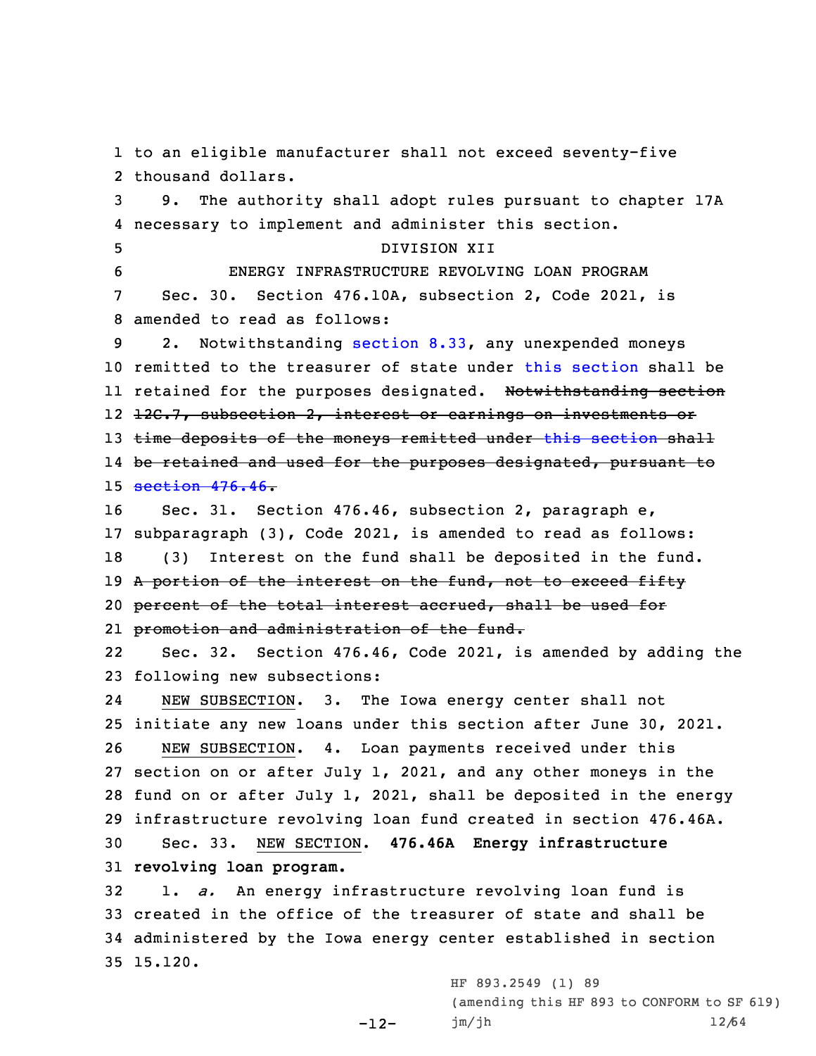to an eligible manufacturer shall not exceed seventy-five thousand dollars.

9. The authority shall adopt rules pursuant to chapter 17A necessary to implement and administer this section.

DIVISION XII

ENERGY INFRASTRUCTURE REVOLVING LOAN PROGRAM

Sec. 30. Section 476.10A, subsection 2, Code 2021, is amended to read as follows:

2. Notwithstanding section 8.33, any unexpended moneys remitted to the treasurer of state under this section shall be retained for the purposes designated. ~~Notwithstanding section 12C.7, subsection 2, interest or earnings on investments or time deposits of the moneys remitted under this section shall be retained and used for the purposes designated, pursuant to section 476.46.~~

Sec. 31. Section 476.46, subsection 2, paragraph e, subparagraph (3), Code 2021, is amended to read as follows:

(3) Interest on the fund shall be deposited in the fund. ~~A portion of the interest on the fund, not to exceed fifty percent of the total interest accrued, shall be used for promotion and administration of the fund.~~

Sec. 32. Section 476.46, Code 2021, is amended by adding the following new subsections:

NEW SUBSECTION. 3. The Iowa energy center shall not initiate any new loans under this section after June 30, 2021.

NEW SUBSECTION. 4. Loan payments received under this section on or after July 1, 2021, and any other moneys in the fund on or after July 1, 2021, shall be deposited in the energy infrastructure revolving loan fund created in section 476.46A.

Sec. 33. NEW SECTION. **476.46A Energy infrastructure revolving loan program.**

1. *a.* An energy infrastructure revolving loan fund is created in the office of the treasurer of state and shall be administered by the Iowa energy center established in section 15.120.

HF 893.2549 (1) 89
(amending this HF 893 to CONFORM to SF 619)
jm/jh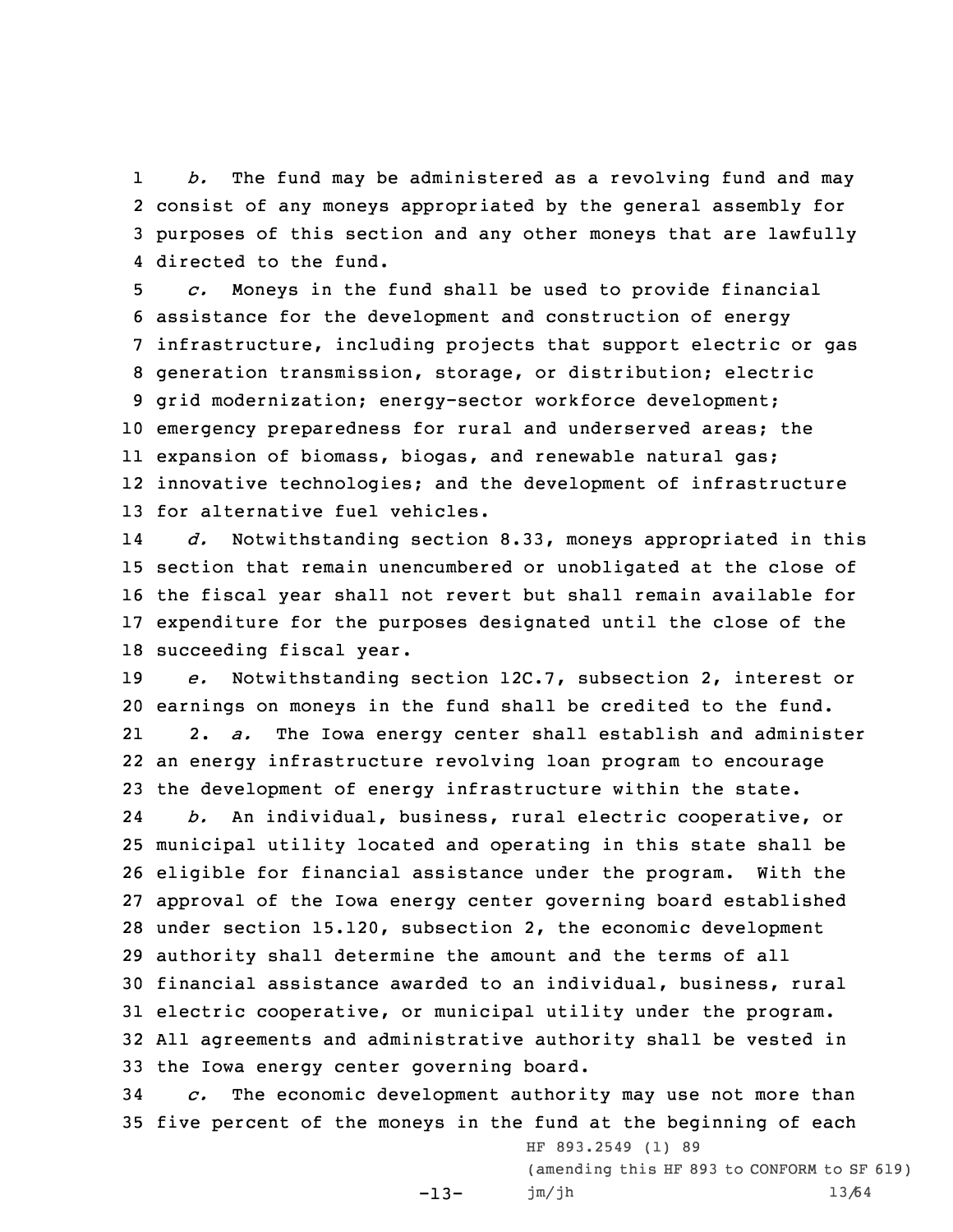*b.* The fund may be administered as a revolving fund and may consist of any moneys appropriated by the general assembly for purposes of this section and any other moneys that are lawfully directed to the fund.

*c.* Moneys in the fund shall be used to provide financial assistance for the development and construction of energy infrastructure, including projects that support electric or gas generation transmission, storage, or distribution; electric grid modernization; energy-sector workforce development; emergency preparedness for rural and underserved areas; the expansion of biomass, biogas, and renewable natural gas; innovative technologies; and the development of infrastructure for alternative fuel vehicles.

*d.* Notwithstanding section 8.33, moneys appropriated in this section that remain unencumbered or unobligated at the close of the fiscal year shall not revert but shall remain available for expenditure for the purposes designated until the close of the succeeding fiscal year.

*e.* Notwithstanding section 12C.7, subsection 2, interest or earnings on moneys in the fund shall be credited to the fund.

2. *a.* The Iowa energy center shall establish and administer an energy infrastructure revolving loan program to encourage the development of energy infrastructure within the state.

*b.* An individual, business, rural electric cooperative, or municipal utility located and operating in this state shall be eligible for financial assistance under the program. With the approval of the Iowa energy center governing board established under section 15.120, subsection 2, the economic development authority shall determine the amount and the terms of all financial assistance awarded to an individual, business, rural electric cooperative, or municipal utility under the program. All agreements and administrative authority shall be vested in the Iowa energy center governing board.

*c.* The economic development authority may use not more than five percent of the moneys in the fund at the beginning of each

HF 893.2549 (1) 89
(amending this HF 893 to CONFORM to SF 619)
jm/jh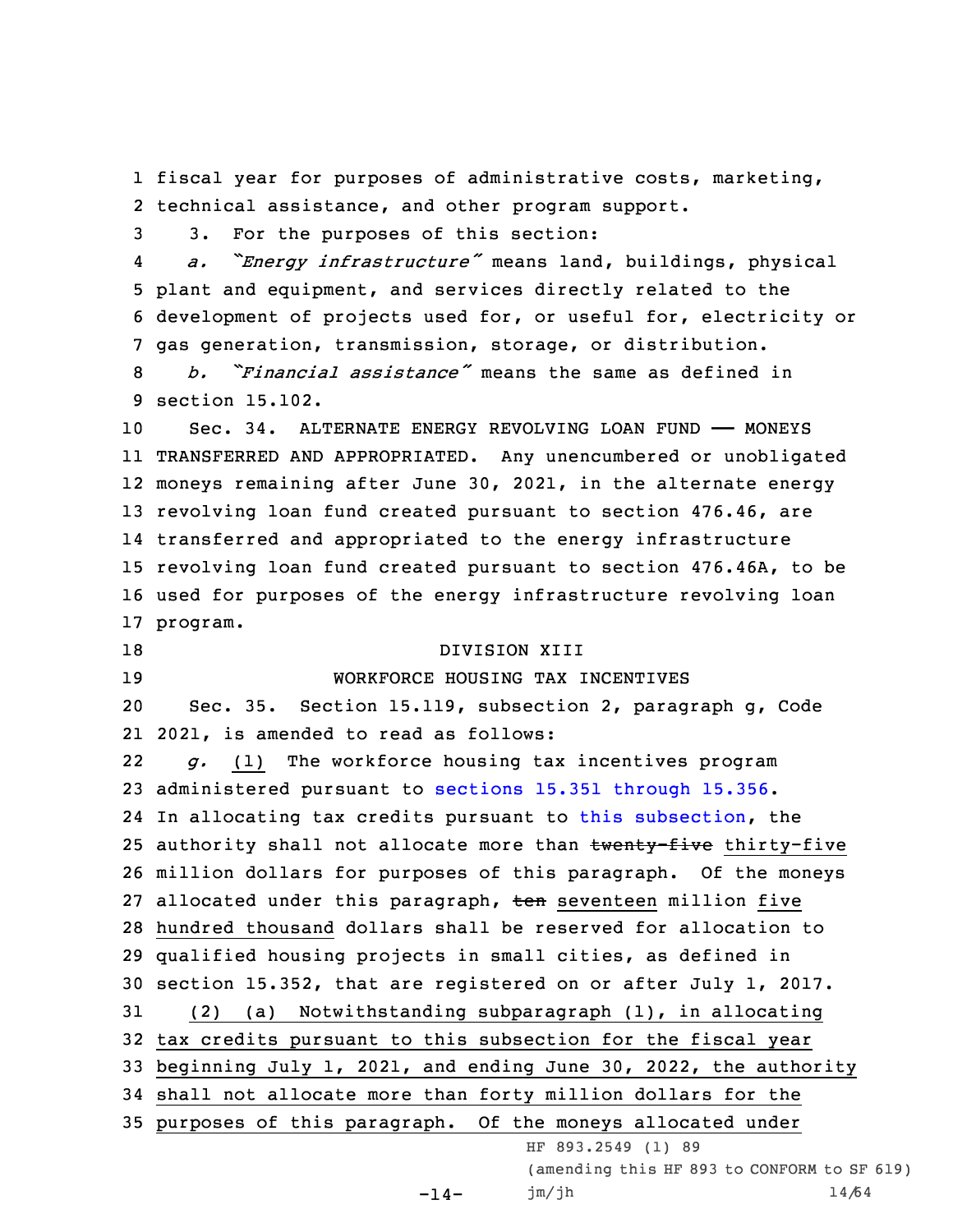fiscal year for purposes of administrative costs, marketing, technical assistance, and other program support.

3. For the purposes of this section:

*a. "Energy infrastructure"* means land, buildings, physical plant and equipment, and services directly related to the development of projects used for, or useful for, electricity or gas generation, transmission, storage, or distribution.

*b. "Financial assistance"* means the same as defined in section 15.102.

Sec. 34. ALTERNATE ENERGY REVOLVING LOAN FUND —— MONEYS TRANSFERRED AND APPROPRIATED. Any unencumbered or unobligated moneys remaining after June 30, 2021, in the alternate energy revolving loan fund created pursuant to section 476.46, are transferred and appropriated to the energy infrastructure revolving loan fund created pursuant to section 476.46A, to be used for purposes of the energy infrastructure revolving loan program.

DIVISION XIII

WORKFORCE HOUSING TAX INCENTIVES

Sec. 35. Section 15.119, subsection 2, paragraph g, Code 2021, is amended to read as follows:

*g.* (1) The workforce housing tax incentives program administered pursuant to sections 15.351 through 15.356. In allocating tax credits pursuant to this subsection, the authority shall not allocate more than ~~twenty-five~~ thirty-five million dollars for purposes of this paragraph. Of the moneys allocated under this paragraph, ~~ten~~ seventeen million five hundred thousand dollars shall be reserved for allocation to qualified housing projects in small cities, as defined in section 15.352, that are registered on or after July 1, 2017.

(2) (a) Notwithstanding subparagraph (1), in allocating tax credits pursuant to this subsection for the fiscal year beginning July 1, 2021, and ending June 30, 2022, the authority shall not allocate more than forty million dollars for the purposes of this paragraph. Of the moneys allocated under

HF 893.2549 (1) 89
(amending this HF 893 to CONFORM to SF 619)
jm/jh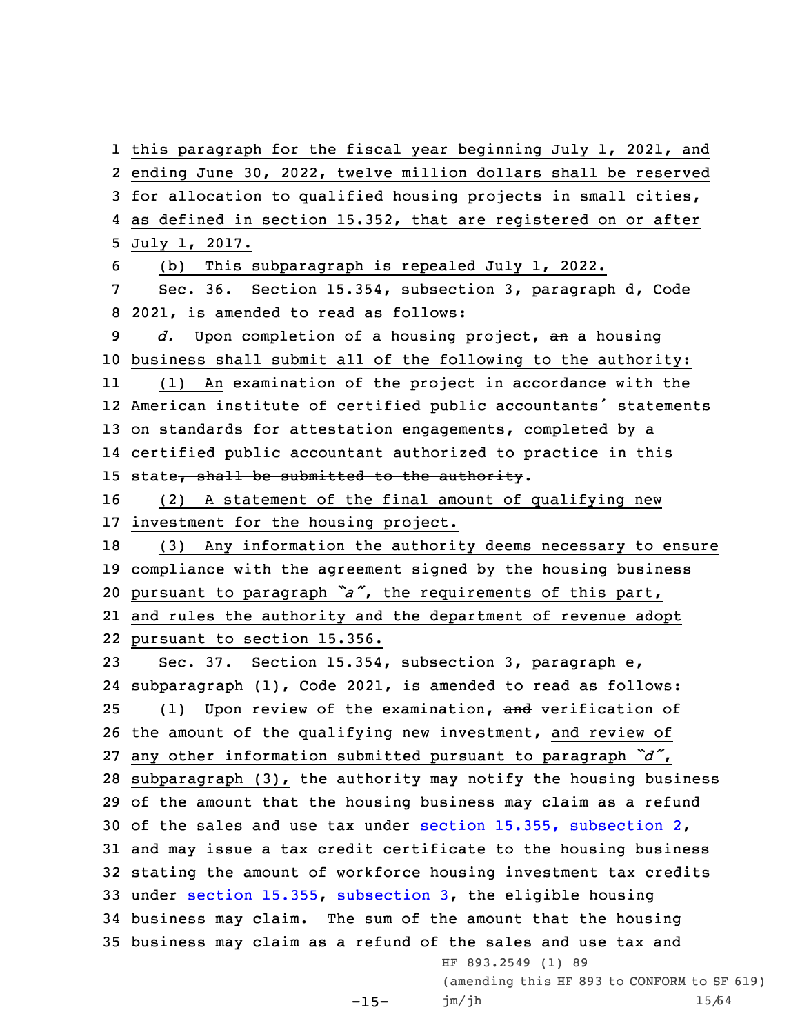this paragraph for the fiscal year beginning July 1, 2021, and ending June 30, 2022, twelve million dollars shall be reserved for allocation to qualified housing projects in small cities, as defined in section 15.352, that are registered on or after July 1, 2017.

(b) This subparagraph is repealed July 1, 2022.

Sec. 36. Section 15.354, subsection 3, paragraph d, Code 2021, is amended to read as follows:

*d.* Upon completion of a housing project, ~~an~~ a housing business shall submit all of the following to the authority:

(1) An examination of the project in accordance with the American institute of certified public accountants' statements on standards for attestation engagements, completed by a certified public accountant authorized to practice in this state~~, shall be submitted to the authority~~.

(2) A statement of the final amount of qualifying new investment for the housing project.

(3) Any information the authority deems necessary to ensure compliance with the agreement signed by the housing business pursuant to paragraph *"a"*, the requirements of this part, and rules the authority and the department of revenue adopt pursuant to section 15.356.

Sec. 37. Section 15.354, subsection 3, paragraph e, subparagraph (1), Code 2021, is amended to read as follows:

(1) Upon review of the examination, ~~and~~ verification of the amount of the qualifying new investment, and review of any other information submitted pursuant to paragraph *"d"*, subparagraph (3), the authority may notify the housing business of the amount that the housing business may claim as a refund of the sales and use tax under section 15.355, subsection 2, and may issue a tax credit certificate to the housing business stating the amount of workforce housing investment tax credits under section 15.355, subsection 3, the eligible housing business may claim. The sum of the amount that the housing business may claim as a refund of the sales and use tax and

HF 893.2549 (1) 89

(amending this HF 893 to CONFORM to SF 619)

jm/jh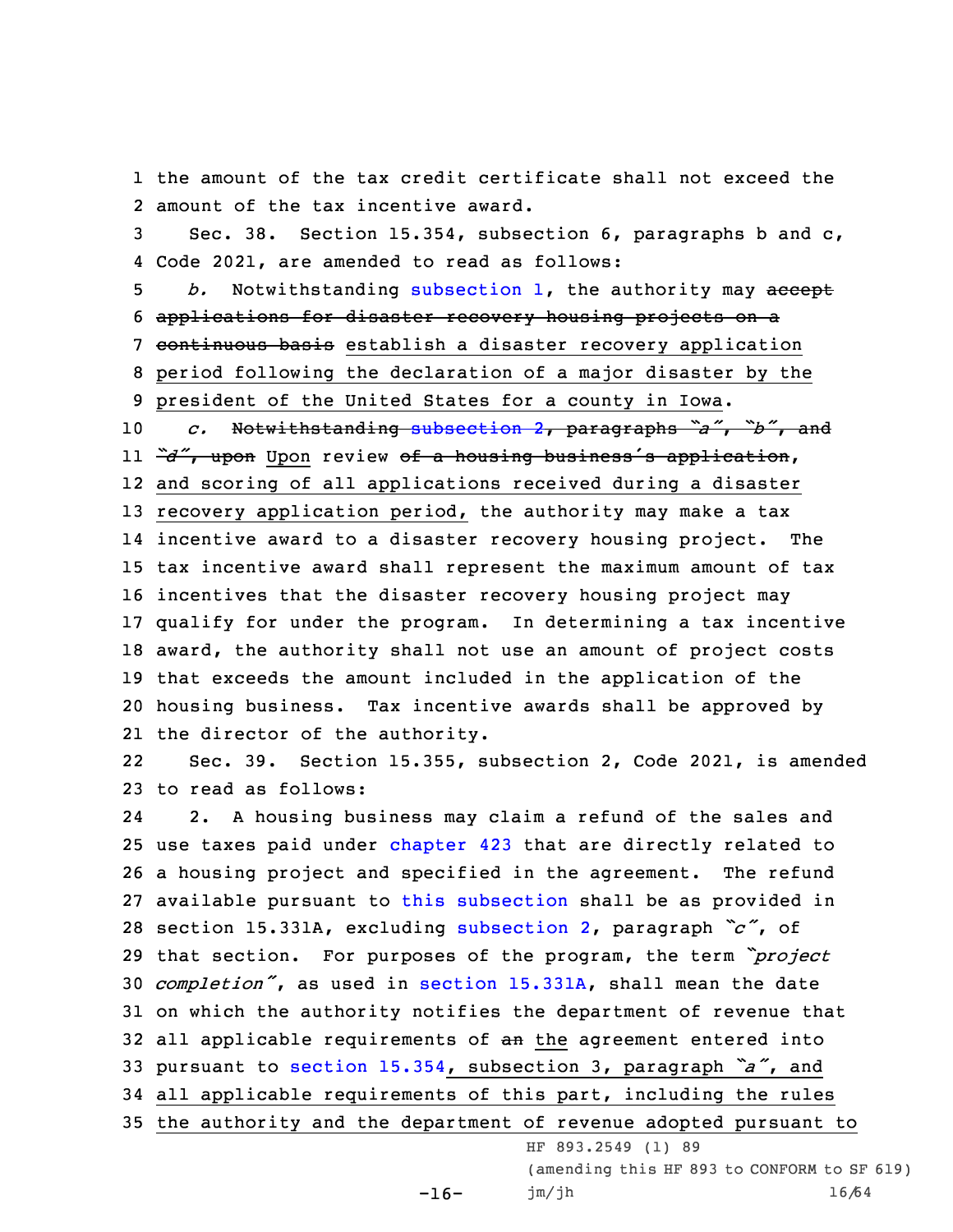the amount of the tax credit certificate shall not exceed the amount of the tax incentive award.

Sec. 38. Section 15.354, subsection 6, paragraphs b and c, Code 2021, are amended to read as follows:

*b.* Notwithstanding subsection 1, the authority may ~~accept applications for disaster recovery housing projects on a continuous basis~~ establish a disaster recovery application period following the declaration of a major disaster by the president of the United States for a county in Iowa.

*c.* ~~Notwithstanding subsection 2, paragraphs "a", "b", and "d", upon~~ Upon review ~~of a housing business's application~~, and scoring of all applications received during a disaster recovery application period, the authority may make a tax incentive award to a disaster recovery housing project. The tax incentive award shall represent the maximum amount of tax incentives that the disaster recovery housing project may qualify for under the program. In determining a tax incentive award, the authority shall not use an amount of project costs that exceeds the amount included in the application of the housing business. Tax incentive awards shall be approved by the director of the authority.

Sec. 39. Section 15.355, subsection 2, Code 2021, is amended to read as follows:

2. A housing business may claim a refund of the sales and use taxes paid under chapter 423 that are directly related to a housing project and specified in the agreement. The refund available pursuant to this subsection shall be as provided in section 15.331A, excluding subsection 2, paragraph *"c"*, of that section. For purposes of the program, the term *"project completion"*, as used in section 15.331A, shall mean the date on which the authority notifies the department of revenue that all applicable requirements of ~~an~~ the agreement entered into pursuant to section 15.354, subsection 3, paragraph *"a"*, and all applicable requirements of this part, including the rules the authority and the department of revenue adopted pursuant to

HF 893.2549 (1) 89
(amending this HF 893 to CONFORM to SF 619)
jm/jh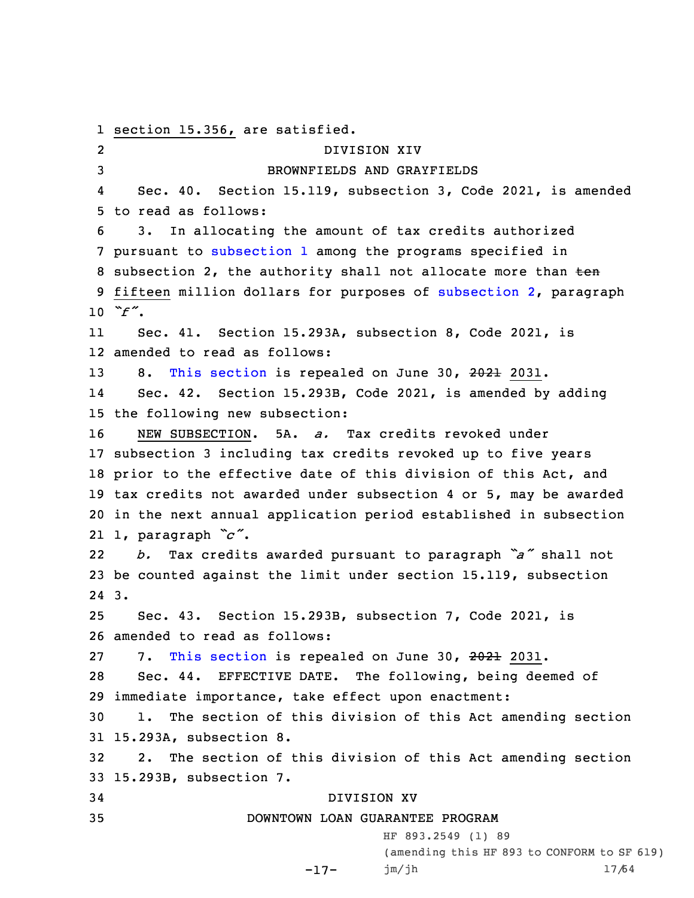section 15.356, are satisfied.

DIVISION XIV

BROWNFIELDS AND GRAYFIELDS

Sec. 40. Section 15.119, subsection 3, Code 2021, is amended to read as follows:

3. In allocating the amount of tax credits authorized pursuant to subsection 1 among the programs specified in subsection 2, the authority shall not allocate more than ~~ten~~ fifteen million dollars for purposes of subsection 2, paragraph *"f"*.

Sec. 41. Section 15.293A, subsection 8, Code 2021, is amended to read as follows:

8. This section is repealed on June 30, ~~2021~~ 2031.

Sec. 42. Section 15.293B, Code 2021, is amended by adding the following new subsection:

NEW SUBSECTION. 5A. *a.* Tax credits revoked under subsection 3 including tax credits revoked up to five years prior to the effective date of this division of this Act, and tax credits not awarded under subsection 4 or 5, may be awarded in the next annual application period established in subsection 1, paragraph *"c"*.

*b.* Tax credits awarded pursuant to paragraph *"a"* shall not be counted against the limit under section 15.119, subsection 3.

Sec. 43. Section 15.293B, subsection 7, Code 2021, is amended to read as follows:

7. This section is repealed on June 30, ~~2021~~ 2031.

Sec. 44. EFFECTIVE DATE. The following, being deemed of immediate importance, take effect upon enactment:

1. The section of this division of this Act amending section 15.293A, subsection 8.

2. The section of this division of this Act amending section 15.293B, subsection 7.

DIVISION XV

DOWNTOWN LOAN GUARANTEE PROGRAM

HF 893.2549 (1) 89
(amending this HF 893 to CONFORM to SF 619)
jm/jh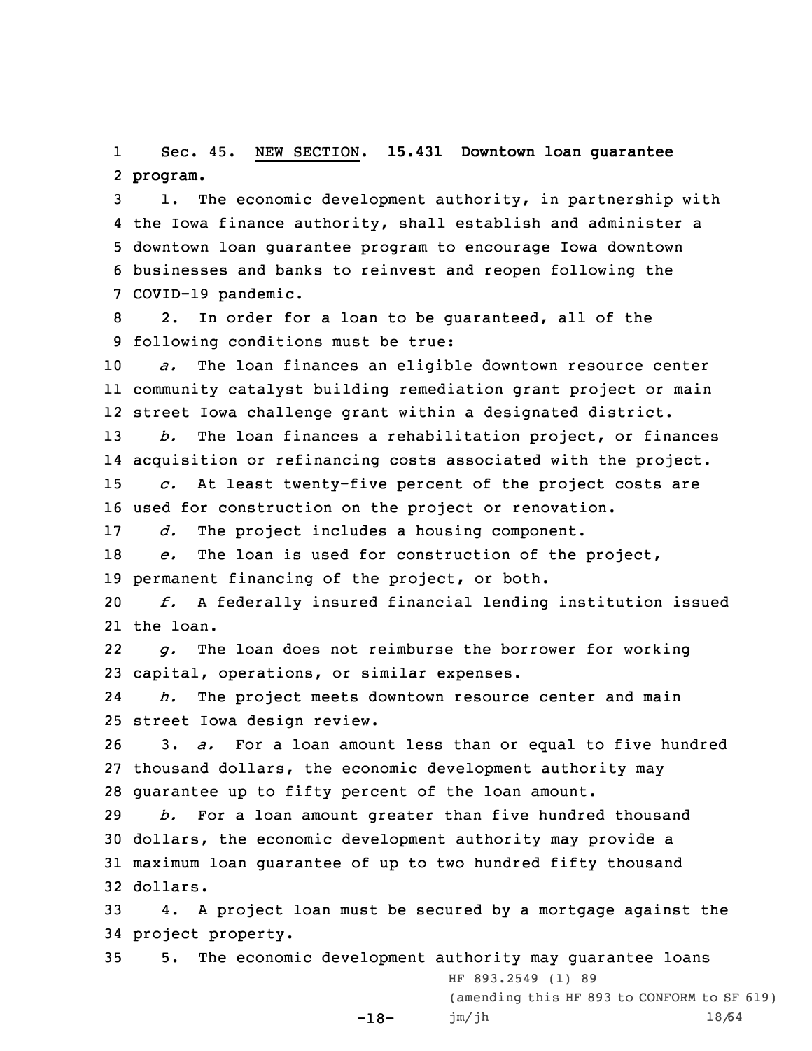Sec. 45. NEW SECTION. **15.431 Downtown loan guarantee program.**

1. The economic development authority, in partnership with the Iowa finance authority, shall establish and administer a downtown loan guarantee program to encourage Iowa downtown businesses and banks to reinvest and reopen following the COVID-19 pandemic.

2. In order for a loan to be guaranteed, all of the following conditions must be true:

*a.* The loan finances an eligible downtown resource center community catalyst building remediation grant project or main street Iowa challenge grant within a designated district.

*b.* The loan finances a rehabilitation project, or finances acquisition or refinancing costs associated with the project.

*c.* At least twenty-five percent of the project costs are used for construction on the project or renovation.

*d.* The project includes a housing component.

*e.* The loan is used for construction of the project, permanent financing of the project, or both.

*f.* A federally insured financial lending institution issued the loan.

*g.* The loan does not reimburse the borrower for working capital, operations, or similar expenses.

*h.* The project meets downtown resource center and main street Iowa design review.

3. *a.* For a loan amount less than or equal to five hundred thousand dollars, the economic development authority may guarantee up to fifty percent of the loan amount.

*b.* For a loan amount greater than five hundred thousand dollars, the economic development authority may provide a maximum loan guarantee of up to two hundred fifty thousand dollars.

4. A project loan must be secured by a mortgage against the project property.

5. The economic development authority may guarantee loans

HF 893.2549 (1) 89

(amending this HF 893 to CONFORM to SF 619)

jm/jh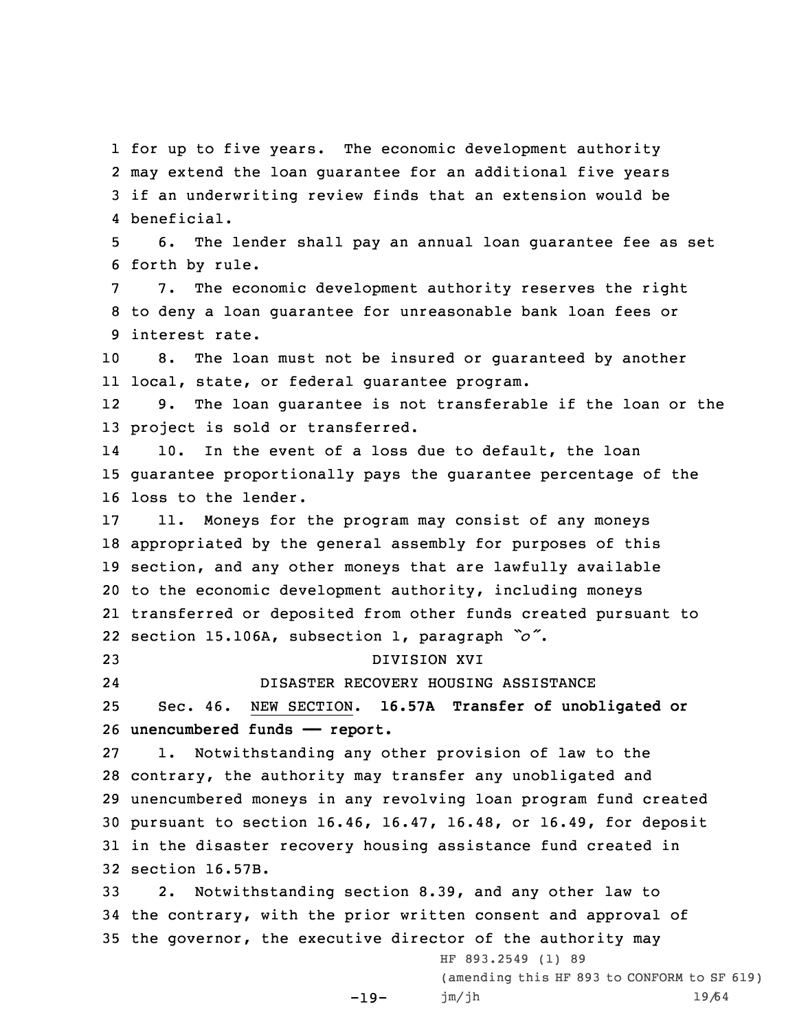for up to five years. The economic development authority may extend the loan guarantee for an additional five years if an underwriting review finds that an extension would be beneficial.

6. The lender shall pay an annual loan guarantee fee as set forth by rule.

7. The economic development authority reserves the right to deny a loan guarantee for unreasonable bank loan fees or interest rate.

8. The loan must not be insured or guaranteed by another local, state, or federal guarantee program.

9. The loan guarantee is not transferable if the loan or the project is sold or transferred.

10. In the event of a loss due to default, the loan guarantee proportionally pays the guarantee percentage of the loss to the lender.

11. Moneys for the program may consist of any moneys appropriated by the general assembly for purposes of this section, and any other moneys that are lawfully available to the economic development authority, including moneys transferred or deposited from other funds created pursuant to section 15.106A, subsection 1, paragraph *"o"*.

DIVISION XVI

DISASTER RECOVERY HOUSING ASSISTANCE

Sec. 46. NEW SECTION. **16.57A Transfer of unobligated or unencumbered funds — report.**

1. Notwithstanding any other provision of law to the contrary, the authority may transfer any unobligated and unencumbered moneys in any revolving loan program fund created pursuant to section 16.46, 16.47, 16.48, or 16.49, for deposit in the disaster recovery housing assistance fund created in section 16.57B.

2. Notwithstanding section 8.39, and any other law to the contrary, with the prior written consent and approval of the governor, the executive director of the authority may

HF 893.2549 (1) 89
(amending this HF 893 to CONFORM to SF 619)
jm/jh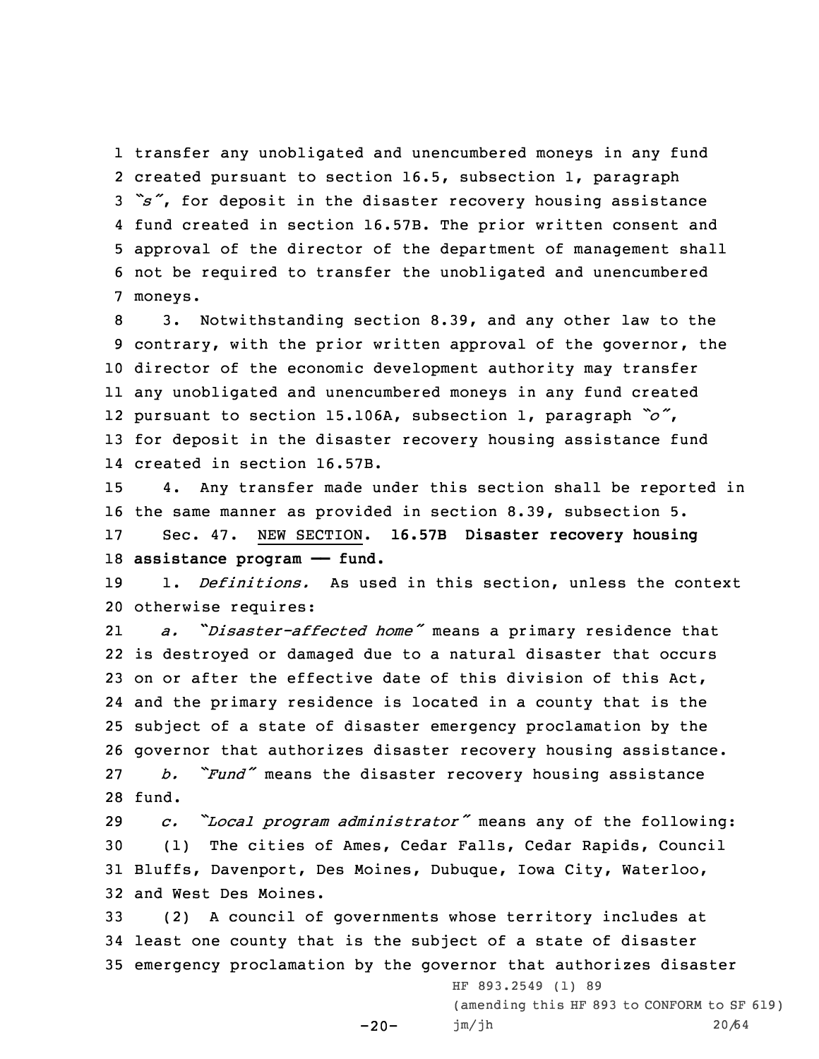transfer any unobligated and unencumbered moneys in any fund created pursuant to section 16.5, subsection 1, paragraph *"s"*, for deposit in the disaster recovery housing assistance fund created in section 16.57B. The prior written consent and approval of the director of the department of management shall not be required to transfer the unobligated and unencumbered moneys.

3. Notwithstanding section 8.39, and any other law to the contrary, with the prior written approval of the governor, the director of the economic development authority may transfer any unobligated and unencumbered moneys in any fund created pursuant to section 15.106A, subsection 1, paragraph *"o"*, for deposit in the disaster recovery housing assistance fund created in section 16.57B.

4. Any transfer made under this section shall be reported in the same manner as provided in section 8.39, subsection 5.

Sec. 47. NEW SECTION. **16.57B Disaster recovery housing assistance program —— fund.**

1. *Definitions.* As used in this section, unless the context otherwise requires:

*a. "Disaster-affected home"* means a primary residence that is destroyed or damaged due to a natural disaster that occurs on or after the effective date of this division of this Act, and the primary residence is located in a county that is the subject of a state of disaster emergency proclamation by the governor that authorizes disaster recovery housing assistance.

*b. "Fund"* means the disaster recovery housing assistance fund.

*c. "Local program administrator"* means any of the following:

(1) The cities of Ames, Cedar Falls, Cedar Rapids, Council Bluffs, Davenport, Des Moines, Dubuque, Iowa City, Waterloo, and West Des Moines.

(2) A council of governments whose territory includes at least one county that is the subject of a state of disaster emergency proclamation by the governor that authorizes disaster

HF 893.2549 (1) 89
(amending this HF 893 to CONFORM to SF 619)
jm/jh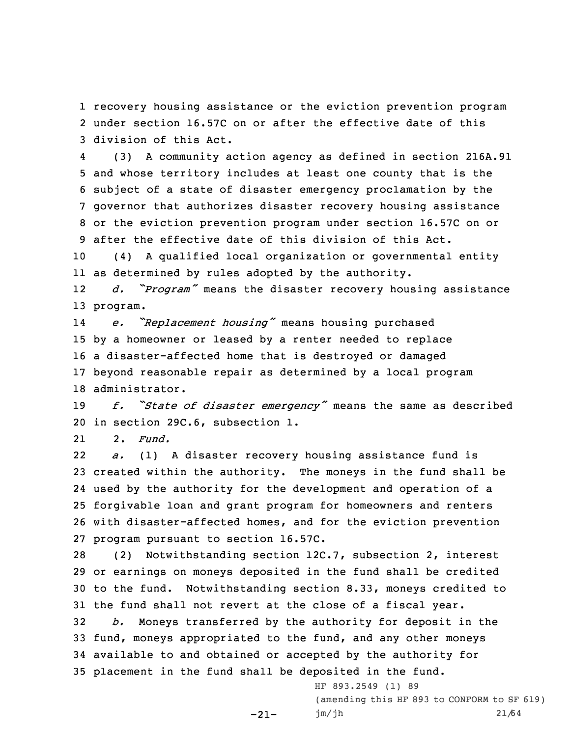recovery housing assistance or the eviction prevention program under section 16.57C on or after the effective date of this division of this Act.

(3) A community action agency as defined in section 216A.91 and whose territory includes at least one county that is the subject of a state of disaster emergency proclamation by the governor that authorizes disaster recovery housing assistance or the eviction prevention program under section 16.57C on or after the effective date of this division of this Act.

(4) A qualified local organization or governmental entity as determined by rules adopted by the authority.

*d. "Program"* means the disaster recovery housing assistance program.

*e. "Replacement housing"* means housing purchased by a homeowner or leased by a renter needed to replace a disaster-affected home that is destroyed or damaged beyond reasonable repair as determined by a local program administrator.

*f. "State of disaster emergency"* means the same as described in section 29C.6, subsection 1.

2. *Fund.*

*a.* (1) A disaster recovery housing assistance fund is created within the authority. The moneys in the fund shall be used by the authority for the development and operation of a forgivable loan and grant program for homeowners and renters with disaster-affected homes, and for the eviction prevention program pursuant to section 16.57C.

(2) Notwithstanding section 12C.7, subsection 2, interest or earnings on moneys deposited in the fund shall be credited to the fund. Notwithstanding section 8.33, moneys credited to the fund shall not revert at the close of a fiscal year.

*b.* Moneys transferred by the authority for deposit in the fund, moneys appropriated to the fund, and any other moneys available to and obtained or accepted by the authority for placement in the fund shall be deposited in the fund.

HF 893.2549 (1) 89
(amending this HF 893 to CONFORM to SF 619)
jm/jh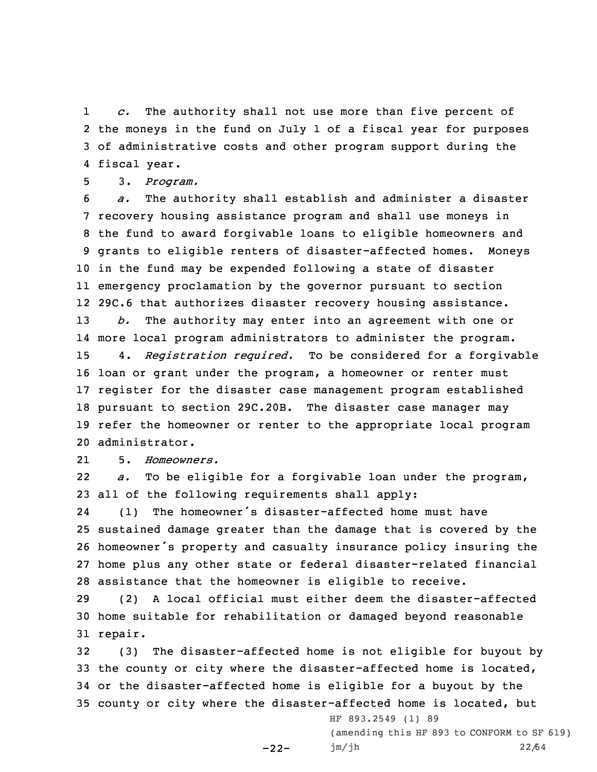*c.* The authority shall not use more than five percent of the moneys in the fund on July 1 of a fiscal year for purposes of administrative costs and other program support during the fiscal year.

3. *Program.*

*a.* The authority shall establish and administer a disaster recovery housing assistance program and shall use moneys in the fund to award forgivable loans to eligible homeowners and grants to eligible renters of disaster-affected homes. Moneys in the fund may be expended following a state of disaster emergency proclamation by the governor pursuant to section 29C.6 that authorizes disaster recovery housing assistance.

*b.* The authority may enter into an agreement with one or more local program administrators to administer the program.

4. *Registration required.* To be considered for a forgivable loan or grant under the program, a homeowner or renter must register for the disaster case management program established pursuant to section 29C.20B. The disaster case manager may refer the homeowner or renter to the appropriate local program administrator.

5. *Homeowners.*

*a.* To be eligible for a forgivable loan under the program, all of the following requirements shall apply:

(1) The homeowner's disaster-affected home must have sustained damage greater than the damage that is covered by the homeowner's property and casualty insurance policy insuring the home plus any other state or federal disaster-related financial assistance that the homeowner is eligible to receive.

(2) A local official must either deem the disaster-affected home suitable for rehabilitation or damaged beyond reasonable repair.

(3) The disaster-affected home is not eligible for buyout by the county or city where the disaster-affected home is located, or the disaster-affected home is eligible for a buyout by the county or city where the disaster-affected home is located, but

HF 893.2549 (1) 89
(amending this HF 893 to CONFORM to SF 619)
jm/jh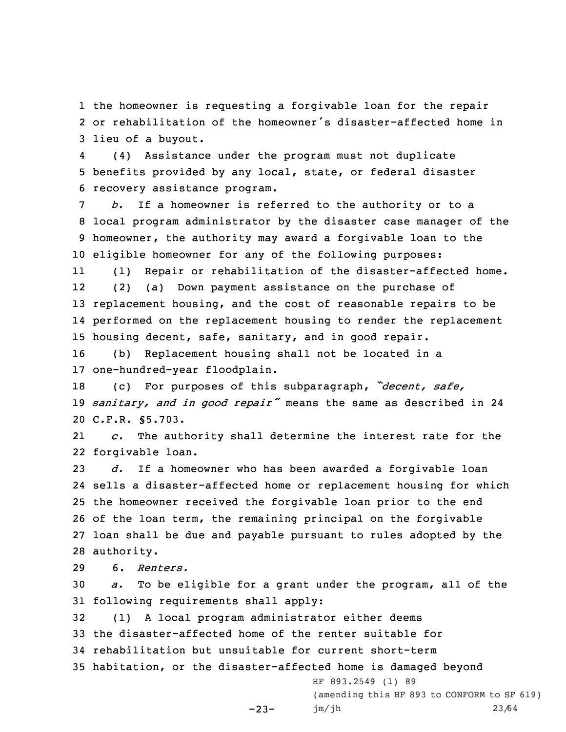the homeowner is requesting a forgivable loan for the repair or rehabilitation of the homeowner's disaster-affected home in lieu of a buyout.

(4) Assistance under the program must not duplicate benefits provided by any local, state, or federal disaster recovery assistance program.

*b.* If a homeowner is referred to the authority or to a local program administrator by the disaster case manager of the homeowner, the authority may award a forgivable loan to the eligible homeowner for any of the following purposes:

(1) Repair or rehabilitation of the disaster-affected home.

(2) (a) Down payment assistance on the purchase of replacement housing, and the cost of reasonable repairs to be performed on the replacement housing to render the replacement housing decent, safe, sanitary, and in good repair.

(b) Replacement housing shall not be located in a one-hundred-year floodplain.

(c) For purposes of this subparagraph, *"decent, safe, sanitary, and in good repair"* means the same as described in 24 C.F.R. §5.703.

*c.* The authority shall determine the interest rate for the forgivable loan.

*d.* If a homeowner who has been awarded a forgivable loan sells a disaster-affected home or replacement housing for which the homeowner received the forgivable loan prior to the end of the loan term, the remaining principal on the forgivable loan shall be due and payable pursuant to rules adopted by the authority.

6. *Renters.*

*a.* To be eligible for a grant under the program, all of the following requirements shall apply:

(1) A local program administrator either deems the disaster-affected home of the renter suitable for rehabilitation but unsuitable for current short-term habitation, or the disaster-affected home is damaged beyond

HF 893.2549 (1) 89
(amending this HF 893 to CONFORM to SF 619)
jm/jh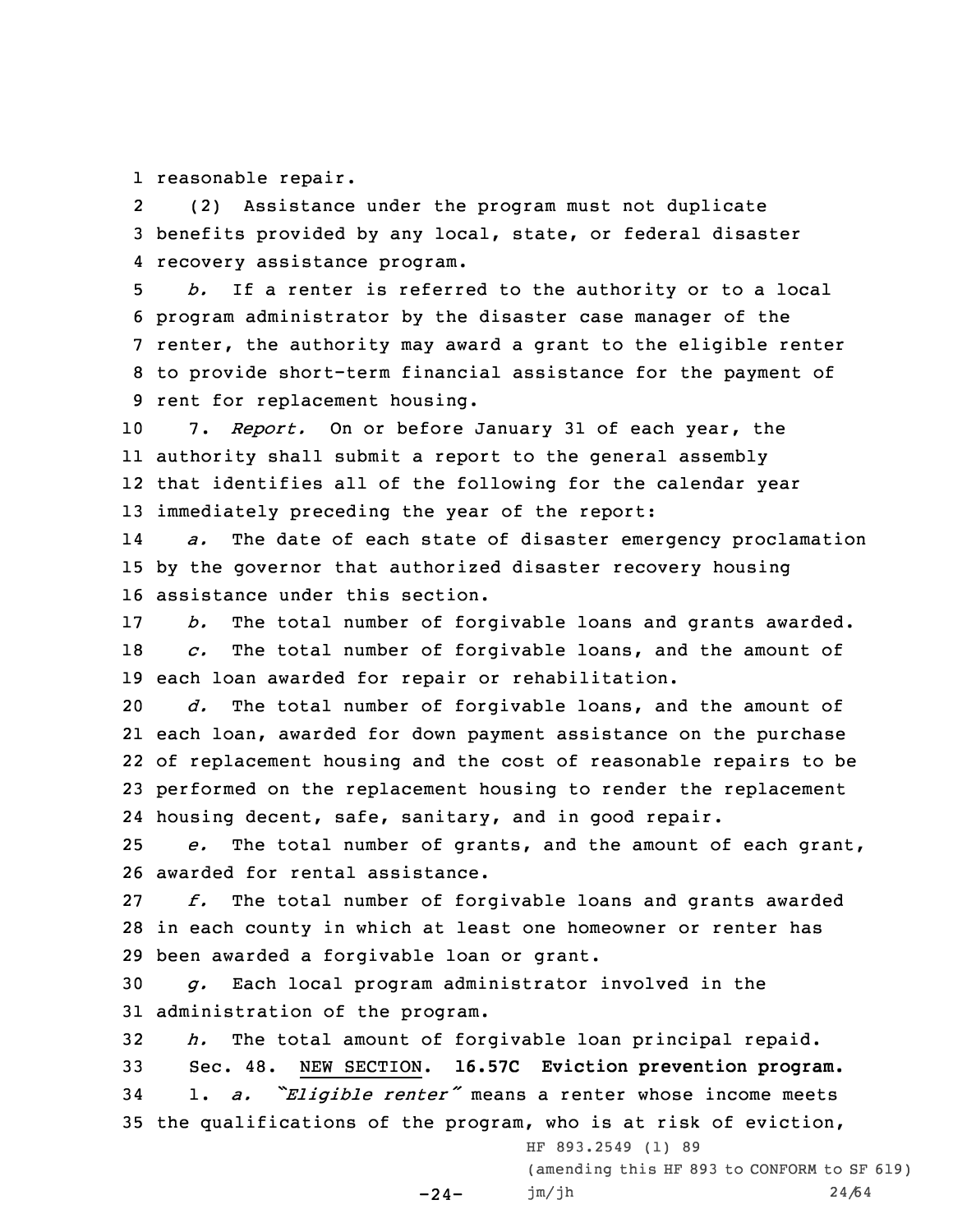reasonable repair.

(2) Assistance under the program must not duplicate benefits provided by any local, state, or federal disaster recovery assistance program.

*b.* If a renter is referred to the authority or to a local program administrator by the disaster case manager of the renter, the authority may award a grant to the eligible renter to provide short-term financial assistance for the payment of rent for replacement housing.

7. *Report.* On or before January 31 of each year, the authority shall submit a report to the general assembly that identifies all of the following for the calendar year immediately preceding the year of the report:

*a.* The date of each state of disaster emergency proclamation by the governor that authorized disaster recovery housing assistance under this section.

*b.* The total number of forgivable loans and grants awarded.

*c.* The total number of forgivable loans, and the amount of each loan awarded for repair or rehabilitation.

*d.* The total number of forgivable loans, and the amount of each loan, awarded for down payment assistance on the purchase of replacement housing and the cost of reasonable repairs to be performed on the replacement housing to render the replacement housing decent, safe, sanitary, and in good repair.

*e.* The total number of grants, and the amount of each grant, awarded for rental assistance.

*f.* The total number of forgivable loans and grants awarded in each county in which at least one homeowner or renter has been awarded a forgivable loan or grant.

*g.* Each local program administrator involved in the administration of the program.

*h.* The total amount of forgivable loan principal repaid.

Sec. 48. NEW SECTION. **16.57C Eviction prevention program.**

1. *a. "Eligible renter"* means a renter whose income meets the qualifications of the program, who is at risk of eviction,

HF 893.2549 (1) 89
(amending this HF 893 to CONFORM to SF 619)
jm/jh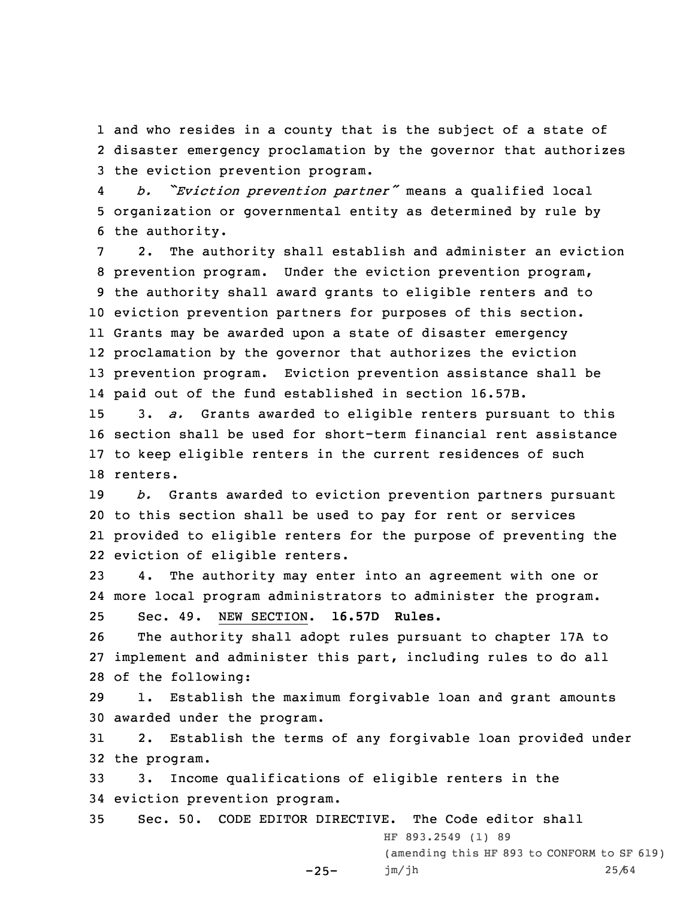and who resides in a county that is the subject of a state of disaster emergency proclamation by the governor that authorizes the eviction prevention program.

*b. "Eviction prevention partner"* means a qualified local organization or governmental entity as determined by rule by the authority.

2. The authority shall establish and administer an eviction prevention program. Under the eviction prevention program, the authority shall award grants to eligible renters and to eviction prevention partners for purposes of this section. Grants may be awarded upon a state of disaster emergency proclamation by the governor that authorizes the eviction prevention program. Eviction prevention assistance shall be paid out of the fund established in section 16.57B.

3. *a.* Grants awarded to eligible renters pursuant to this section shall be used for short-term financial rent assistance to keep eligible renters in the current residences of such renters.

*b.* Grants awarded to eviction prevention partners pursuant to this section shall be used to pay for rent or services provided to eligible renters for the purpose of preventing the eviction of eligible renters.

4. The authority may enter into an agreement with one or more local program administrators to administer the program.

Sec. 49. NEW SECTION. **16.57D Rules.**

The authority shall adopt rules pursuant to chapter 17A to implement and administer this part, including rules to do all of the following:

1. Establish the maximum forgivable loan and grant amounts awarded under the program.

2. Establish the terms of any forgivable loan provided under the program.

3. Income qualifications of eligible renters in the eviction prevention program.

Sec. 50. CODE EDITOR DIRECTIVE. The Code editor shall

HF 893.2549 (1) 89
(amending this HF 893 to CONFORM to SF 619)
jm/jh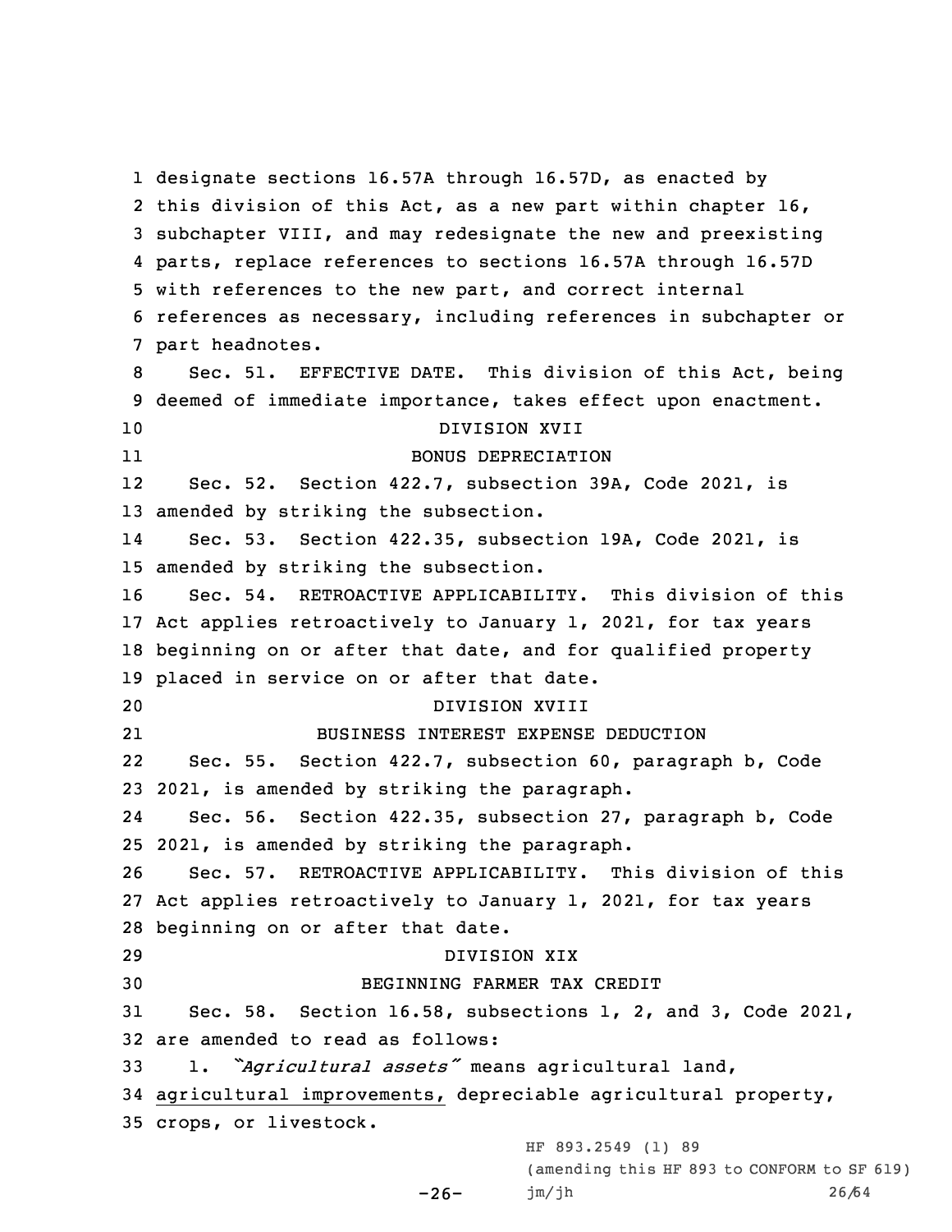designate sections 16.57A through 16.57D, as enacted by this division of this Act, as a new part within chapter 16, subchapter VIII, and may redesignate the new and preexisting parts, replace references to sections 16.57A through 16.57D with references to the new part, and correct internal references as necessary, including references in subchapter or part headnotes.

Sec. 51. EFFECTIVE DATE. This division of this Act, being deemed of immediate importance, takes effect upon enactment.

DIVISION XVII

BONUS DEPRECIATION

Sec. 52. Section 422.7, subsection 39A, Code 2021, is amended by striking the subsection.

Sec. 53. Section 422.35, subsection 19A, Code 2021, is amended by striking the subsection.

Sec. 54. RETROACTIVE APPLICABILITY. This division of this Act applies retroactively to January 1, 2021, for tax years beginning on or after that date, and for qualified property placed in service on or after that date.

DIVISION XVIII

BUSINESS INTEREST EXPENSE DEDUCTION

Sec. 55. Section 422.7, subsection 60, paragraph b, Code 2021, is amended by striking the paragraph.

Sec. 56. Section 422.35, subsection 27, paragraph b, Code 2021, is amended by striking the paragraph.

Sec. 57. RETROACTIVE APPLICABILITY. This division of this Act applies retroactively to January 1, 2021, for tax years beginning on or after that date.

DIVISION XIX

BEGINNING FARMER TAX CREDIT

Sec. 58. Section 16.58, subsections 1, 2, and 3, Code 2021, are amended to read as follows:

1. *"Agricultural assets"* means agricultural land, agricultural improvements, depreciable agricultural property, crops, or livestock.

HF 893.2549 (1) 89
(amending this HF 893 to CONFORM to SF 619)
jm/jh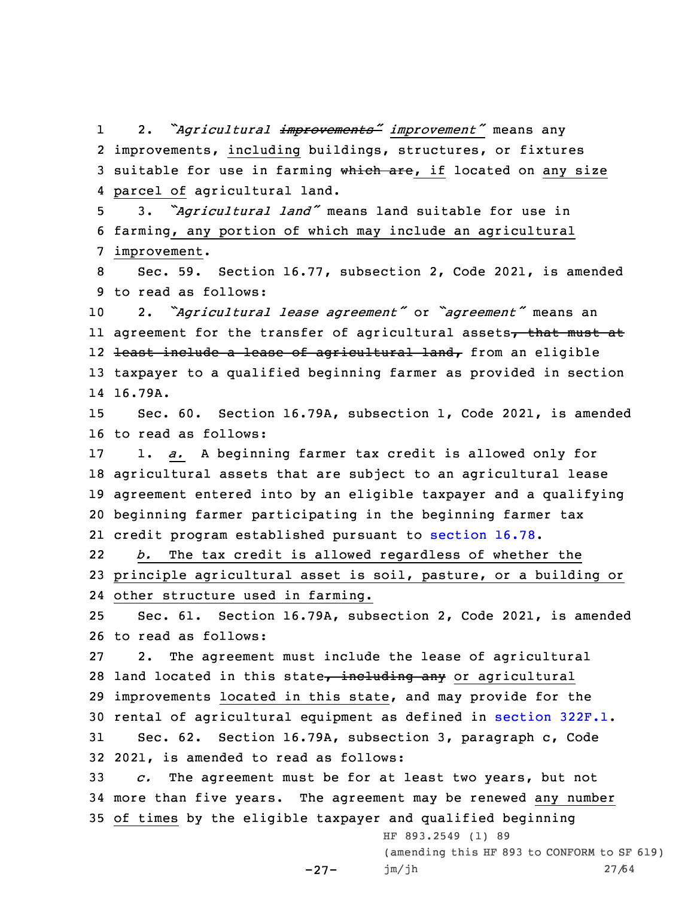2. *"Agricultural ~~improvements"~~ improvement"* means any improvements, including buildings, structures, or fixtures suitable for use in farming ~~which are~~, if located on any size parcel of agricultural land.

3. *"Agricultural land"* means land suitable for use in farming, any portion of which may include an agricultural improvement.

Sec. 59. Section 16.77, subsection 2, Code 2021, is amended to read as follows:

2. *"Agricultural lease agreement"* or *"agreement"* means an agreement for the transfer of agricultural assets~~, that must at least include a lease of agricultural land,~~ from an eligible taxpayer to a qualified beginning farmer as provided in section 16.79A.

Sec. 60. Section 16.79A, subsection 1, Code 2021, is amended to read as follows:

1. *a.* A beginning farmer tax credit is allowed only for agricultural assets that are subject to an agricultural lease agreement entered into by an eligible taxpayer and a qualifying beginning farmer participating in the beginning farmer tax credit program established pursuant to section 16.78.

*b.* The tax credit is allowed regardless of whether the principle agricultural asset is soil, pasture, or a building or other structure used in farming.

Sec. 61. Section 16.79A, subsection 2, Code 2021, is amended to read as follows:

2. The agreement must include the lease of agricultural land located in this state~~, including any~~ or agricultural improvements located in this state, and may provide for the rental of agricultural equipment as defined in section 322F.1.

Sec. 62. Section 16.79A, subsection 3, paragraph c, Code 2021, is amended to read as follows:

*c.* The agreement must be for at least two years, but not more than five years. The agreement may be renewed any number of times by the eligible taxpayer and qualified beginning

HF 893.2549 (1) 89

(amending this HF 893 to CONFORM to SF 619)

jm/jh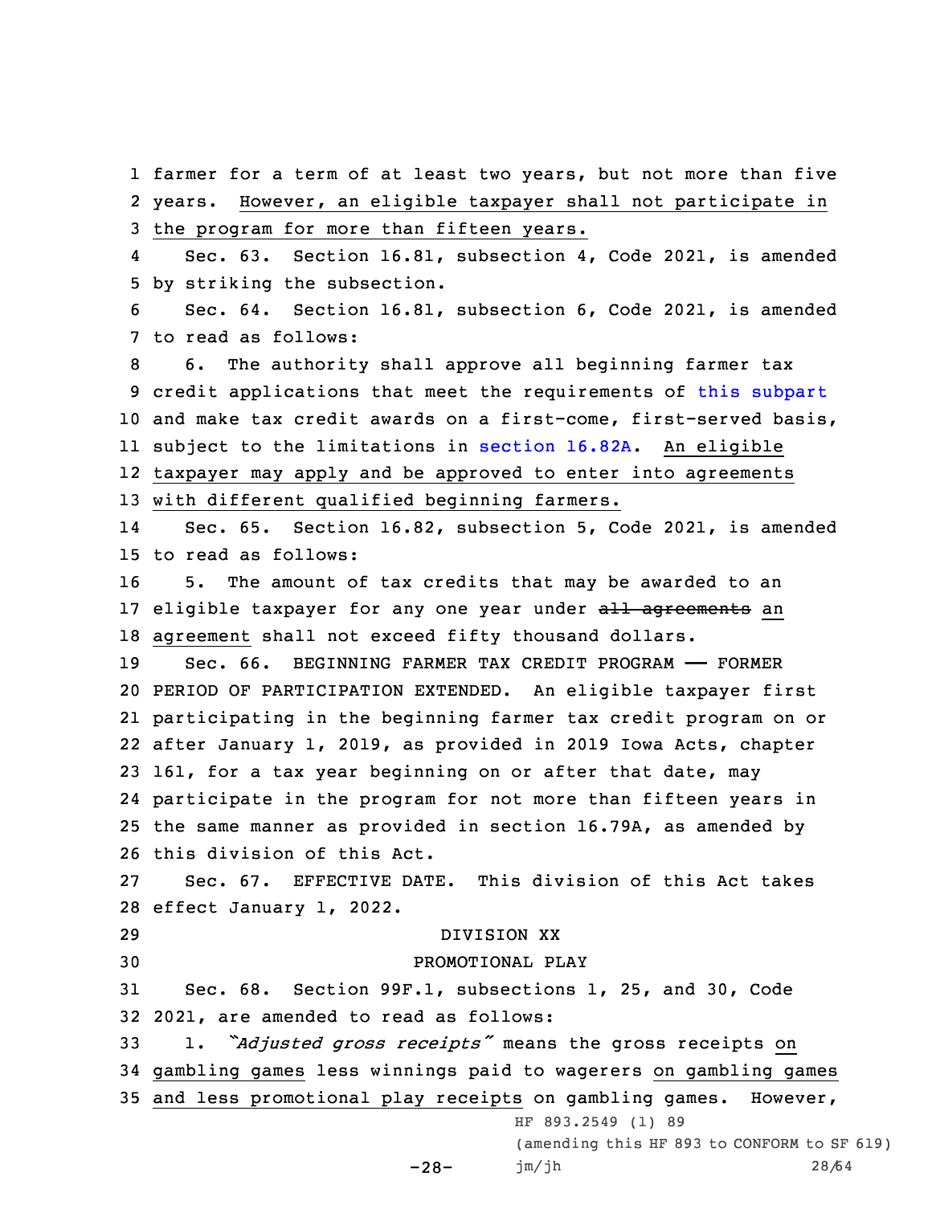farmer for a term of at least two years, but not more than five years. However, an eligible taxpayer shall not participate in the program for more than fifteen years.

Sec. 63. Section 16.81, subsection 4, Code 2021, is amended by striking the subsection.

Sec. 64. Section 16.81, subsection 6, Code 2021, is amended to read as follows:

6. The authority shall approve all beginning farmer tax credit applications that meet the requirements of this subpart and make tax credit awards on a first-come, first-served basis, subject to the limitations in section 16.82A. An eligible taxpayer may apply and be approved to enter into agreements with different qualified beginning farmers.

Sec. 65. Section 16.82, subsection 5, Code 2021, is amended to read as follows:

5. The amount of tax credits that may be awarded to an eligible taxpayer for any one year under ~~all agreements~~ an agreement shall not exceed fifty thousand dollars.

Sec. 66. BEGINNING FARMER TAX CREDIT PROGRAM —— FORMER PERIOD OF PARTICIPATION EXTENDED. An eligible taxpayer first participating in the beginning farmer tax credit program on or after January 1, 2019, as provided in 2019 Iowa Acts, chapter 161, for a tax year beginning on or after that date, may participate in the program for not more than fifteen years in the same manner as provided in section 16.79A, as amended by this division of this Act.

Sec. 67. EFFECTIVE DATE. This division of this Act takes effect January 1, 2022.

DIVISION XX

PROMOTIONAL PLAY

Sec. 68. Section 99F.1, subsections 1, 25, and 30, Code 2021, are amended to read as follows:

1. *"Adjusted gross receipts"* means the gross receipts on gambling games less winnings paid to wagerers on gambling games and less promotional play receipts on gambling games. However,

HF 893.2549 (1) 89
(amending this HF 893 to CONFORM to SF 619)
jm/jh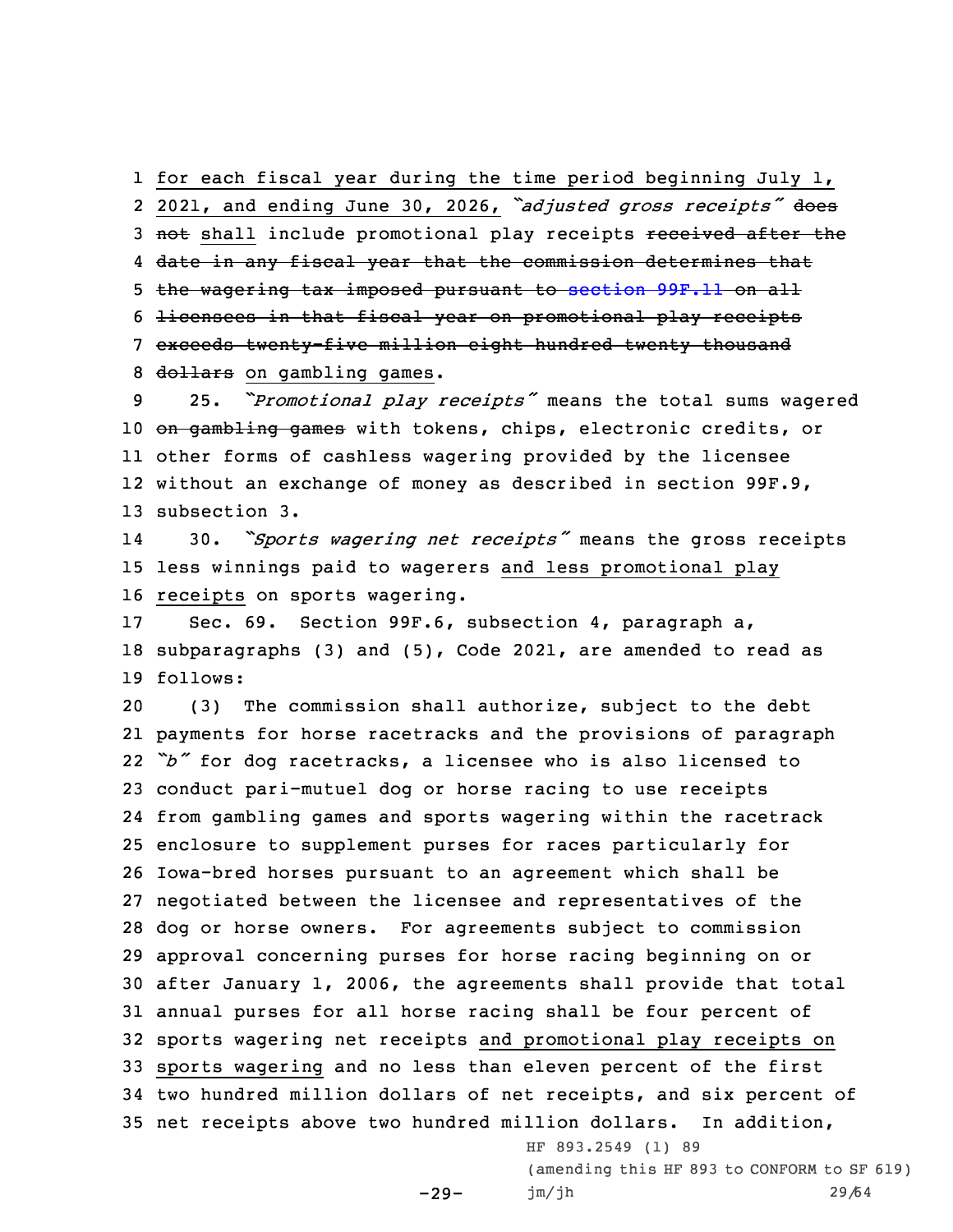for each fiscal year during the time period beginning July 1, 2021, and ending June 30, 2026, *"adjusted gross receipts"* ~~does not~~ shall include promotional play receipts ~~received after the date in any fiscal year that the commission determines that the wagering tax imposed pursuant to section 99F.11 on all licensees in that fiscal year on promotional play receipts exceeds twenty-five million eight hundred twenty thousand dollars~~ on gambling games.

25. *"Promotional play receipts"* means the total sums wagered ~~on gambling games~~ with tokens, chips, electronic credits, or other forms of cashless wagering provided by the licensee without an exchange of money as described in section 99F.9, subsection 3.

30. *"Sports wagering net receipts"* means the gross receipts less winnings paid to wagerers and less promotional play receipts on sports wagering.

Sec. 69. Section 99F.6, subsection 4, paragraph a, subparagraphs (3) and (5), Code 2021, are amended to read as follows:

(3) The commission shall authorize, subject to the debt payments for horse racetracks and the provisions of paragraph *"b"* for dog racetracks, a licensee who is also licensed to conduct pari-mutuel dog or horse racing to use receipts from gambling games and sports wagering within the racetrack enclosure to supplement purses for races particularly for Iowa-bred horses pursuant to an agreement which shall be negotiated between the licensee and representatives of the dog or horse owners. For agreements subject to commission approval concerning purses for horse racing beginning on or after January 1, 2006, the agreements shall provide that total annual purses for all horse racing shall be four percent of sports wagering net receipts and promotional play receipts on sports wagering and no less than eleven percent of the first two hundred million dollars of net receipts, and six percent of net receipts above two hundred million dollars. In addition,

HF 893.2549 (1) 89

(amending this HF 893 to CONFORM to SF 619)

jm/jh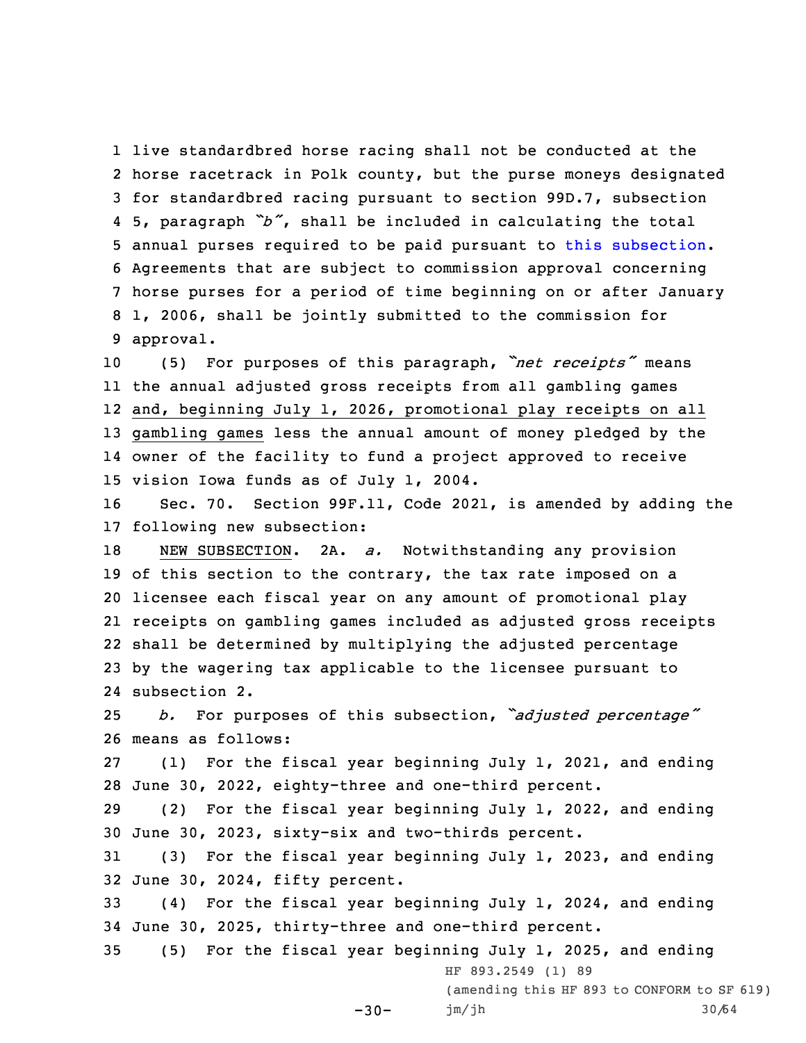live standardbred horse racing shall not be conducted at the horse racetrack in Polk county, but the purse moneys designated for standardbred racing pursuant to section 99D.7, subsection 5, paragraph *"b"*, shall be included in calculating the total annual purses required to be paid pursuant to this subsection. Agreements that are subject to commission approval concerning horse purses for a period of time beginning on or after January 1, 2006, shall be jointly submitted to the commission for approval.

(5) For purposes of this paragraph, *"net receipts"* means the annual adjusted gross receipts from all gambling games and, beginning July 1, 2026, promotional play receipts on all gambling games less the annual amount of money pledged by the owner of the facility to fund a project approved to receive vision Iowa funds as of July 1, 2004.

Sec. 70. Section 99F.11, Code 2021, is amended by adding the following new subsection:

NEW SUBSECTION. 2A. *a.* Notwithstanding any provision of this section to the contrary, the tax rate imposed on a licensee each fiscal year on any amount of promotional play receipts on gambling games included as adjusted gross receipts shall be determined by multiplying the adjusted percentage by the wagering tax applicable to the licensee pursuant to subsection 2.

*b.* For purposes of this subsection, *"adjusted percentage"* means as follows:

(1) For the fiscal year beginning July 1, 2021, and ending June 30, 2022, eighty-three and one-third percent.

(2) For the fiscal year beginning July 1, 2022, and ending June 30, 2023, sixty-six and two-thirds percent.

(3) For the fiscal year beginning July 1, 2023, and ending June 30, 2024, fifty percent.

(4) For the fiscal year beginning July 1, 2024, and ending June 30, 2025, thirty-three and one-third percent.

(5) For the fiscal year beginning July 1, 2025, and ending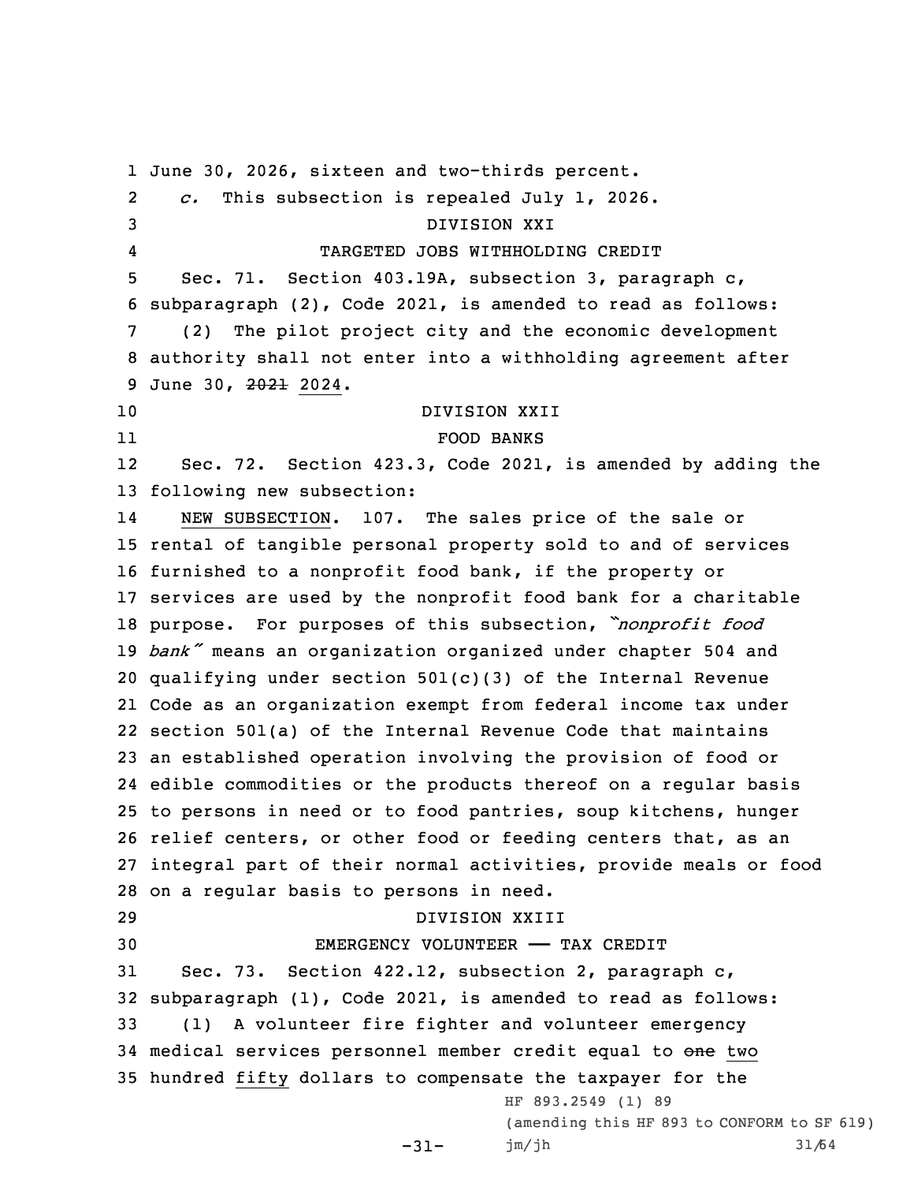June 30, 2026, sixteen and two-thirds percent.

*c.* This subsection is repealed July 1, 2026.

DIVISION XXI

TARGETED JOBS WITHHOLDING CREDIT

Sec. 71. Section 403.19A, subsection 3, paragraph c, subparagraph (2), Code 2021, is amended to read as follows:

(2) The pilot project city and the economic development authority shall not enter into a withholding agreement after June 30, ~~2021~~ 2024.

DIVISION XXII

FOOD BANKS

Sec. 72. Section 423.3, Code 2021, is amended by adding the following new subsection:

NEW SUBSECTION. 107. The sales price of the sale or rental of tangible personal property sold to and of services furnished to a nonprofit food bank, if the property or services are used by the nonprofit food bank for a charitable purpose. For purposes of this subsection, *"nonprofit food bank"* means an organization organized under chapter 504 and qualifying under section 501(c)(3) of the Internal Revenue Code as an organization exempt from federal income tax under section 501(a) of the Internal Revenue Code that maintains an established operation involving the provision of food or edible commodities or the products thereof on a regular basis to persons in need or to food pantries, soup kitchens, hunger relief centers, or other food or feeding centers that, as an integral part of their normal activities, provide meals or food on a regular basis to persons in need.

DIVISION XXIII

EMERGENCY VOLUNTEER —— TAX CREDIT

Sec. 73. Section 422.12, subsection 2, paragraph c, subparagraph (1), Code 2021, is amended to read as follows:

(1) A volunteer fire fighter and volunteer emergency medical services personnel member credit equal to ~~one~~ two hundred fifty dollars to compensate the taxpayer for the

HF 893.2549 (1) 89

(amending this HF 893 to CONFORM to SF 619)

jm/jh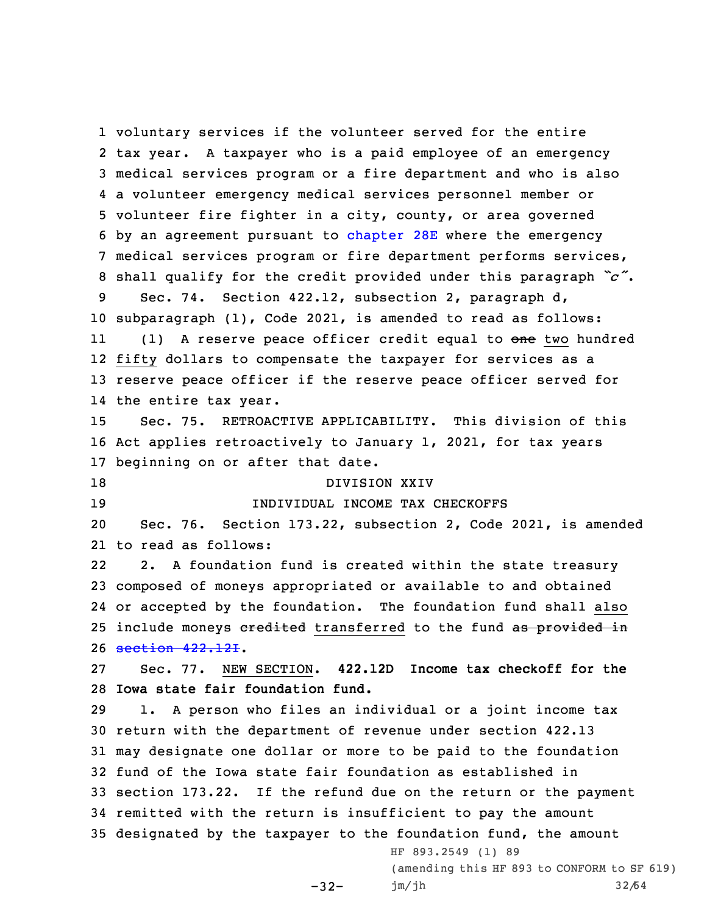voluntary services if the volunteer served for the entire tax year. A taxpayer who is a paid employee of an emergency medical services program or a fire department and who is also a volunteer emergency medical services personnel member or volunteer fire fighter in a city, county, or area governed by an agreement pursuant to chapter 28E where the emergency medical services program or fire department performs services, shall qualify for the credit provided under this paragraph *"c"*.

Sec. 74. Section 422.12, subsection 2, paragraph d, subparagraph (1), Code 2021, is amended to read as follows:

(1) A reserve peace officer credit equal to ~~one~~ two hundred fifty dollars to compensate the taxpayer for services as a reserve peace officer if the reserve peace officer served for the entire tax year.

Sec. 75. RETROACTIVE APPLICABILITY. This division of this Act applies retroactively to January 1, 2021, for tax years beginning on or after that date.

DIVISION XXIV

INDIVIDUAL INCOME TAX CHECKOFFS

Sec. 76. Section 173.22, subsection 2, Code 2021, is amended to read as follows:

2. A foundation fund is created within the state treasury composed of moneys appropriated or available to and obtained or accepted by the foundation. The foundation fund shall also include moneys ~~credited~~ transferred to the fund ~~as provided in section 422.12I~~.

Sec. 77. NEW SECTION. **422.12D Income tax checkoff for the Iowa state fair foundation fund.**

1. A person who files an individual or a joint income tax return with the department of revenue under section 422.13 may designate one dollar or more to be paid to the foundation fund of the Iowa state fair foundation as established in section 173.22. If the refund due on the return or the payment remitted with the return is insufficient to pay the amount designated by the taxpayer to the foundation fund, the amount

HF 893.2549 (1) 89
(amending this HF 893 to CONFORM to SF 619)
jm/jh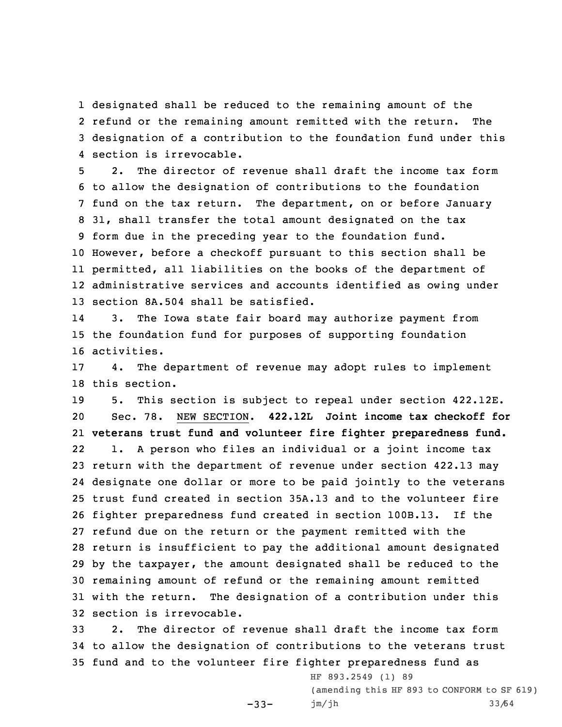designated shall be reduced to the remaining amount of the refund or the remaining amount remitted with the return. The designation of a contribution to the foundation fund under this section is irrevocable.

2. The director of revenue shall draft the income tax form to allow the designation of contributions to the foundation fund on the tax return. The department, on or before January 31, shall transfer the total amount designated on the tax form due in the preceding year to the foundation fund. However, before a checkoff pursuant to this section shall be permitted, all liabilities on the books of the department of administrative services and accounts identified as owing under section 8A.504 shall be satisfied.

3. The Iowa state fair board may authorize payment from the foundation fund for purposes of supporting foundation activities.

4. The department of revenue may adopt rules to implement this section.

5. This section is subject to repeal under section 422.12E.

Sec. 78. NEW SECTION. **422.12L Joint income tax checkoff for veterans trust fund and volunteer fire fighter preparedness fund.**

1. A person who files an individual or a joint income tax return with the department of revenue under section 422.13 may designate one dollar or more to be paid jointly to the veterans trust fund created in section 35A.13 and to the volunteer fire fighter preparedness fund created in section 100B.13. If the refund due on the return or the payment remitted with the return is insufficient to pay the additional amount designated by the taxpayer, the amount designated shall be reduced to the remaining amount of refund or the remaining amount remitted with the return. The designation of a contribution under this section is irrevocable.

2. The director of revenue shall draft the income tax form to allow the designation of contributions to the veterans trust fund and to the volunteer fire fighter preparedness fund as

HF 893.2549 (1) 89

(amending this HF 893 to CONFORM to SF 619)

jm/jh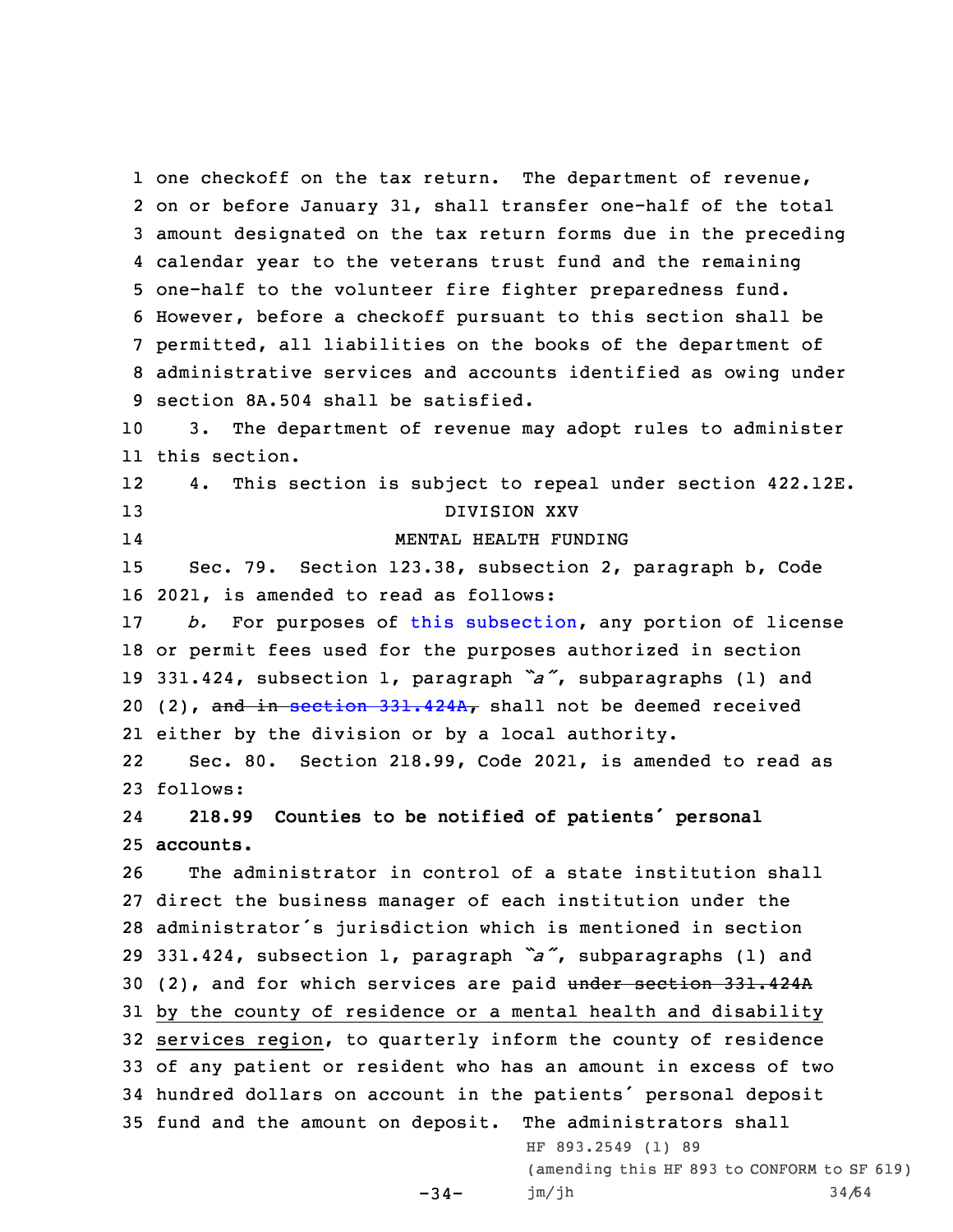one checkoff on the tax return. The department of revenue, on or before January 31, shall transfer one-half of the total amount designated on the tax return forms due in the preceding calendar year to the veterans trust fund and the remaining one-half to the volunteer fire fighter preparedness fund. However, before a checkoff pursuant to this section shall be permitted, all liabilities on the books of the department of administrative services and accounts identified as owing under section 8A.504 shall be satisfied.

3. The department of revenue may adopt rules to administer this section.

4. This section is subject to repeal under section 422.12E.

DIVISION XXV

MENTAL HEALTH FUNDING

Sec. 79. Section 123.38, subsection 2, paragraph b, Code 2021, is amended to read as follows:

*b.* For purposes of this subsection, any portion of license or permit fees used for the purposes authorized in section 331.424, subsection 1, paragraph *"a"*, subparagraphs (1) and (2), ~~and in section 331.424A,~~ shall not be deemed received either by the division or by a local authority.

Sec. 80. Section 218.99, Code 2021, is amended to read as follows:

**218.99 Counties to be notified of patients' personal accounts.**

The administrator in control of a state institution shall direct the business manager of each institution under the administrator's jurisdiction which is mentioned in section 331.424, subsection 1, paragraph *"a"*, subparagraphs (1) and (2), and for which services are paid ~~under section 331.424A~~ <u>by the county of residence or a mental health and disability services region</u>, to quarterly inform the county of residence of any patient or resident who has an amount in excess of two hundred dollars on account in the patients' personal deposit fund and the amount on deposit. The administrators shall

HF 893.2549 (1) 89

(amending this HF 893 to CONFORM to SF 619)

jm/jh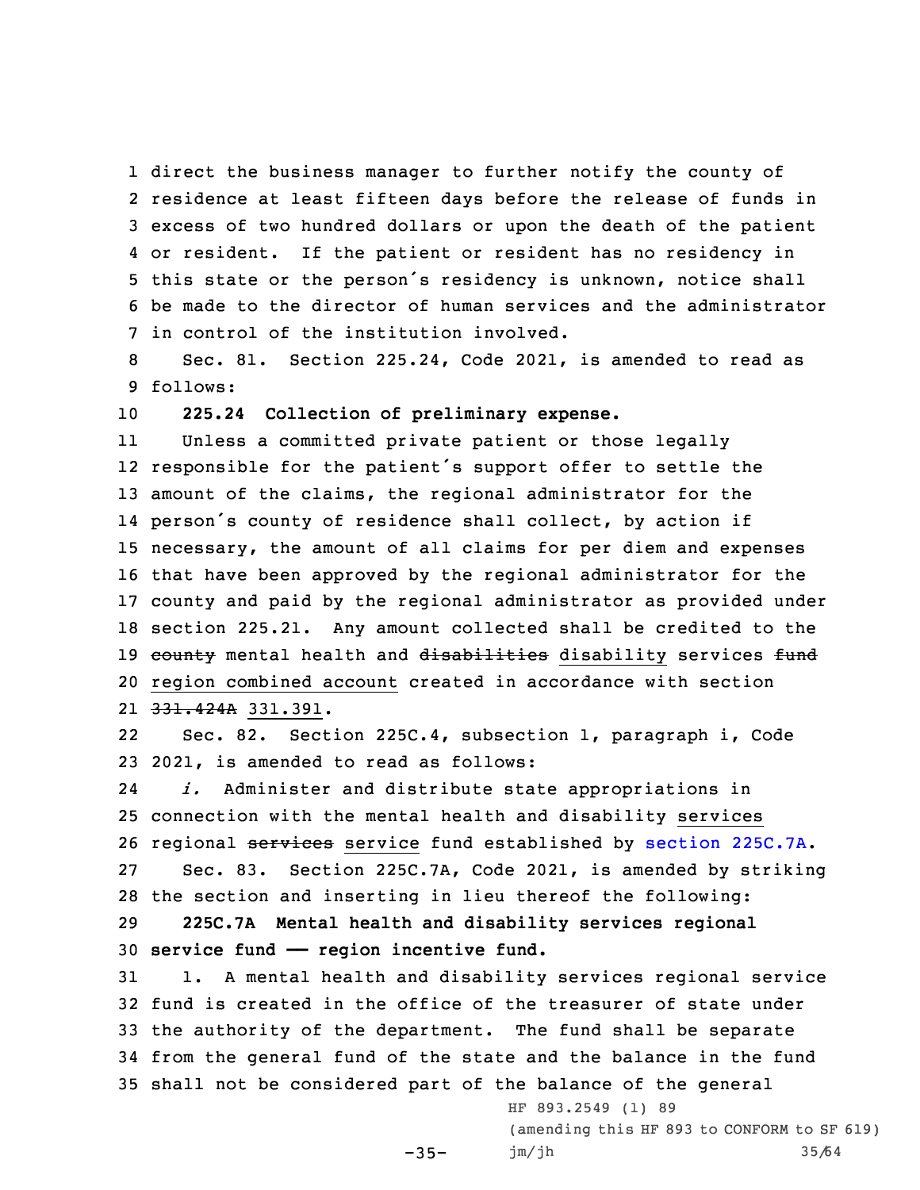direct the business manager to further notify the county of residence at least fifteen days before the release of funds in excess of two hundred dollars or upon the death of the patient or resident. If the patient or resident has no residency in this state or the person's residency is unknown, notice shall be made to the director of human services and the administrator in control of the institution involved.

Sec. 81. Section 225.24, Code 2021, is amended to read as follows:

**225.24 Collection of preliminary expense.**

Unless a committed private patient or those legally responsible for the patient's support offer to settle the amount of the claims, the regional administrator for the person's county of residence shall collect, by action if necessary, the amount of all claims for per diem and expenses that have been approved by the regional administrator for the county and paid by the regional administrator as provided under section 225.21. Any amount collected shall be credited to the ~~county~~ mental health and ~~disabilities~~ disability services ~~fund~~ region combined account created in accordance with section ~~331.424A~~ 331.391.

Sec. 82. Section 225C.4, subsection 1, paragraph i, Code 2021, is amended to read as follows:

*i.* Administer and distribute state appropriations in connection with the mental health and disability services regional ~~services~~ service fund established by section 225C.7A.

Sec. 83. Section 225C.7A, Code 2021, is amended by striking the section and inserting in lieu thereof the following:

**225C.7A Mental health and disability services regional service fund —— region incentive fund.**

1. A mental health and disability services regional service fund is created in the office of the treasurer of state under the authority of the department. The fund shall be separate from the general fund of the state and the balance in the fund shall not be considered part of the balance of the general

HF 893.2549 (1) 89
(amending this HF 893 to CONFORM to SF 619)
jm/jh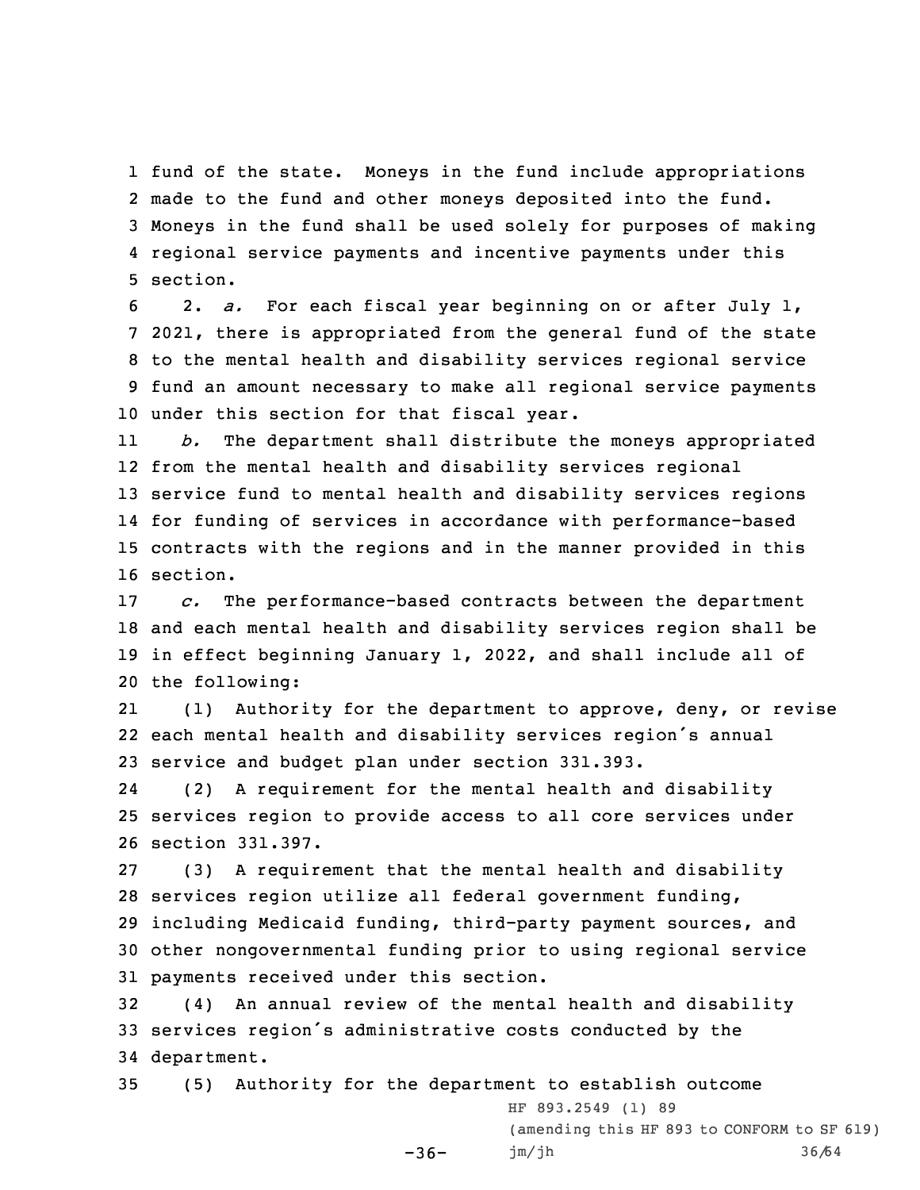fund of the state. Moneys in the fund include appropriations made to the fund and other moneys deposited into the fund. Moneys in the fund shall be used solely for purposes of making regional service payments and incentive payments under this section.

2. *a.* For each fiscal year beginning on or after July 1, 2021, there is appropriated from the general fund of the state to the mental health and disability services regional service fund an amount necessary to make all regional service payments under this section for that fiscal year.

*b.* The department shall distribute the moneys appropriated from the mental health and disability services regional service fund to mental health and disability services regions for funding of services in accordance with performance-based contracts with the regions and in the manner provided in this section.

*c.* The performance-based contracts between the department and each mental health and disability services region shall be in effect beginning January 1, 2022, and shall include all of the following:

(1) Authority for the department to approve, deny, or revise each mental health and disability services region's annual service and budget plan under section 331.393.

(2) A requirement for the mental health and disability services region to provide access to all core services under section 331.397.

(3) A requirement that the mental health and disability services region utilize all federal government funding, including Medicaid funding, third-party payment sources, and other nongovernmental funding prior to using regional service payments received under this section.

(4) An annual review of the mental health and disability services region's administrative costs conducted by the department.

(5) Authority for the department to establish outcome

HF 893.2549 (1) 89
(amending this HF 893 to CONFORM to SF 619)
jm/jh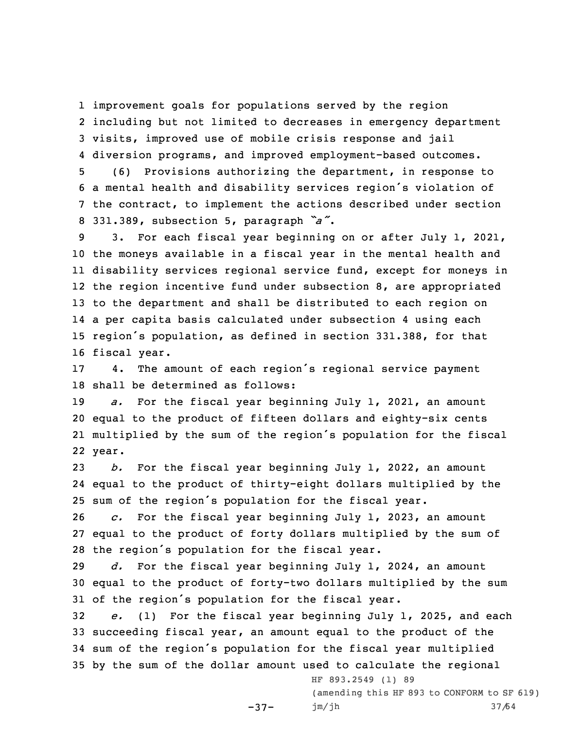improvement goals for populations served by the region including but not limited to decreases in emergency department visits, improved use of mobile crisis response and jail diversion programs, and improved employment-based outcomes.

(6) Provisions authorizing the department, in response to a mental health and disability services region's violation of the contract, to implement the actions described under section 331.389, subsection 5, paragraph *"a"*.

3. For each fiscal year beginning on or after July 1, 2021, the moneys available in a fiscal year in the mental health and disability services regional service fund, except for moneys in the region incentive fund under subsection 8, are appropriated to the department and shall be distributed to each region on a per capita basis calculated under subsection 4 using each region's population, as defined in section 331.388, for that fiscal year.

4. The amount of each region's regional service payment shall be determined as follows:

*a.* For the fiscal year beginning July 1, 2021, an amount equal to the product of fifteen dollars and eighty-six cents multiplied by the sum of the region's population for the fiscal year.

*b.* For the fiscal year beginning July 1, 2022, an amount equal to the product of thirty-eight dollars multiplied by the sum of the region's population for the fiscal year.

*c.* For the fiscal year beginning July 1, 2023, an amount equal to the product of forty dollars multiplied by the sum of the region's population for the fiscal year.

*d.* For the fiscal year beginning July 1, 2024, an amount equal to the product of forty-two dollars multiplied by the sum of the region's population for the fiscal year.

*e.* (1) For the fiscal year beginning July 1, 2025, and each succeeding fiscal year, an amount equal to the product of the sum of the region's population for the fiscal year multiplied by the sum of the dollar amount used to calculate the regional

HF 893.2549 (1) 89
(amending this HF 893 to CONFORM to SF 619)
jm/jh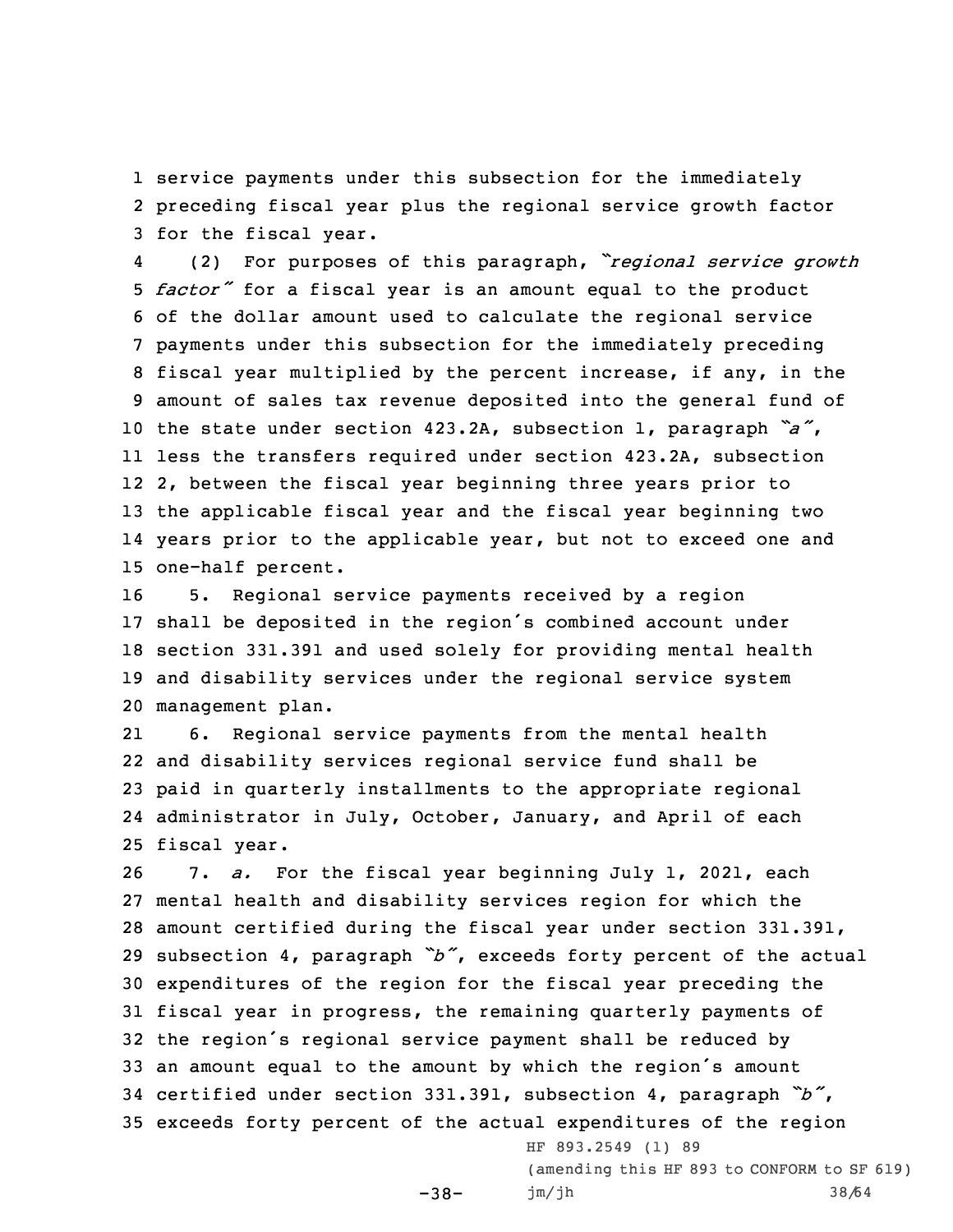service payments under this subsection for the immediately preceding fiscal year plus the regional service growth factor for the fiscal year.

(2) For purposes of this paragraph, *"regional service growth factor"* for a fiscal year is an amount equal to the product of the dollar amount used to calculate the regional service payments under this subsection for the immediately preceding fiscal year multiplied by the percent increase, if any, in the amount of sales tax revenue deposited into the general fund of the state under section 423.2A, subsection 1, paragraph *"a"*, less the transfers required under section 423.2A, subsection 2, between the fiscal year beginning three years prior to the applicable fiscal year and the fiscal year beginning two years prior to the applicable year, but not to exceed one and one-half percent.

5. Regional service payments received by a region shall be deposited in the region's combined account under section 331.391 and used solely for providing mental health and disability services under the regional service system management plan.

6. Regional service payments from the mental health and disability services regional service fund shall be paid in quarterly installments to the appropriate regional administrator in July, October, January, and April of each fiscal year.

7. *a.* For the fiscal year beginning July 1, 2021, each mental health and disability services region for which the amount certified during the fiscal year under section 331.391, subsection 4, paragraph *"b"*, exceeds forty percent of the actual expenditures of the region for the fiscal year preceding the fiscal year in progress, the remaining quarterly payments of the region's regional service payment shall be reduced by an amount equal to the amount by which the region's amount certified under section 331.391, subsection 4, paragraph *"b"*, exceeds forty percent of the actual expenditures of the region

HF 893.2549 (1) 89
(amending this HF 893 to CONFORM to SF 619)
jm/jh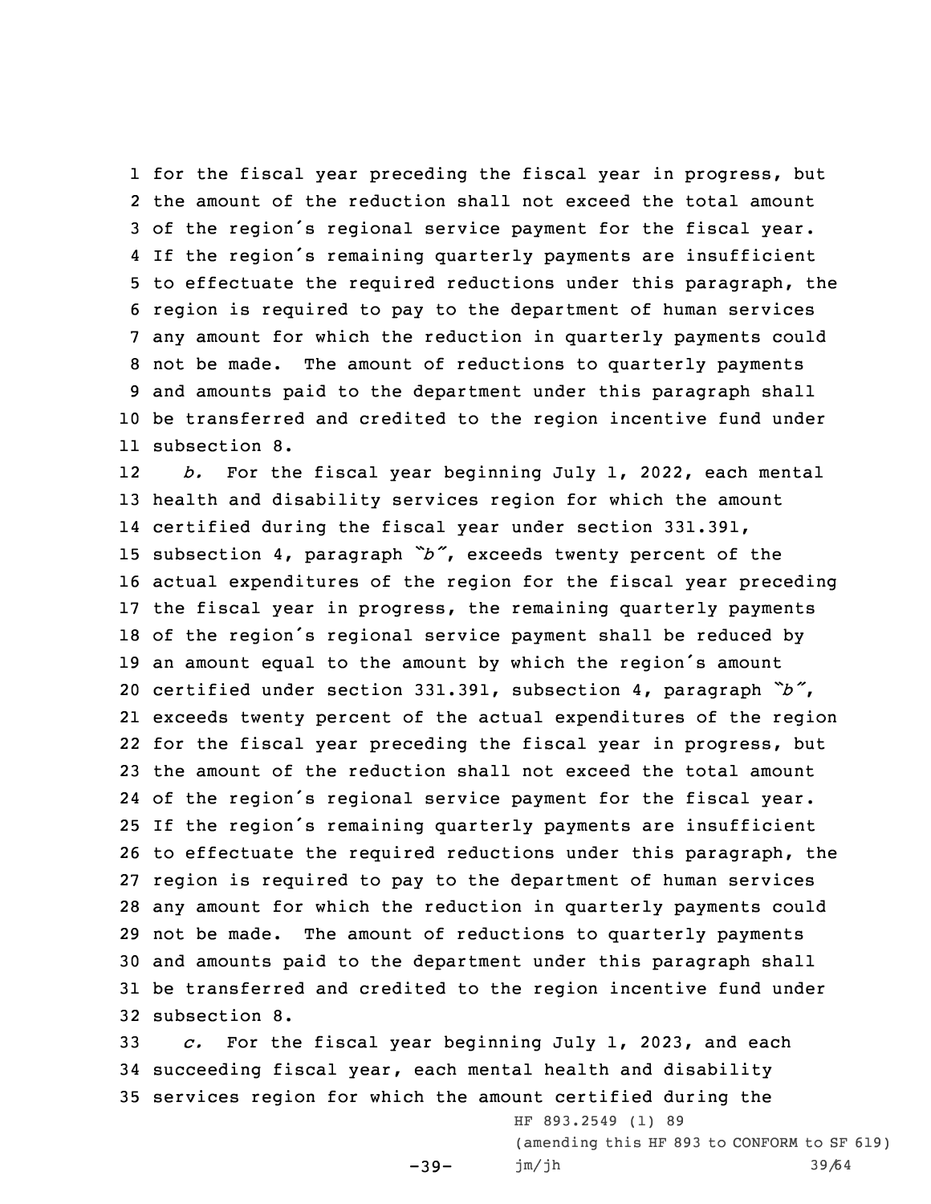for the fiscal year preceding the fiscal year in progress, but the amount of the reduction shall not exceed the total amount of the region's regional service payment for the fiscal year. If the region's remaining quarterly payments are insufficient to effectuate the required reductions under this paragraph, the region is required to pay to the department of human services any amount for which the reduction in quarterly payments could not be made. The amount of reductions to quarterly payments and amounts paid to the department under this paragraph shall be transferred and credited to the region incentive fund under subsection 8.

*b.* For the fiscal year beginning July 1, 2022, each mental health and disability services region for which the amount certified during the fiscal year under section 331.391, subsection 4, paragraph *"b"*, exceeds twenty percent of the actual expenditures of the region for the fiscal year preceding the fiscal year in progress, the remaining quarterly payments of the region's regional service payment shall be reduced by an amount equal to the amount by which the region's amount certified under section 331.391, subsection 4, paragraph *"b"*, exceeds twenty percent of the actual expenditures of the region for the fiscal year preceding the fiscal year in progress, but the amount of the reduction shall not exceed the total amount of the region's regional service payment for the fiscal year. If the region's remaining quarterly payments are insufficient to effectuate the required reductions under this paragraph, the region is required to pay to the department of human services any amount for which the reduction in quarterly payments could not be made. The amount of reductions to quarterly payments and amounts paid to the department under this paragraph shall be transferred and credited to the region incentive fund under subsection 8.

*c.* For the fiscal year beginning July 1, 2023, and each succeeding fiscal year, each mental health and disability services region for which the amount certified during the

HF 893.2549 (1) 89

(amending this HF 893 to CONFORM to SF 619)

jm/jh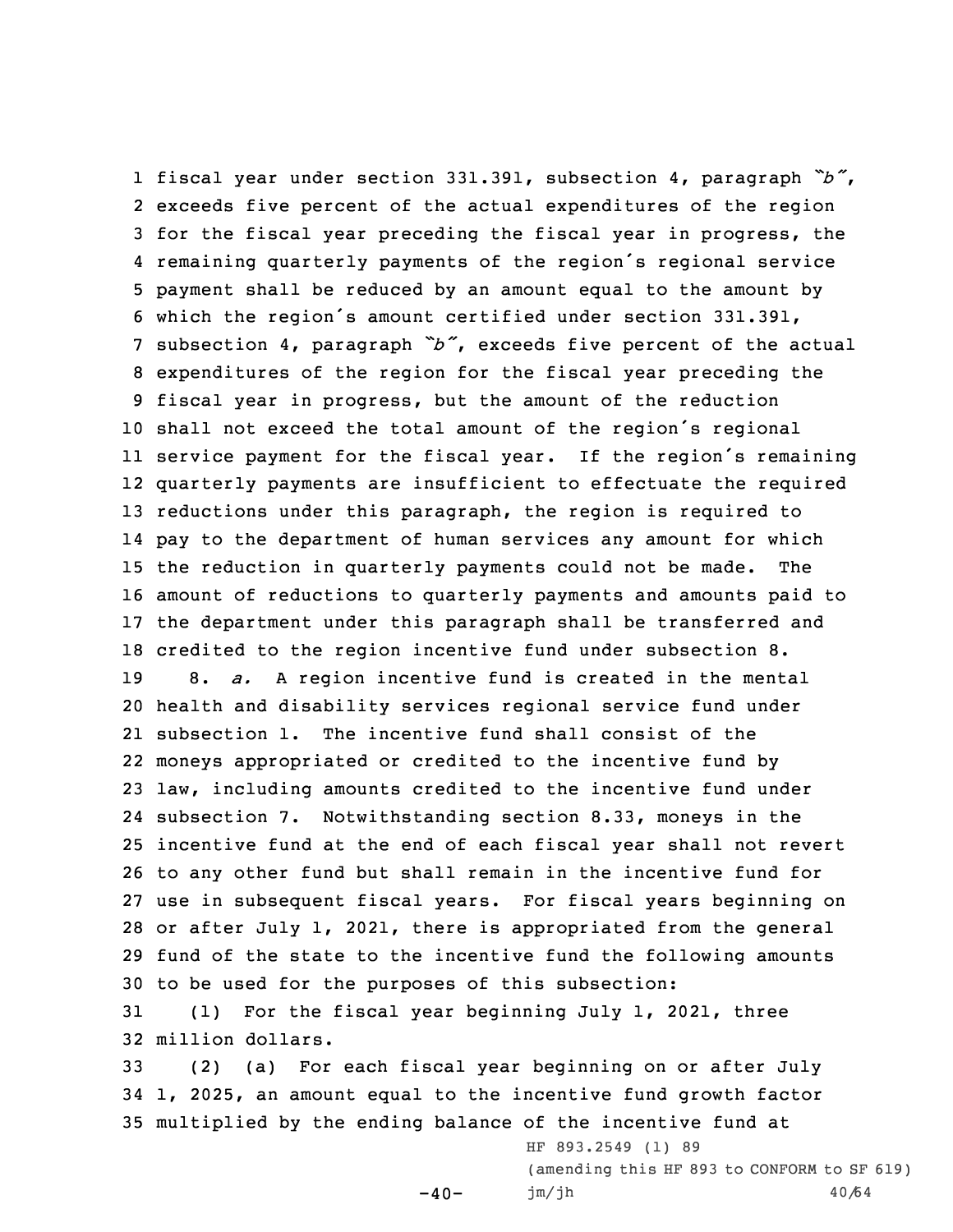fiscal year under section 331.391, subsection 4, paragraph *"b"*, exceeds five percent of the actual expenditures of the region for the fiscal year preceding the fiscal year in progress, the remaining quarterly payments of the region's regional service payment shall be reduced by an amount equal to the amount by which the region's amount certified under section 331.391, subsection 4, paragraph *"b"*, exceeds five percent of the actual expenditures of the region for the fiscal year preceding the fiscal year in progress, but the amount of the reduction shall not exceed the total amount of the region's regional service payment for the fiscal year. If the region's remaining quarterly payments are insufficient to effectuate the required reductions under this paragraph, the region is required to pay to the department of human services any amount for which the reduction in quarterly payments could not be made. The amount of reductions to quarterly payments and amounts paid to the department under this paragraph shall be transferred and credited to the region incentive fund under subsection 8.

8. *a.* A region incentive fund is created in the mental health and disability services regional service fund under subsection 1. The incentive fund shall consist of the moneys appropriated or credited to the incentive fund by law, including amounts credited to the incentive fund under subsection 7. Notwithstanding section 8.33, moneys in the incentive fund at the end of each fiscal year shall not revert to any other fund but shall remain in the incentive fund for use in subsequent fiscal years. For fiscal years beginning on or after July 1, 2021, there is appropriated from the general fund of the state to the incentive fund the following amounts to be used for the purposes of this subsection:

(1) For the fiscal year beginning July 1, 2021, three million dollars.

(2) (a) For each fiscal year beginning on or after July 1, 2025, an amount equal to the incentive fund growth factor multiplied by the ending balance of the incentive fund at

HF 893.2549 (1) 89
(amending this HF 893 to CONFORM to SF 619)
jm/jh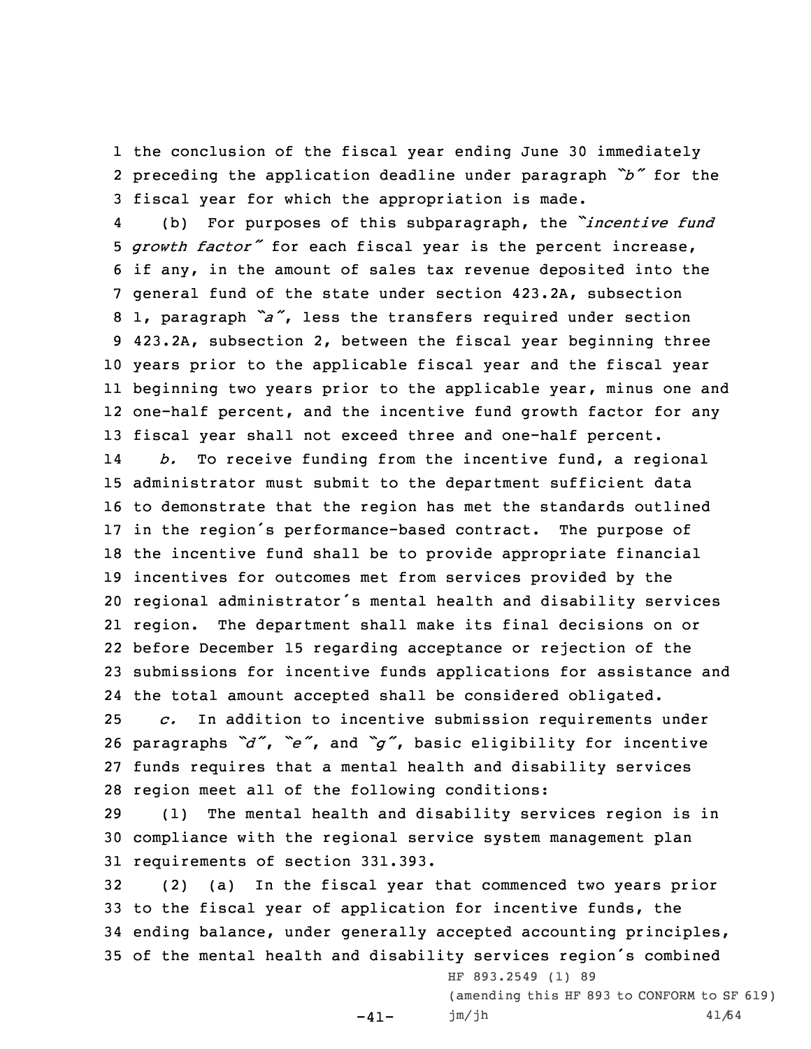the conclusion of the fiscal year ending June 30 immediately preceding the application deadline under paragraph *"b"* for the fiscal year for which the appropriation is made.

(b) For purposes of this subparagraph, the *"incentive fund growth factor"* for each fiscal year is the percent increase, if any, in the amount of sales tax revenue deposited into the general fund of the state under section 423.2A, subsection 1, paragraph *"a"*, less the transfers required under section 423.2A, subsection 2, between the fiscal year beginning three years prior to the applicable fiscal year and the fiscal year beginning two years prior to the applicable year, minus one and one-half percent, and the incentive fund growth factor for any fiscal year shall not exceed three and one-half percent.

*b.* To receive funding from the incentive fund, a regional administrator must submit to the department sufficient data to demonstrate that the region has met the standards outlined in the region's performance-based contract. The purpose of the incentive fund shall be to provide appropriate financial incentives for outcomes met from services provided by the regional administrator's mental health and disability services region. The department shall make its final decisions on or before December 15 regarding acceptance or rejection of the submissions for incentive funds applications for assistance and the total amount accepted shall be considered obligated.

*c.* In addition to incentive submission requirements under paragraphs *"d"*, *"e"*, and *"g"*, basic eligibility for incentive funds requires that a mental health and disability services region meet all of the following conditions:

(1) The mental health and disability services region is in compliance with the regional service system management plan requirements of section 331.393.

(2) (a) In the fiscal year that commenced two years prior to the fiscal year of application for incentive funds, the ending balance, under generally accepted accounting principles, of the mental health and disability services region's combined

HF 893.2549 (1) 89
(amending this HF 893 to CONFORM to SF 619)
jm/jh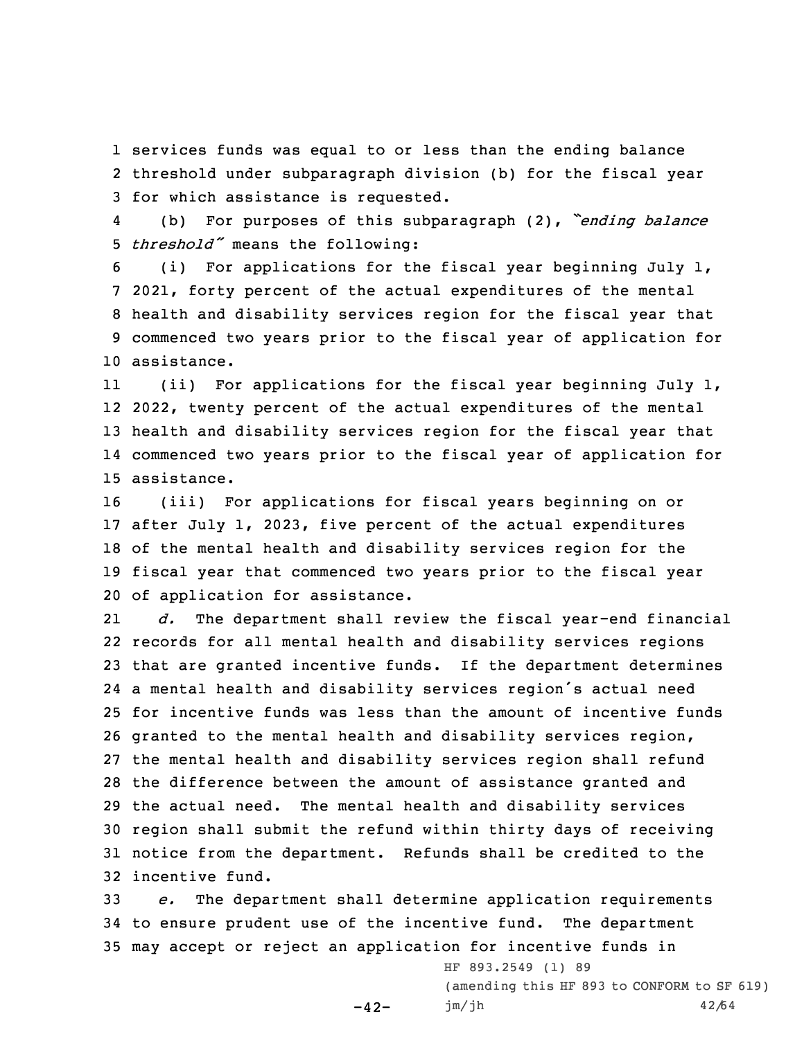services funds was equal to or less than the ending balance threshold under subparagraph division (b) for the fiscal year for which assistance is requested.

(b) For purposes of this subparagraph (2), *"ending balance threshold"* means the following:

(i) For applications for the fiscal year beginning July 1, 2021, forty percent of the actual expenditures of the mental health and disability services region for the fiscal year that commenced two years prior to the fiscal year of application for assistance.

(ii) For applications for the fiscal year beginning July 1, 2022, twenty percent of the actual expenditures of the mental health and disability services region for the fiscal year that commenced two years prior to the fiscal year of application for assistance.

(iii) For applications for fiscal years beginning on or after July 1, 2023, five percent of the actual expenditures of the mental health and disability services region for the fiscal year that commenced two years prior to the fiscal year of application for assistance.

*d.* The department shall review the fiscal year-end financial records for all mental health and disability services regions that are granted incentive funds. If the department determines a mental health and disability services region's actual need for incentive funds was less than the amount of incentive funds granted to the mental health and disability services region, the mental health and disability services region shall refund the difference between the amount of assistance granted and the actual need. The mental health and disability services region shall submit the refund within thirty days of receiving notice from the department. Refunds shall be credited to the incentive fund.

*e.* The department shall determine application requirements to ensure prudent use of the incentive fund. The department may accept or reject an application for incentive funds in

HF 893.2549 (1) 89
(amending this HF 893 to CONFORM to SF 619)
jm/jh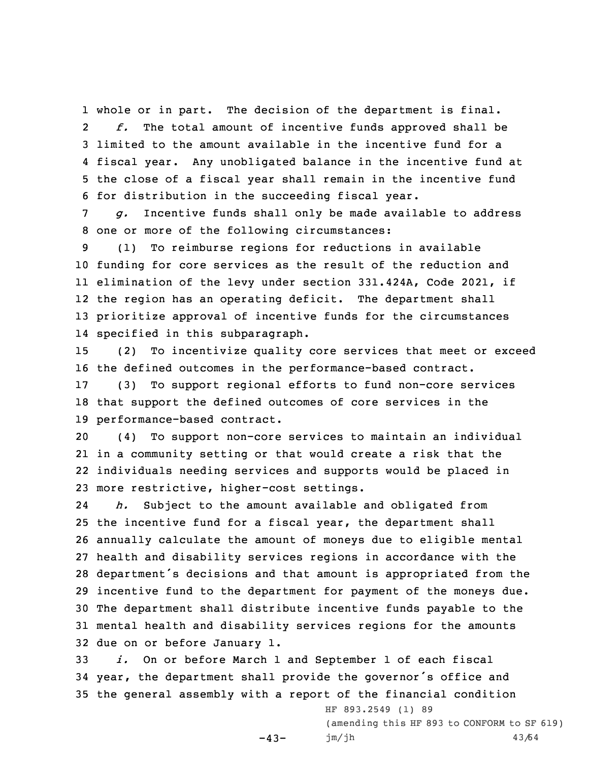whole or in part. The decision of the department is final.

*f.* The total amount of incentive funds approved shall be limited to the amount available in the incentive fund for a fiscal year. Any unobligated balance in the incentive fund at the close of a fiscal year shall remain in the incentive fund for distribution in the succeeding fiscal year.

*g.* Incentive funds shall only be made available to address one or more of the following circumstances:

(1) To reimburse regions for reductions in available funding for core services as the result of the reduction and elimination of the levy under section 331.424A, Code 2021, if the region has an operating deficit. The department shall prioritize approval of incentive funds for the circumstances specified in this subparagraph.

(2) To incentivize quality core services that meet or exceed the defined outcomes in the performance-based contract.

(3) To support regional efforts to fund non-core services that support the defined outcomes of core services in the performance-based contract.

(4) To support non-core services to maintain an individual in a community setting or that would create a risk that the individuals needing services and supports would be placed in more restrictive, higher-cost settings.

*h.* Subject to the amount available and obligated from the incentive fund for a fiscal year, the department shall annually calculate the amount of moneys due to eligible mental health and disability services regions in accordance with the department's decisions and that amount is appropriated from the incentive fund to the department for payment of the moneys due. The department shall distribute incentive funds payable to the mental health and disability services regions for the amounts due on or before January 1.

*i.* On or before March 1 and September 1 of each fiscal year, the department shall provide the governor's office and the general assembly with a report of the financial condition

HF 893.2549 (1) 89
(amending this HF 893 to CONFORM to SF 619)
jm/jh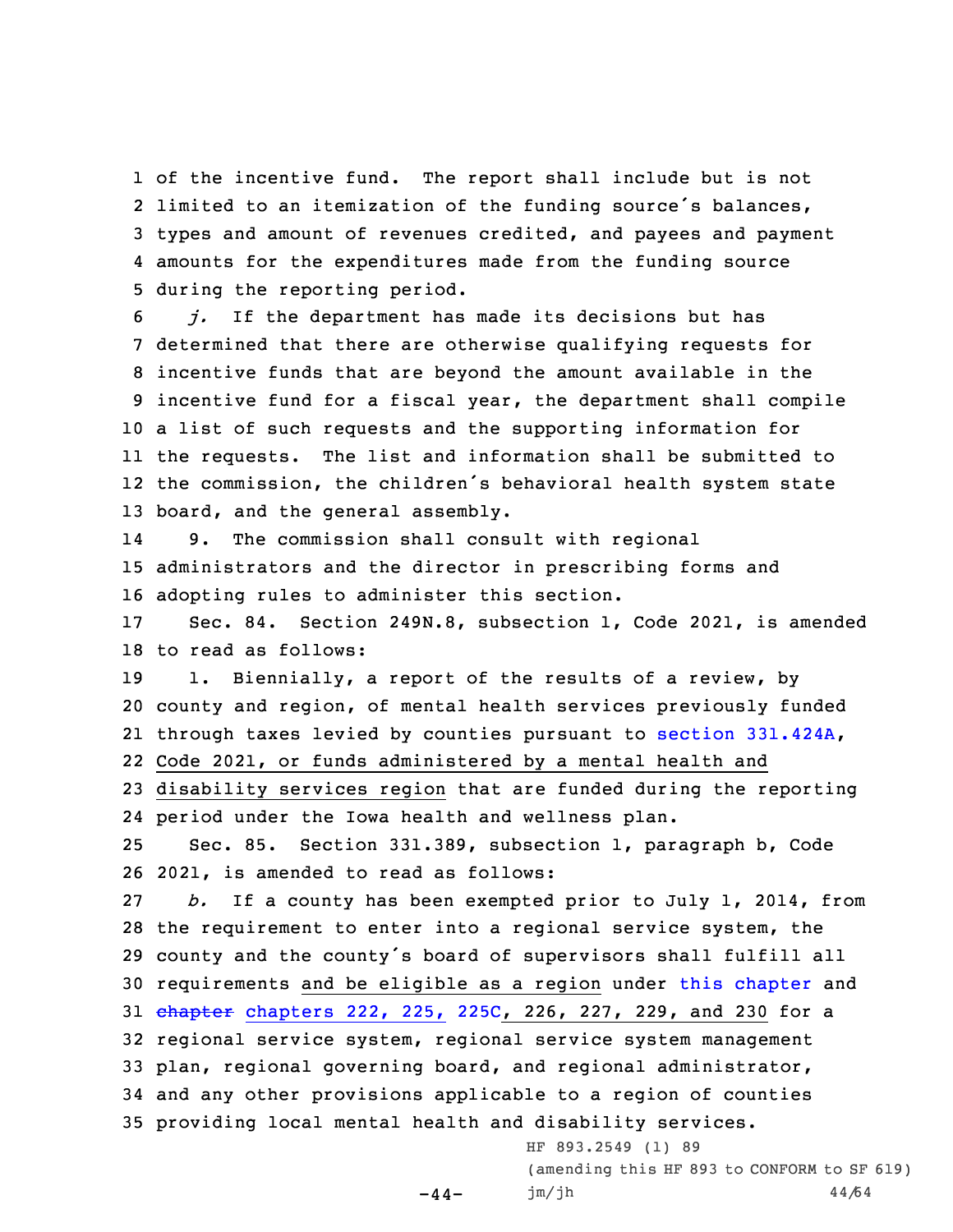of the incentive fund. The report shall include but is not limited to an itemization of the funding source's balances, types and amount of revenues credited, and payees and payment amounts for the expenditures made from the funding source during the reporting period.

*j.* If the department has made its decisions but has determined that there are otherwise qualifying requests for incentive funds that are beyond the amount available in the incentive fund for a fiscal year, the department shall compile a list of such requests and the supporting information for the requests. The list and information shall be submitted to the commission, the children's behavioral health system state board, and the general assembly.

9. The commission shall consult with regional administrators and the director in prescribing forms and adopting rules to administer this section.

Sec. 84. Section 249N.8, subsection 1, Code 2021, is amended to read as follows:

1. Biennially, a report of the results of a review, by county and region, of mental health services previously funded through taxes levied by counties pursuant to section 331.424A, Code 2021, or funds administered by a mental health and disability services region that are funded during the reporting period under the Iowa health and wellness plan.

Sec. 85. Section 331.389, subsection 1, paragraph b, Code 2021, is amended to read as follows:

*b.* If a county has been exempted prior to July 1, 2014, from the requirement to enter into a regional service system, the county and the county's board of supervisors shall fulfill all requirements and be eligible as a region under this chapter and ~~chapter~~ chapters 222, 225, 225C, 226, 227, 229, and 230 for a regional service system, regional service system management plan, regional governing board, and regional administrator, and any other provisions applicable to a region of counties providing local mental health and disability services.

HF 893.2549 (1) 89
(amending this HF 893 to CONFORM to SF 619)
jm/jh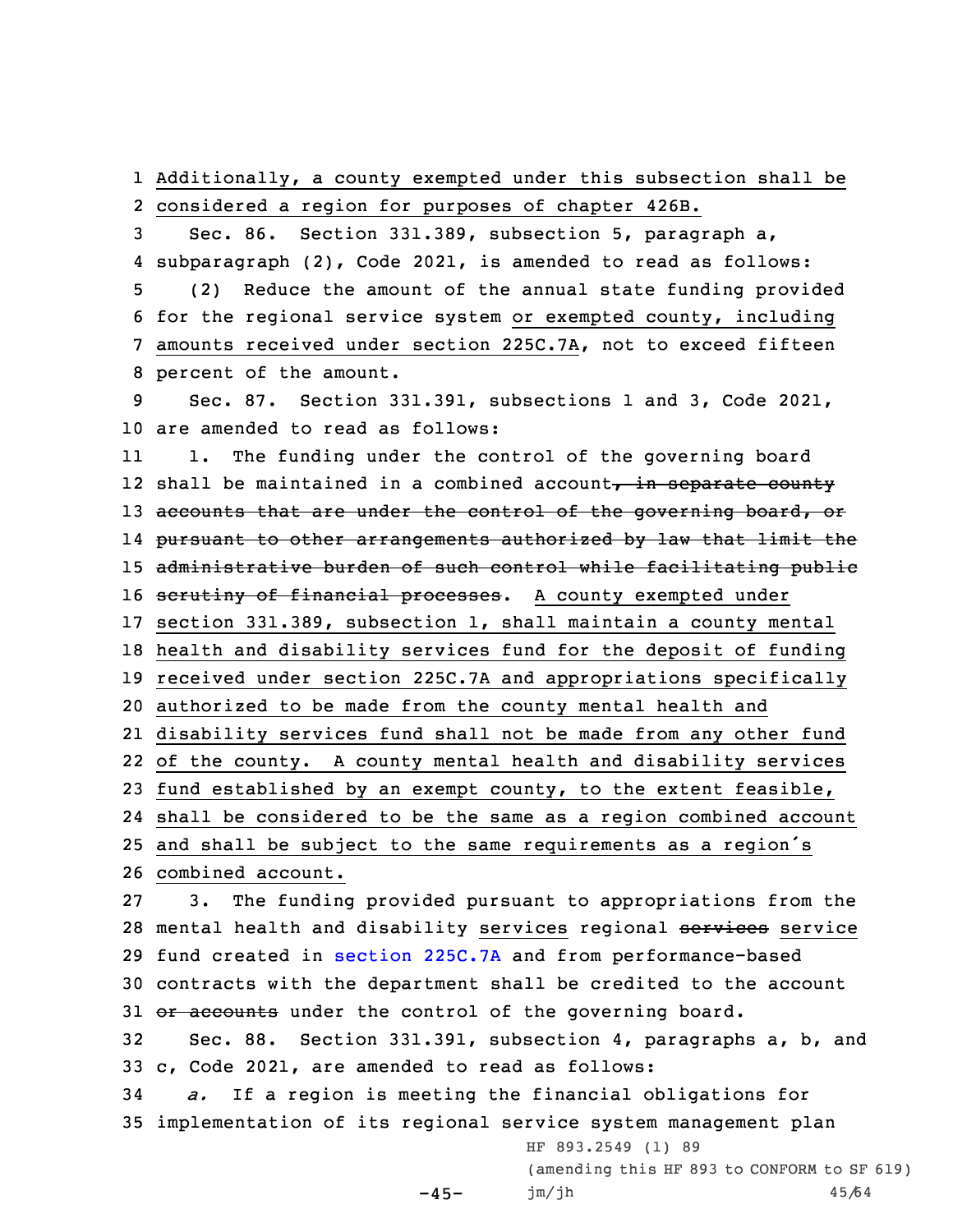Additionally, a county exempted under this subsection shall be considered a region for purposes of chapter 426B.

Sec. 86. Section 331.389, subsection 5, paragraph a, subparagraph (2), Code 2021, is amended to read as follows:

(2) Reduce the amount of the annual state funding provided for the regional service system or exempted county, including amounts received under section 225C.7A, not to exceed fifteen percent of the amount.

Sec. 87. Section 331.391, subsections 1 and 3, Code 2021, are amended to read as follows:

1. The funding under the control of the governing board shall be maintained in a combined account~~, in separate county accounts that are under the control of the governing board, or pursuant to other arrangements authorized by law that limit the administrative burden of such control while facilitating public scrutiny of financial processes~~. A county exempted under section 331.389, subsection 1, shall maintain a county mental health and disability services fund for the deposit of funding received under section 225C.7A and appropriations specifically authorized to be made from the county mental health and disability services fund shall not be made from any other fund of the county. A county mental health and disability services fund established by an exempt county, to the extent feasible, shall be considered to be the same as a region combined account and shall be subject to the same requirements as a region's combined account.

3. The funding provided pursuant to appropriations from the mental health and disability services regional ~~services~~ service fund created in section 225C.7A and from performance-based contracts with the department shall be credited to the account ~~or accounts~~ under the control of the governing board.

Sec. 88. Section 331.391, subsection 4, paragraphs a, b, and c, Code 2021, are amended to read as follows:

*a.* If a region is meeting the financial obligations for implementation of its regional service system management plan

HF 893.2549 (1) 89

(amending this HF 893 to CONFORM to SF 619)

jm/jh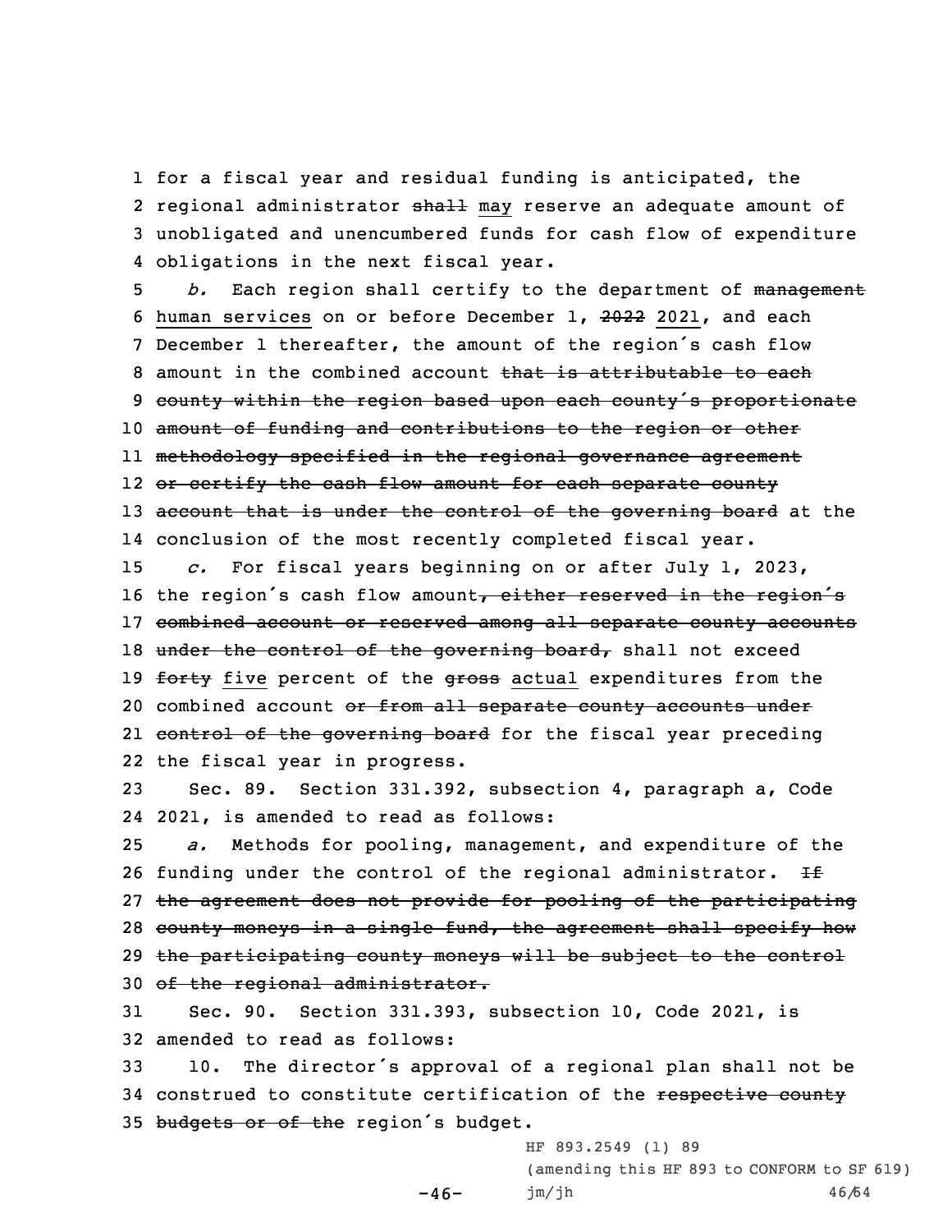1 for a fiscal year and residual funding is anticipated, the
2 regional administrator ~~shall~~ may reserve an adequate amount of
3 unobligated and unencumbered funds for cash flow of expenditure
4 obligations in the next fiscal year.

5 *b.* Each region shall certify to the department of ~~management~~
6 human services on or before December 1, ~~2022~~ 2021, and each
7 December 1 thereafter, the amount of the region's cash flow
8 amount in the combined account ~~that is attributable to each~~
9 ~~county within the region based upon each county's proportionate~~
10 ~~amount of funding and contributions to the region or other~~
11 ~~methodology specified in the regional governance agreement~~
12 ~~or certify the cash flow amount for each separate county~~
13 ~~account that is under the control of the governing board~~ at the
14 conclusion of the most recently completed fiscal year.

15 *c.* For fiscal years beginning on or after July 1, 2023,
16 the region's cash flow amount~~, either reserved in the region's~~
17 ~~combined account or reserved among all separate county accounts~~
18 ~~under the control of the governing board,~~ shall not exceed
19 ~~forty~~ five percent of the ~~gross~~ actual expenditures from the
20 combined account ~~or from all separate county accounts under~~
21 ~~control of the governing board~~ for the fiscal year preceding
22 the fiscal year in progress.

23 Sec. 89. Section 331.392, subsection 4, paragraph a, Code
24 2021, is amended to read as follows:

25 *a.* Methods for pooling, management, and expenditure of the
26 funding under the control of the regional administrator. ~~If~~
27 ~~the agreement does not provide for pooling of the participating~~
28 ~~county moneys in a single fund, the agreement shall specify how~~
29 ~~the participating county moneys will be subject to the control~~
30 ~~of the regional administrator.~~

31 Sec. 90. Section 331.393, subsection 10, Code 2021, is
32 amended to read as follows:

33 10. The director's approval of a regional plan shall not be
34 construed to constitute certification of the ~~respective county~~
35 ~~budgets or of the~~ region's budget.

HF 893.2549 (1) 89
(amending this HF 893 to CONFORM to SF 619)
jm/jh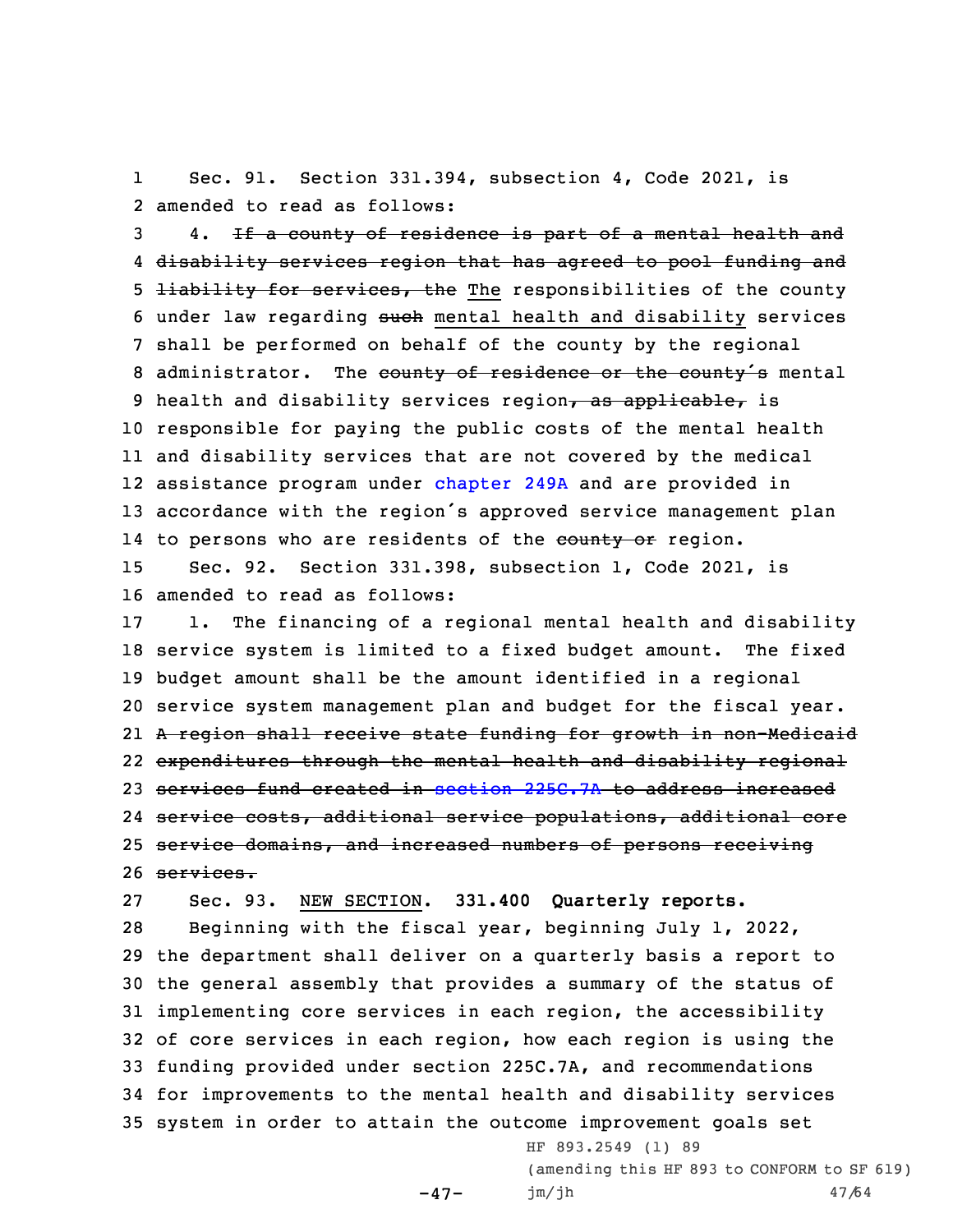Sec. 91. Section 331.394, subsection 4, Code 2021, is amended to read as follows:

4. ~~If a county of residence is part of a mental health and disability services region that has agreed to pool funding and liability for services, the~~ The responsibilities of the county under law regarding ~~such~~ mental health and disability services shall be performed on behalf of the county by the regional administrator. The ~~county of residence or the county's~~ mental health and disability services region~~, as applicable,~~ is responsible for paying the public costs of the mental health and disability services that are not covered by the medical assistance program under chapter 249A and are provided in accordance with the region's approved service management plan to persons who are residents of the ~~county or~~ region.

Sec. 92. Section 331.398, subsection 1, Code 2021, is amended to read as follows:

1. The financing of a regional mental health and disability service system is limited to a fixed budget amount. The fixed budget amount shall be the amount identified in a regional service system management plan and budget for the fiscal year. ~~A region shall receive state funding for growth in non-Medicaid expenditures through the mental health and disability regional services fund created in section 225C.7A to address increased service costs, additional service populations, additional core service domains, and increased numbers of persons receiving services.~~

Sec. 93. NEW SECTION. **331.400 Quarterly reports.**

Beginning with the fiscal year, beginning July 1, 2022, the department shall deliver on a quarterly basis a report to the general assembly that provides a summary of the status of implementing core services in each region, the accessibility of core services in each region, how each region is using the funding provided under section 225C.7A, and recommendations for improvements to the mental health and disability services system in order to attain the outcome improvement goals set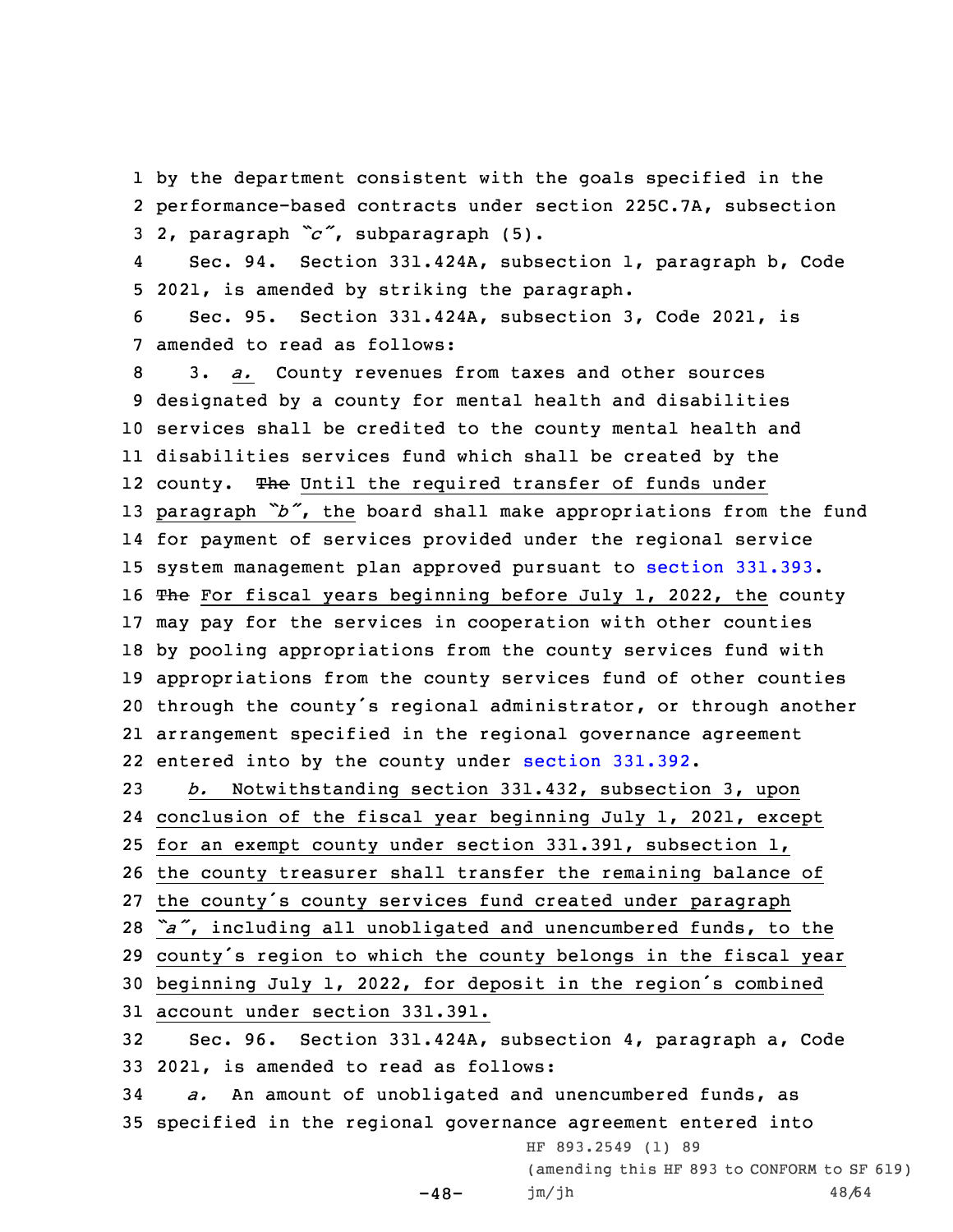by the department consistent with the goals specified in the performance-based contracts under section 225C.7A, subsection 2, paragraph *"c"*, subparagraph (5).

Sec. 94. Section 331.424A, subsection 1, paragraph b, Code 2021, is amended by striking the paragraph.

Sec. 95. Section 331.424A, subsection 3, Code 2021, is amended to read as follows:

3. *a.* County revenues from taxes and other sources designated by a county for mental health and disabilities services shall be credited to the county mental health and disabilities services fund which shall be created by the county. ~~The~~ Until the required transfer of funds under paragraph *"b"*, the board shall make appropriations from the fund for payment of services provided under the regional service system management plan approved pursuant to section 331.393. ~~The~~ For fiscal years beginning before July 1, 2022, the county may pay for the services in cooperation with other counties by pooling appropriations from the county services fund with appropriations from the county services fund of other counties through the county's regional administrator, or through another arrangement specified in the regional governance agreement entered into by the county under section 331.392.

*b.* Notwithstanding section 331.432, subsection 3, upon conclusion of the fiscal year beginning July 1, 2021, except for an exempt county under section 331.391, subsection 1, the county treasurer shall transfer the remaining balance of the county's county services fund created under paragraph *"a"*, including all unobligated and unencumbered funds, to the county's region to which the county belongs in the fiscal year beginning July 1, 2022, for deposit in the region's combined account under section 331.391.

Sec. 96. Section 331.424A, subsection 4, paragraph a, Code 2021, is amended to read as follows:

*a.* An amount of unobligated and unencumbered funds, as specified in the regional governance agreement entered into

HF 893.2549 (1) 89
(amending this HF 893 to CONFORM to SF 619)
jm/jh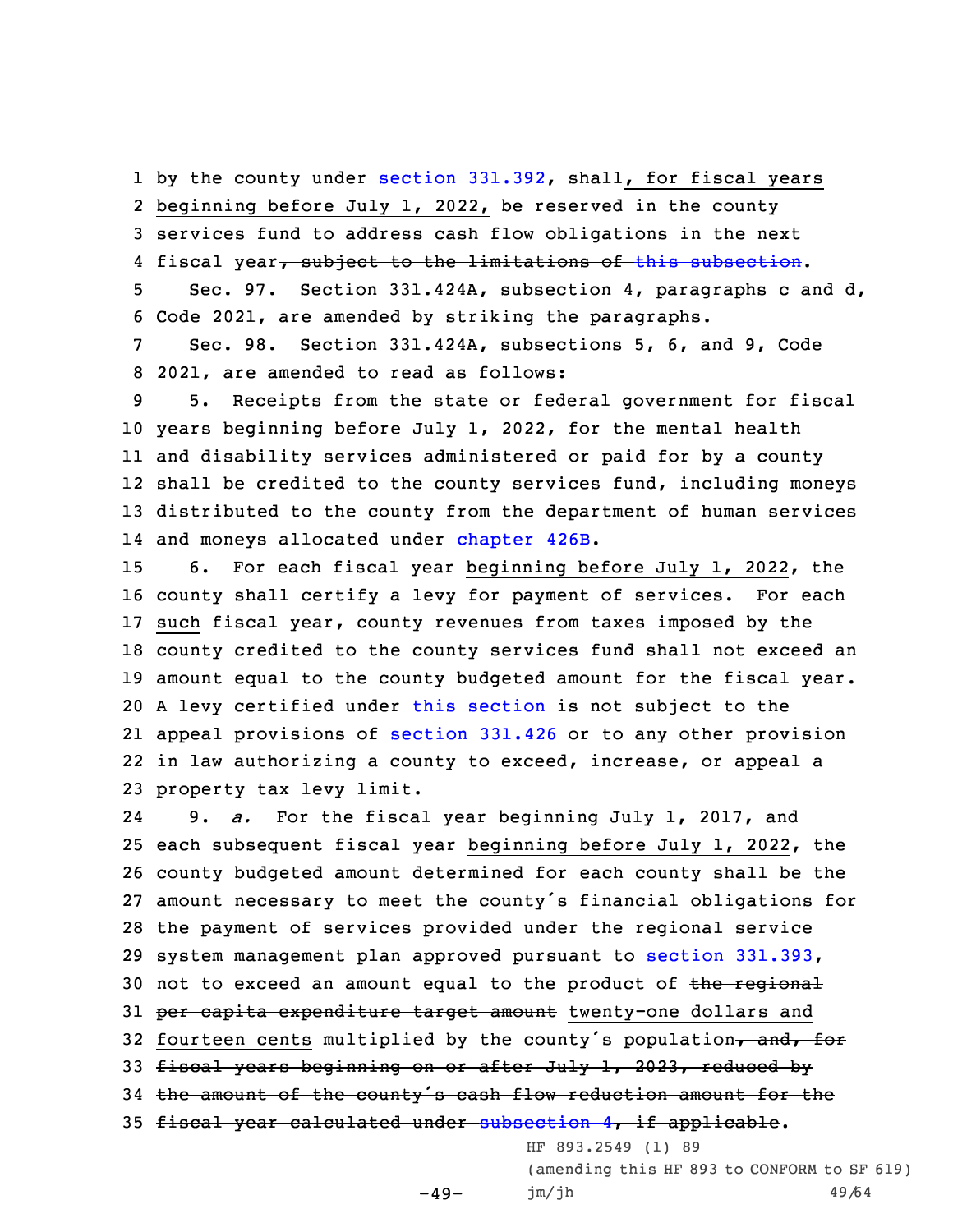by the county under section 331.392, shall, for fiscal years beginning before July 1, 2022, be reserved in the county services fund to address cash flow obligations in the next fiscal year~~, subject to the limitations of this subsection~~.

Sec. 97. Section 331.424A, subsection 4, paragraphs c and d, Code 2021, are amended by striking the paragraphs.

Sec. 98. Section 331.424A, subsections 5, 6, and 9, Code 2021, are amended to read as follows:

5. Receipts from the state or federal government for fiscal years beginning before July 1, 2022, for the mental health and disability services administered or paid for by a county shall be credited to the county services fund, including moneys distributed to the county from the department of human services and moneys allocated under chapter 426B.

6. For each fiscal year beginning before July 1, 2022, the county shall certify a levy for payment of services. For each such fiscal year, county revenues from taxes imposed by the county credited to the county services fund shall not exceed an amount equal to the county budgeted amount for the fiscal year. A levy certified under this section is not subject to the appeal provisions of section 331.426 or to any other provision in law authorizing a county to exceed, increase, or appeal a property tax levy limit.

9. *a.* For the fiscal year beginning July 1, 2017, and each subsequent fiscal year beginning before July 1, 2022, the county budgeted amount determined for each county shall be the amount necessary to meet the county's financial obligations for the payment of services provided under the regional service system management plan approved pursuant to section 331.393, not to exceed an amount equal to the product of ~~the regional per capita expenditure target amount~~ twenty-one dollars and fourteen cents multiplied by the county's population~~, and, for fiscal years beginning on or after July 1, 2023, reduced by the amount of the county's cash flow reduction amount for the fiscal year calculated under subsection 4, if applicable~~.

HF 893.2549 (1) 89

(amending this HF 893 to CONFORM to SF 619)

jm/jh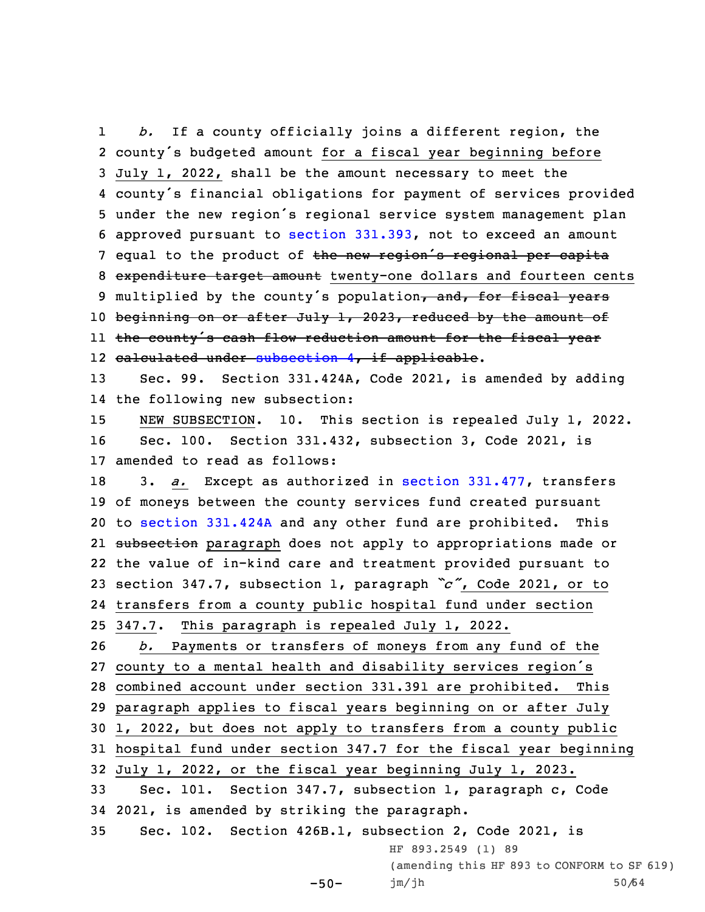1 *b.* If a county officially joins a different region, the
2 county's budgeted amount for a fiscal year beginning before
3 July 1, 2022, shall be the amount necessary to meet the
4 county's financial obligations for payment of services provided
5 under the new region's regional service system management plan
6 approved pursuant to section 331.393, not to exceed an amount
7 equal to the product of ~~the new region's regional per capita~~
8 ~~expenditure target amount~~ twenty-one dollars and fourteen cents
9 multiplied by the county's population~~, and, for fiscal years~~
10 ~~beginning on or after July 1, 2023, reduced by the amount of~~
11 ~~the county's cash flow reduction amount for the fiscal year~~
12 ~~calculated under subsection 4, if applicable~~.

13 Sec. 99. Section 331.424A, Code 2021, is amended by adding
14 the following new subsection:

15 NEW SUBSECTION. 10. This section is repealed July 1, 2022.

16 Sec. 100. Section 331.432, subsection 3, Code 2021, is
17 amended to read as follows:

18 3. *a.* Except as authorized in section 331.477, transfers
19 of moneys between the county services fund created pursuant
20 to section 331.424A and any other fund are prohibited. This
21 ~~subsection~~ paragraph does not apply to appropriations made or
22 the value of in-kind care and treatment provided pursuant to
23 section 347.7, subsection 1, paragraph *"c"*, Code 2021, or to
24 transfers from a county public hospital fund under section
25 347.7. This paragraph is repealed July 1, 2022.

26 *b.* Payments or transfers of moneys from any fund of the
27 county to a mental health and disability services region's
28 combined account under section 331.391 are prohibited. This
29 paragraph applies to fiscal years beginning on or after July
30 1, 2022, but does not apply to transfers from a county public
31 hospital fund under section 347.7 for the fiscal year beginning
32 July 1, 2022, or the fiscal year beginning July 1, 2023.

33 Sec. 101. Section 347.7, subsection 1, paragraph c, Code
34 2021, is amended by striking the paragraph.

35 Sec. 102. Section 426B.1, subsection 2, Code 2021, is

HF 893.2549 (1) 89
(amending this HF 893 to CONFORM to SF 619)
jm/jh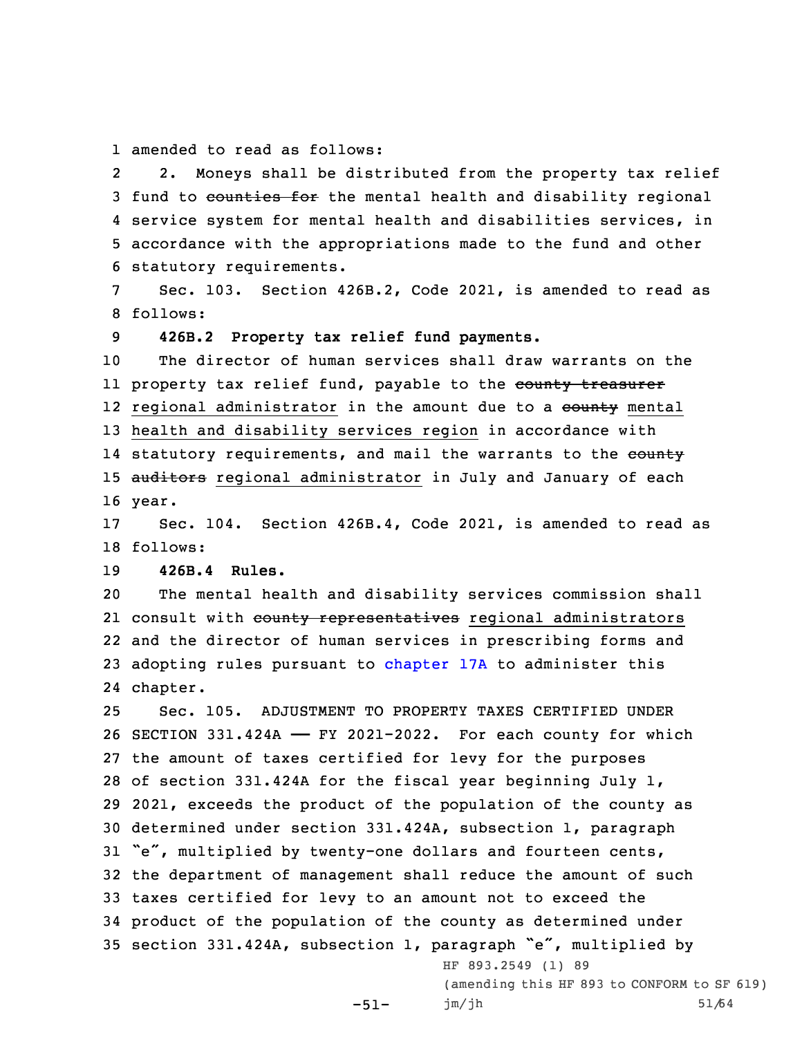amended to read as follows:

2. Moneys shall be distributed from the property tax relief fund to ~~counties for~~ the mental health and disability regional service system for mental health and disabilities services, in accordance with the appropriations made to the fund and other statutory requirements.

Sec. 103. Section 426B.2, Code 2021, is amended to read as follows:

**426B.2 Property tax relief fund payments.**

The director of human services shall draw warrants on the property tax relief fund, payable to the ~~county treasurer~~ regional administrator in the amount due to a ~~county~~ mental health and disability services region in accordance with statutory requirements, and mail the warrants to the ~~county auditors~~ regional administrator in July and January of each year.

Sec. 104. Section 426B.4, Code 2021, is amended to read as follows:

**426B.4 Rules.**

The mental health and disability services commission shall consult with ~~county representatives~~ regional administrators and the director of human services in prescribing forms and adopting rules pursuant to chapter 17A to administer this chapter.

Sec. 105. ADJUSTMENT TO PROPERTY TAXES CERTIFIED UNDER SECTION 331.424A —— FY 2021-2022. For each county for which the amount of taxes certified for levy for the purposes of section 331.424A for the fiscal year beginning July 1, 2021, exceeds the product of the population of the county as determined under section 331.424A, subsection 1, paragraph "e", multiplied by twenty-one dollars and fourteen cents, the department of management shall reduce the amount of such taxes certified for levy to an amount not to exceed the product of the population of the county as determined under section 331.424A, subsection 1, paragraph "e", multiplied by

HF 893.2549 (1) 89
(amending this HF 893 to CONFORM to SF 619)
jm/jh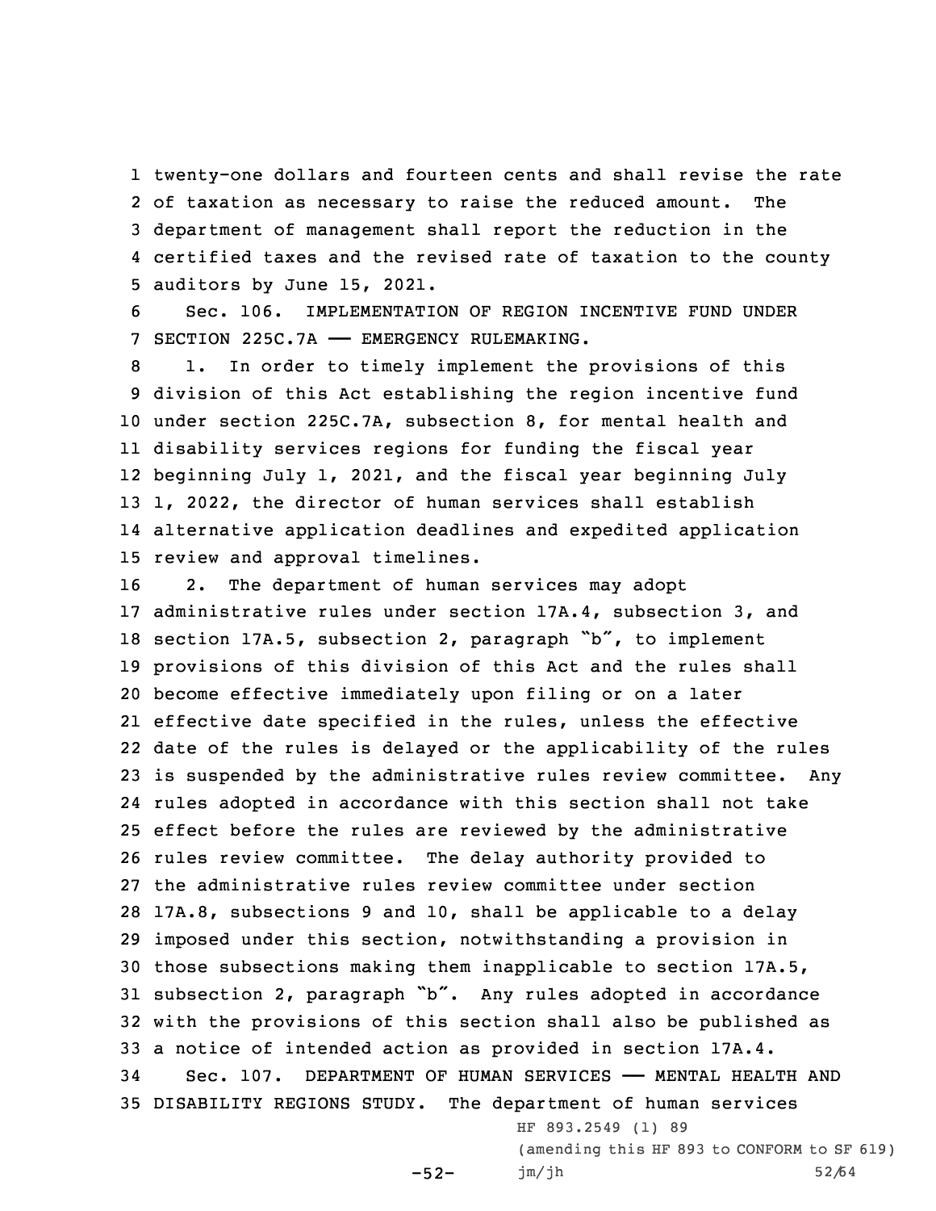twenty-one dollars and fourteen cents and shall revise the rate of taxation as necessary to raise the reduced amount. The department of management shall report the reduction in the certified taxes and the revised rate of taxation to the county auditors by June 15, 2021.

Sec. 106. IMPLEMENTATION OF REGION INCENTIVE FUND UNDER SECTION 225C.7A —— EMERGENCY RULEMAKING.

1. In order to timely implement the provisions of this division of this Act establishing the region incentive fund under section 225C.7A, subsection 8, for mental health and disability services regions for funding the fiscal year beginning July 1, 2021, and the fiscal year beginning July 1, 2022, the director of human services shall establish alternative application deadlines and expedited application review and approval timelines.

2. The department of human services may adopt administrative rules under section 17A.4, subsection 3, and section 17A.5, subsection 2, paragraph "b", to implement provisions of this division of this Act and the rules shall become effective immediately upon filing or on a later effective date specified in the rules, unless the effective date of the rules is delayed or the applicability of the rules is suspended by the administrative rules review committee. Any rules adopted in accordance with this section shall not take effect before the rules are reviewed by the administrative rules review committee. The delay authority provided to the administrative rules review committee under section 17A.8, subsections 9 and 10, shall be applicable to a delay imposed under this section, notwithstanding a provision in those subsections making them inapplicable to section 17A.5, subsection 2, paragraph "b". Any rules adopted in accordance with the provisions of this section shall also be published as a notice of intended action as provided in section 17A.4.

Sec. 107. DEPARTMENT OF HUMAN SERVICES —— MENTAL HEALTH AND DISABILITY REGIONS STUDY. The department of human services

HF 893.2549 (1) 89
(amending this HF 893 to CONFORM to SF 619)
jm/jh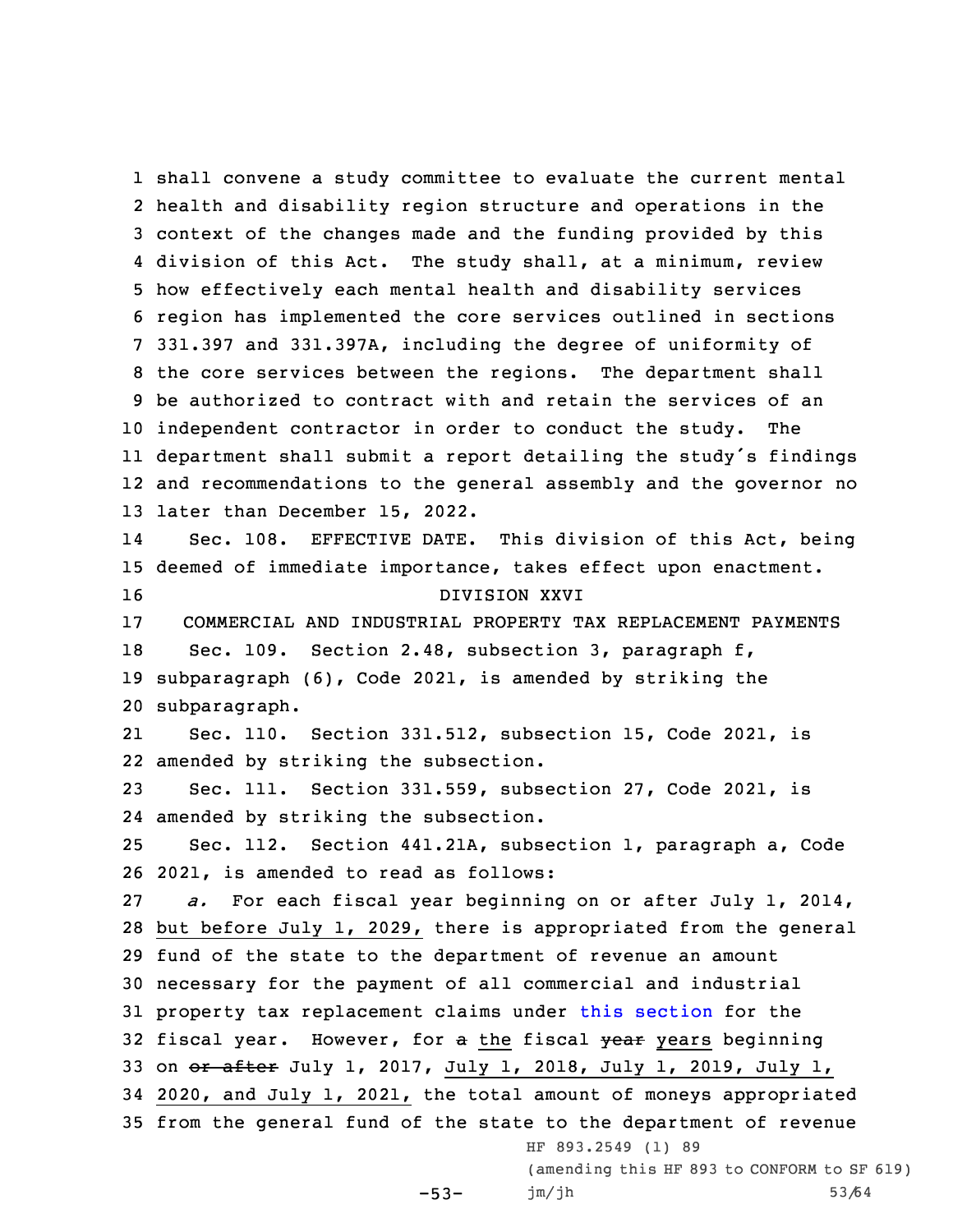shall convene a study committee to evaluate the current mental health and disability region structure and operations in the context of the changes made and the funding provided by this division of this Act. The study shall, at a minimum, review how effectively each mental health and disability services region has implemented the core services outlined in sections 331.397 and 331.397A, including the degree of uniformity of the core services between the regions. The department shall be authorized to contract with and retain the services of an independent contractor in order to conduct the study. The department shall submit a report detailing the study's findings and recommendations to the general assembly and the governor no later than December 15, 2022.

Sec. 108. EFFECTIVE DATE. This division of this Act, being deemed of immediate importance, takes effect upon enactment.

DIVISION XXVI

COMMERCIAL AND INDUSTRIAL PROPERTY TAX REPLACEMENT PAYMENTS

Sec. 109. Section 2.48, subsection 3, paragraph f, subparagraph (6), Code 2021, is amended by striking the subparagraph.

Sec. 110. Section 331.512, subsection 15, Code 2021, is amended by striking the subsection.

Sec. 111. Section 331.559, subsection 27, Code 2021, is amended by striking the subsection.

Sec. 112. Section 441.21A, subsection 1, paragraph a, Code 2021, is amended to read as follows:

*a.* For each fiscal year beginning on or after July 1, 2014, but before July 1, 2029, there is appropriated from the general fund of the state to the department of revenue an amount necessary for the payment of all commercial and industrial property tax replacement claims under this section for the fiscal year. However, for ~~a~~ the fiscal ~~year~~ years beginning on ~~or after~~ July 1, 2017, July 1, 2018, July 1, 2019, July 1, 2020, and July 1, 2021, the total amount of moneys appropriated from the general fund of the state to the department of revenue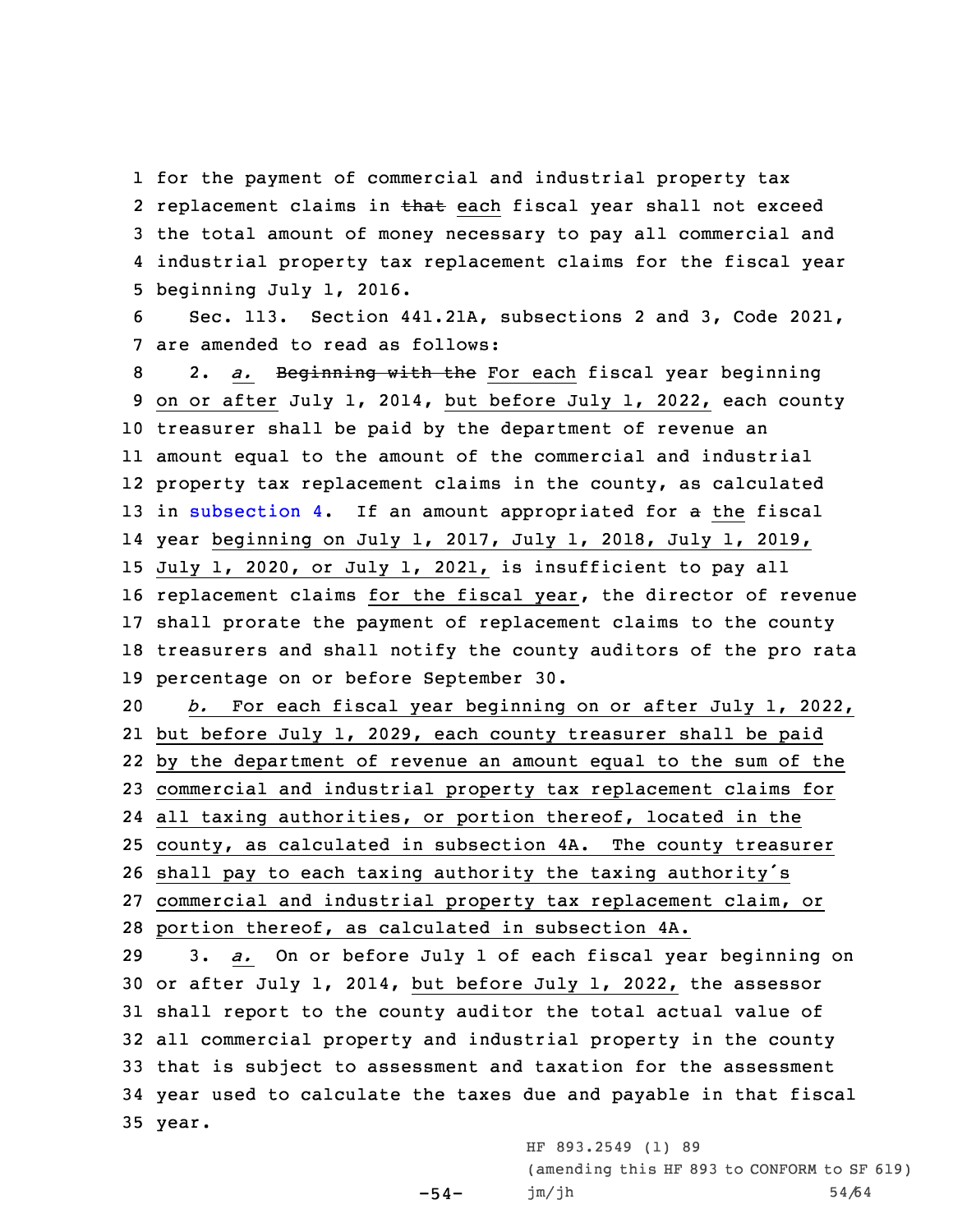for the payment of commercial and industrial property tax replacement claims in ~~that~~ each fiscal year shall not exceed the total amount of money necessary to pay all commercial and industrial property tax replacement claims for the fiscal year beginning July 1, 2016.

Sec. 113. Section 441.21A, subsections 2 and 3, Code 2021, are amended to read as follows:

2. *a.* ~~Beginning with the~~ For each fiscal year beginning on or after July 1, 2014, but before July 1, 2022, each county treasurer shall be paid by the department of revenue an amount equal to the amount of the commercial and industrial property tax replacement claims in the county, as calculated in subsection 4. If an amount appropriated for ~~a~~ the fiscal year beginning on July 1, 2017, July 1, 2018, July 1, 2019, July 1, 2020, or July 1, 2021, is insufficient to pay all replacement claims for the fiscal year, the director of revenue shall prorate the payment of replacement claims to the county treasurers and shall notify the county auditors of the pro rata percentage on or before September 30.

*b.* For each fiscal year beginning on or after July 1, 2022, but before July 1, 2029, each county treasurer shall be paid by the department of revenue an amount equal to the sum of the commercial and industrial property tax replacement claims for all taxing authorities, or portion thereof, located in the county, as calculated in subsection 4A. The county treasurer shall pay to each taxing authority the taxing authority's commercial and industrial property tax replacement claim, or portion thereof, as calculated in subsection 4A.

3. *a.* On or before July 1 of each fiscal year beginning on or after July 1, 2014, but before July 1, 2022, the assessor shall report to the county auditor the total actual value of all commercial property and industrial property in the county that is subject to assessment and taxation for the assessment year used to calculate the taxes due and payable in that fiscal year.

HF 893.2549 (1) 89
(amending this HF 893 to CONFORM to SF 619)
jm/jh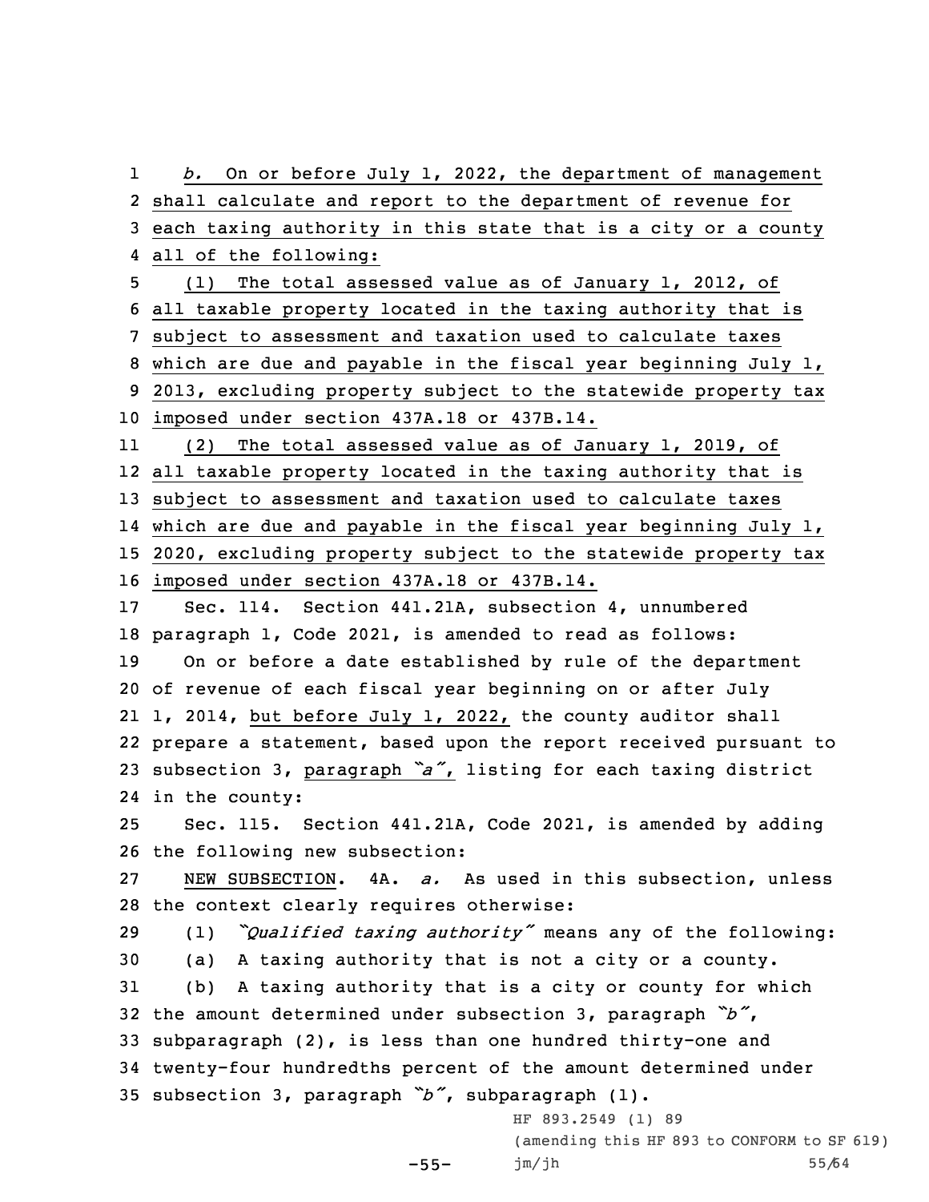*b.* On or before July 1, 2022, the department of management shall calculate and report to the department of revenue for each taxing authority in this state that is a city or a county all of the following:

(1) The total assessed value as of January 1, 2012, of all taxable property located in the taxing authority that is subject to assessment and taxation used to calculate taxes which are due and payable in the fiscal year beginning July 1, 2013, excluding property subject to the statewide property tax imposed under section 437A.18 or 437B.14.

(2) The total assessed value as of January 1, 2019, of all taxable property located in the taxing authority that is subject to assessment and taxation used to calculate taxes which are due and payable in the fiscal year beginning July 1, 2020, excluding property subject to the statewide property tax imposed under section 437A.18 or 437B.14.

Sec. 114. Section 441.21A, subsection 4, unnumbered paragraph 1, Code 2021, is amended to read as follows:

On or before a date established by rule of the department of revenue of each fiscal year beginning on or after July 1, 2014, but before July 1, 2022, the county auditor shall prepare a statement, based upon the report received pursuant to subsection 3, paragraph *"a"*, listing for each taxing district in the county:

Sec. 115. Section 441.21A, Code 2021, is amended by adding the following new subsection:

NEW SUBSECTION. 4A. *a.* As used in this subsection, unless the context clearly requires otherwise:

(1) *"Qualified taxing authority"* means any of the following:

(a) A taxing authority that is not a city or a county.

(b) A taxing authority that is a city or county for which the amount determined under subsection 3, paragraph *"b"*, subparagraph (2), is less than one hundred thirty-one and twenty-four hundredths percent of the amount determined under subsection 3, paragraph *"b"*, subparagraph (1).

HF 893.2549 (1) 89
(amending this HF 893 to CONFORM to SF 619)
jm/jh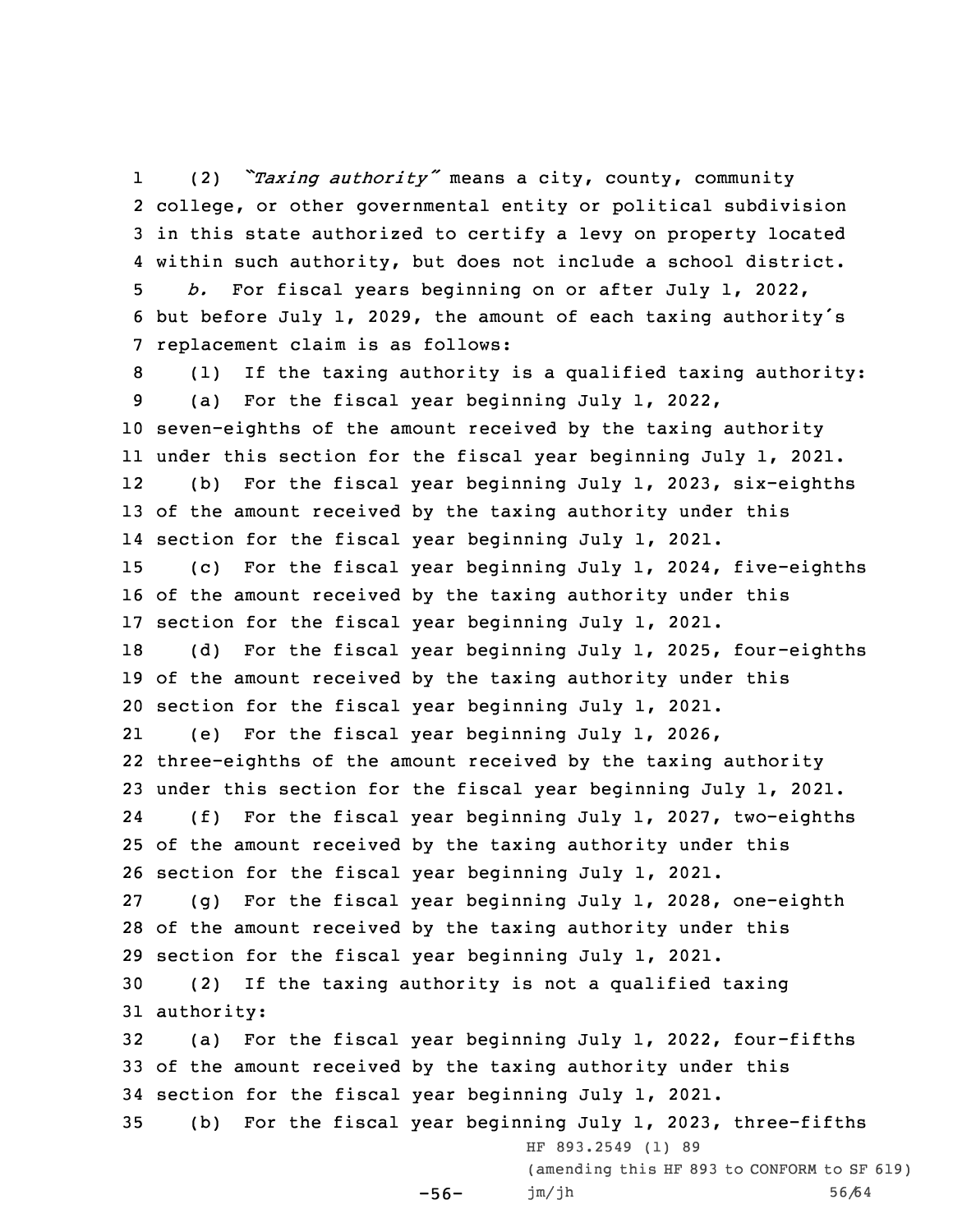(2) *"Taxing authority"* means a city, county, community college, or other governmental entity or political subdivision in this state authorized to certify a levy on property located within such authority, but does not include a school district.

*b.* For fiscal years beginning on or after July 1, 2022, but before July 1, 2029, the amount of each taxing authority's replacement claim is as follows:

(1) If the taxing authority is a qualified taxing authority:

(a) For the fiscal year beginning July 1, 2022, seven-eighths of the amount received by the taxing authority under this section for the fiscal year beginning July 1, 2021.

(b) For the fiscal year beginning July 1, 2023, six-eighths of the amount received by the taxing authority under this section for the fiscal year beginning July 1, 2021.

(c) For the fiscal year beginning July 1, 2024, five-eighths of the amount received by the taxing authority under this section for the fiscal year beginning July 1, 2021.

(d) For the fiscal year beginning July 1, 2025, four-eighths of the amount received by the taxing authority under this section for the fiscal year beginning July 1, 2021.

(e) For the fiscal year beginning July 1, 2026, three-eighths of the amount received by the taxing authority under this section for the fiscal year beginning July 1, 2021.

(f) For the fiscal year beginning July 1, 2027, two-eighths of the amount received by the taxing authority under this section for the fiscal year beginning July 1, 2021.

(g) For the fiscal year beginning July 1, 2028, one-eighth of the amount received by the taxing authority under this section for the fiscal year beginning July 1, 2021.

(2) If the taxing authority is not a qualified taxing authority:

(a) For the fiscal year beginning July 1, 2022, four-fifths of the amount received by the taxing authority under this section for the fiscal year beginning July 1, 2021.

(b) For the fiscal year beginning July 1, 2023, three-fifths

HF 893.2549 (1) 89

(amending this HF 893 to CONFORM to SF 619)

jm/jh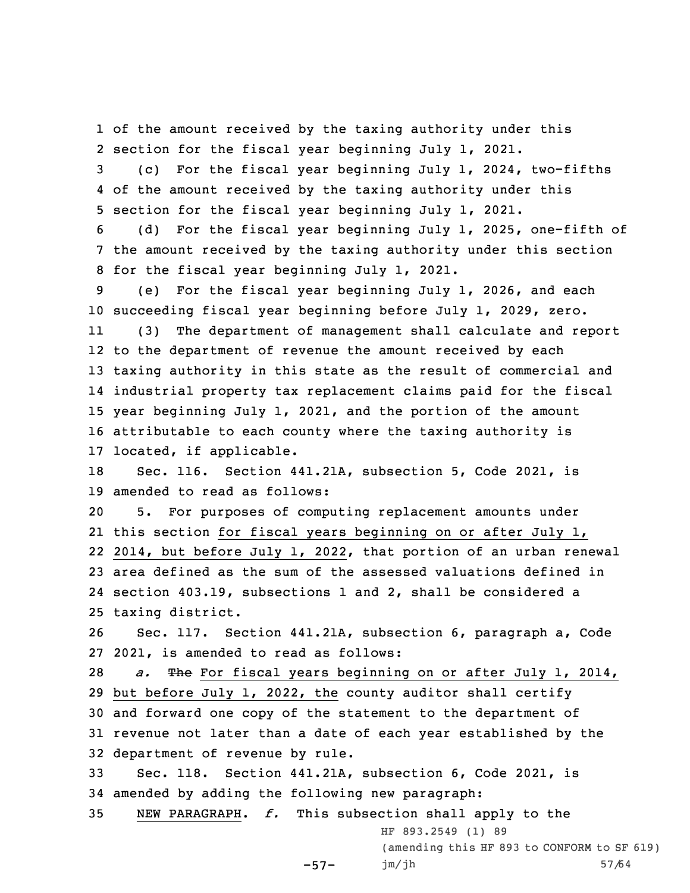of the amount received by the taxing authority under this section for the fiscal year beginning July 1, 2021.

(c) For the fiscal year beginning July 1, 2024, two-fifths of the amount received by the taxing authority under this section for the fiscal year beginning July 1, 2021.

(d) For the fiscal year beginning July 1, 2025, one-fifth of the amount received by the taxing authority under this section for the fiscal year beginning July 1, 2021.

(e) For the fiscal year beginning July 1, 2026, and each succeeding fiscal year beginning before July 1, 2029, zero.

(3) The department of management shall calculate and report to the department of revenue the amount received by each taxing authority in this state as the result of commercial and industrial property tax replacement claims paid for the fiscal year beginning July 1, 2021, and the portion of the amount attributable to each county where the taxing authority is located, if applicable.

Sec. 116. Section 441.21A, subsection 5, Code 2021, is amended to read as follows:

5. For purposes of computing replacement amounts under this section for fiscal years beginning on or after July 1, 2014, but before July 1, 2022, that portion of an urban renewal area defined as the sum of the assessed valuations defined in section 403.19, subsections 1 and 2, shall be considered a taxing district.

Sec. 117. Section 441.21A, subsection 6, paragraph a, Code 2021, is amended to read as follows:

*a.* ~~The~~ For fiscal years beginning on or after July 1, 2014, but before July 1, 2022, the county auditor shall certify and forward one copy of the statement to the department of revenue not later than a date of each year established by the department of revenue by rule.

Sec. 118. Section 441.21A, subsection 6, Code 2021, is amended by adding the following new paragraph:

NEW PARAGRAPH. *f.* This subsection shall apply to the

HF 893.2549 (1) 89

(amending this HF 893 to CONFORM to SF 619)

jm/jh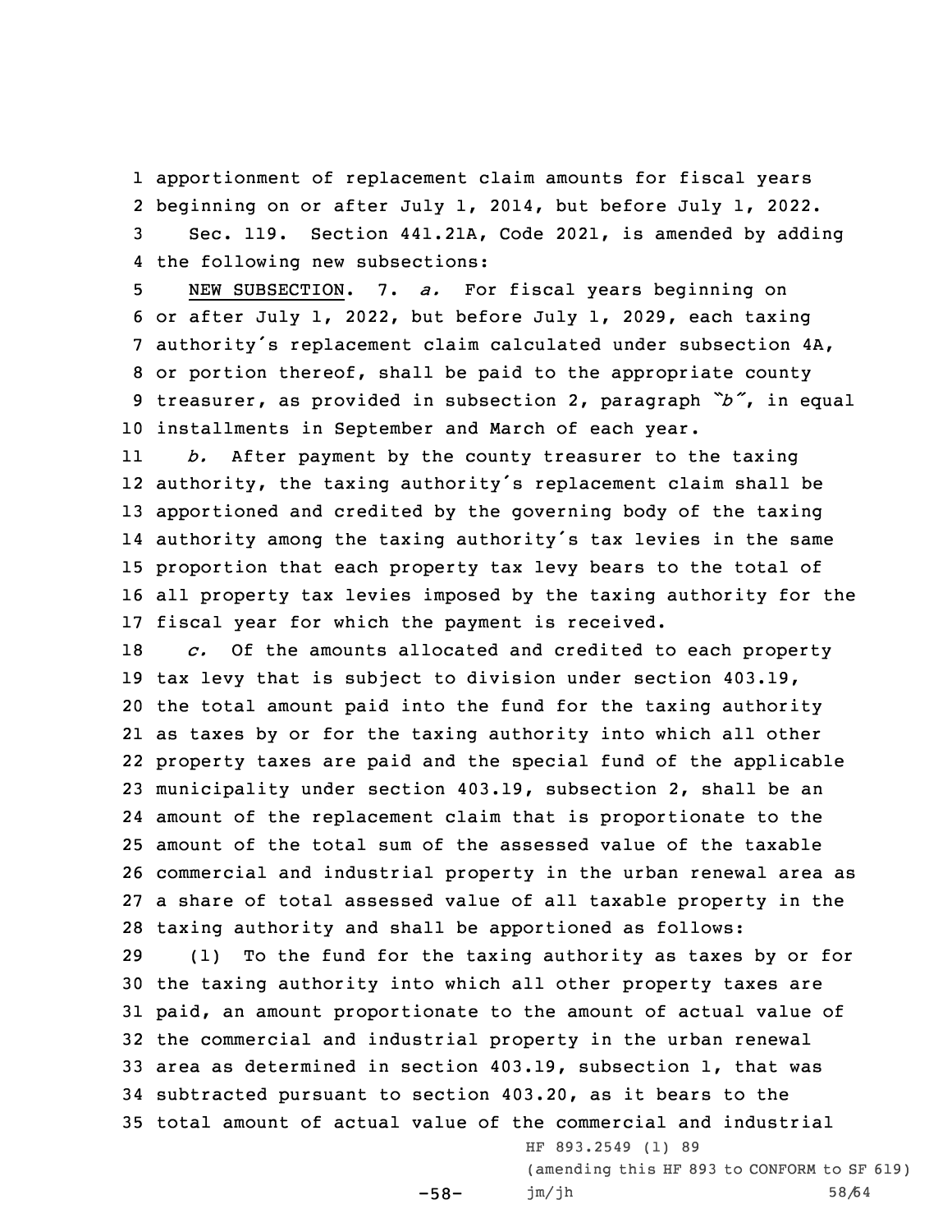apportionment of replacement claim amounts for fiscal years beginning on or after July 1, 2014, but before July 1, 2022.

Sec. 119. Section 441.21A, Code 2021, is amended by adding the following new subsections:

NEW SUBSECTION. 7. *a.* For fiscal years beginning on or after July 1, 2022, but before July 1, 2029, each taxing authority's replacement claim calculated under subsection 4A, or portion thereof, shall be paid to the appropriate county treasurer, as provided in subsection 2, paragraph *"b"*, in equal installments in September and March of each year.

*b.* After payment by the county treasurer to the taxing authority, the taxing authority's replacement claim shall be apportioned and credited by the governing body of the taxing authority among the taxing authority's tax levies in the same proportion that each property tax levy bears to the total of all property tax levies imposed by the taxing authority for the fiscal year for which the payment is received.

*c.* Of the amounts allocated and credited to each property tax levy that is subject to division under section 403.19, the total amount paid into the fund for the taxing authority as taxes by or for the taxing authority into which all other property taxes are paid and the special fund of the applicable municipality under section 403.19, subsection 2, shall be an amount of the replacement claim that is proportionate to the amount of the total sum of the assessed value of the taxable commercial and industrial property in the urban renewal area as a share of total assessed value of all taxable property in the taxing authority and shall be apportioned as follows:

(1) To the fund for the taxing authority as taxes by or for the taxing authority into which all other property taxes are paid, an amount proportionate to the amount of actual value of the commercial and industrial property in the urban renewal area as determined in section 403.19, subsection 1, that was subtracted pursuant to section 403.20, as it bears to the total amount of actual value of the commercial and industrial

HF 893.2549 (1) 89

(amending this HF 893 to CONFORM to SF 619)

jm/jh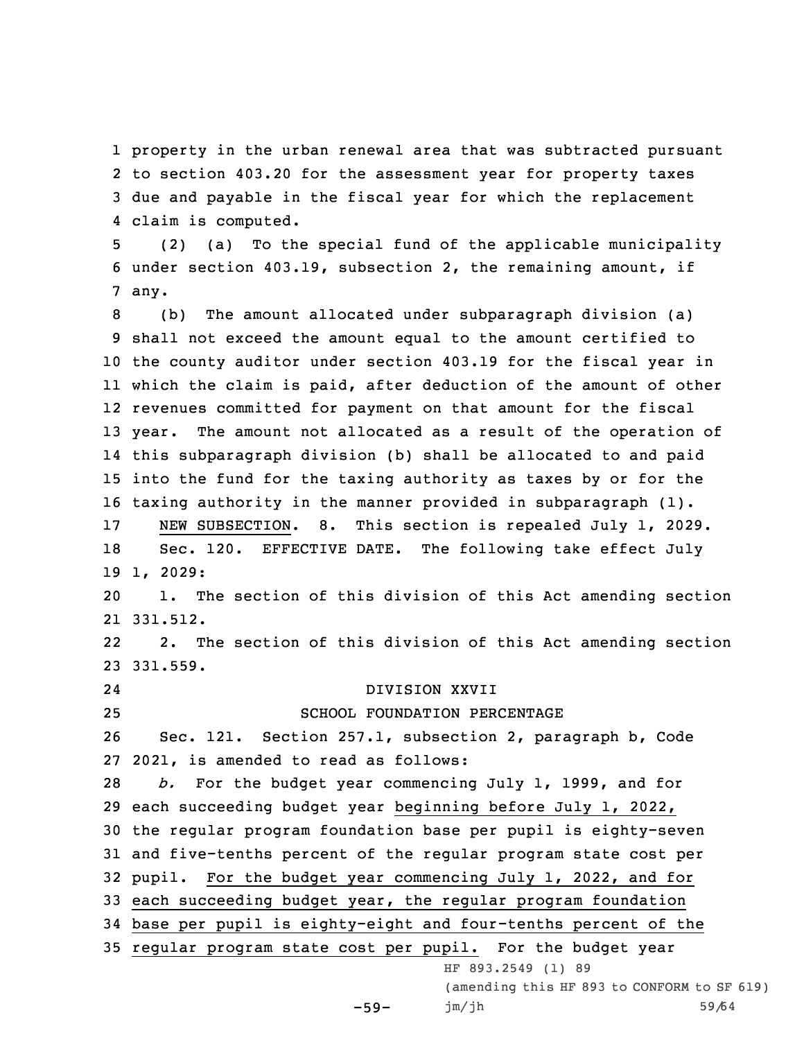property in the urban renewal area that was subtracted pursuant to section 403.20 for the assessment year for property taxes due and payable in the fiscal year for which the replacement claim is computed.

(2) (a) To the special fund of the applicable municipality under section 403.19, subsection 2, the remaining amount, if any.

(b) The amount allocated under subparagraph division (a) shall not exceed the amount equal to the amount certified to the county auditor under section 403.19 for the fiscal year in which the claim is paid, after deduction of the amount of other revenues committed for payment on that amount for the fiscal year. The amount not allocated as a result of the operation of this subparagraph division (b) shall be allocated to and paid into the fund for the taxing authority as taxes by or for the taxing authority in the manner provided in subparagraph (1).

NEW SUBSECTION. 8. This section is repealed July 1, 2029.

Sec. 120. EFFECTIVE DATE. The following take effect July 1, 2029:

1. The section of this division of this Act amending section 331.512.

2. The section of this division of this Act amending section 331.559.

DIVISION XXVII

SCHOOL FOUNDATION PERCENTAGE

Sec. 121. Section 257.1, subsection 2, paragraph b, Code 2021, is amended to read as follows:

*b.* For the budget year commencing July 1, 1999, and for each succeeding budget year beginning before July 1, 2022, the regular program foundation base per pupil is eighty-seven and five-tenths percent of the regular program state cost per pupil. For the budget year commencing July 1, 2022, and for each succeeding budget year, the regular program foundation base per pupil is eighty-eight and four-tenths percent of the regular program state cost per pupil. For the budget year

HF 893.2549 (1) 89

(amending this HF 893 to CONFORM to SF 619)

jm/jh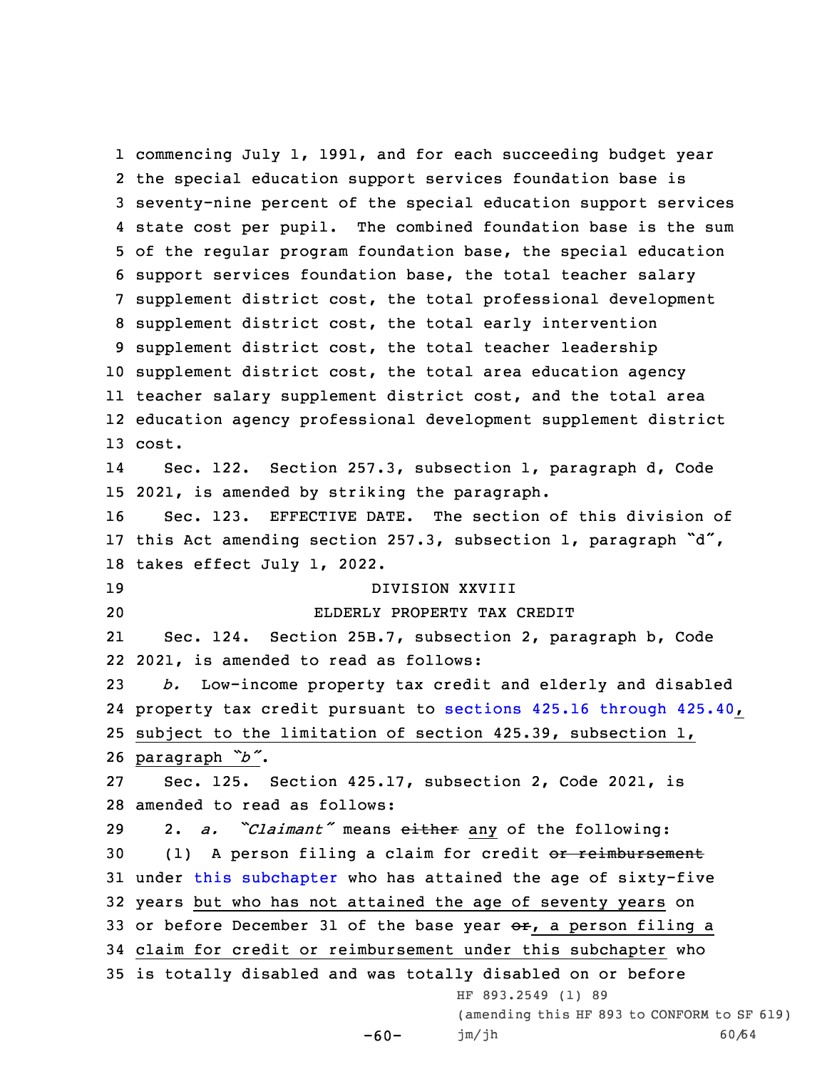commencing July 1, 1991, and for each succeeding budget year the special education support services foundation base is seventy-nine percent of the special education support services state cost per pupil. The combined foundation base is the sum of the regular program foundation base, the special education support services foundation base, the total teacher salary supplement district cost, the total professional development supplement district cost, the total early intervention supplement district cost, the total teacher leadership supplement district cost, the total area education agency teacher salary supplement district cost, and the total area education agency professional development supplement district cost.

Sec. 122. Section 257.3, subsection 1, paragraph d, Code 2021, is amended by striking the paragraph.

Sec. 123. EFFECTIVE DATE. The section of this division of this Act amending section 257.3, subsection 1, paragraph "d", takes effect July 1, 2022.

DIVISION XXVIII

ELDERLY PROPERTY TAX CREDIT

Sec. 124. Section 25B.7, subsection 2, paragraph b, Code 2021, is amended to read as follows:

*b.* Low-income property tax credit and elderly and disabled property tax credit pursuant to sections 425.16 through 425.40, subject to the limitation of section 425.39, subsection 1, paragraph *"b"*.

Sec. 125. Section 425.17, subsection 2, Code 2021, is amended to read as follows:

2. *a. "Claimant"* means ~~either~~ any of the following:

(1) A person filing a claim for credit ~~or reimbursement~~ under this subchapter who has attained the age of sixty-five years but who has not attained the age of seventy years on or before December 31 of the base year ~~or~~, a person filing a claim for credit or reimbursement under this subchapter who is totally disabled and was totally disabled on or before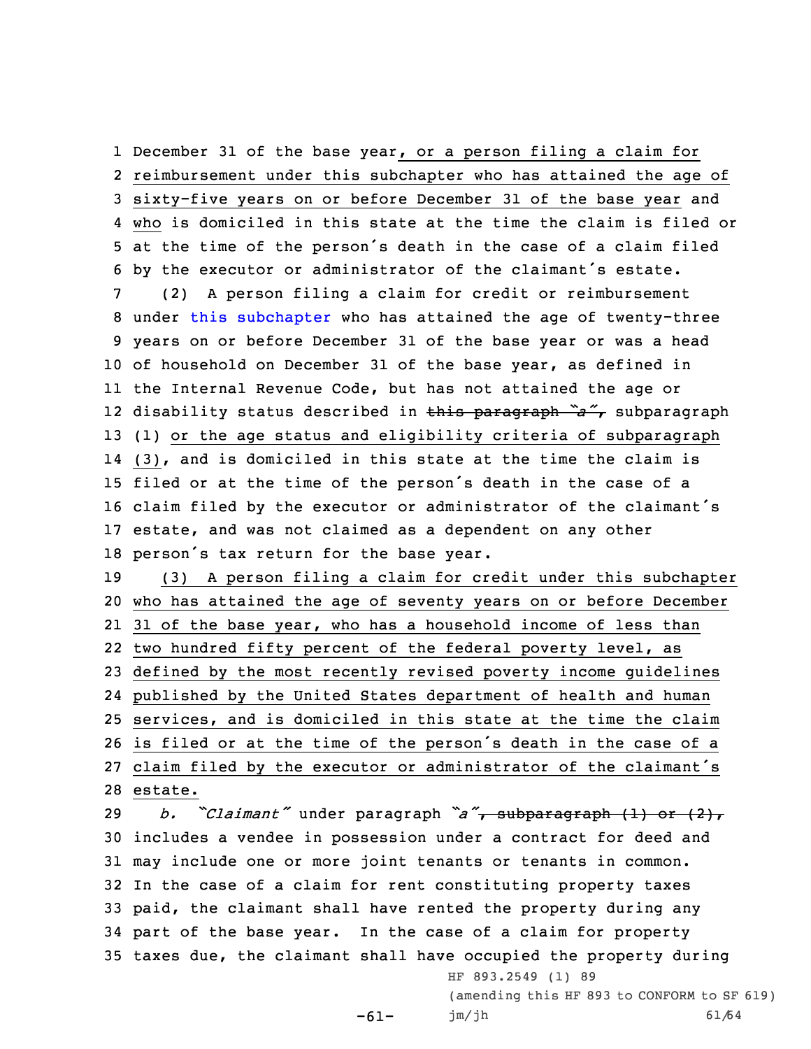1 December 31 of the base year, or a person filing a claim for
2 reimbursement under this subchapter who has attained the age of
3 sixty-five years on or before December 31 of the base year and
4 who is domiciled in this state at the time the claim is filed or
5 at the time of the person's death in the case of a claim filed
6 by the executor or administrator of the claimant's estate.

7 (2) A person filing a claim for credit or reimbursement
8 under this subchapter who has attained the age of twenty-three
9 years on or before December 31 of the base year or was a head
10 of household on December 31 of the base year, as defined in
11 the Internal Revenue Code, but has not attained the age or
12 disability status described in ~~this paragraph "a",~~ subparagraph
13 (1) or the age status and eligibility criteria of subparagraph
14 (3), and is domiciled in this state at the time the claim is
15 filed or at the time of the person's death in the case of a
16 claim filed by the executor or administrator of the claimant's
17 estate, and was not claimed as a dependent on any other
18 person's tax return for the base year.

19 (3) A person filing a claim for credit under this subchapter
20 who has attained the age of seventy years on or before December
21 31 of the base year, who has a household income of less than
22 two hundred fifty percent of the federal poverty level, as
23 defined by the most recently revised poverty income guidelines
24 published by the United States department of health and human
25 services, and is domiciled in this state at the time the claim
26 is filed or at the time of the person's death in the case of a
27 claim filed by the executor or administrator of the claimant's
28 estate.

29 *b. "Claimant"* under paragraph *"a"*~~, subparagraph (1) or (2),~~
30 includes a vendee in possession under a contract for deed and
31 may include one or more joint tenants or tenants in common.
32 In the case of a claim for rent constituting property taxes
33 paid, the claimant shall have rented the property during any
34 part of the base year. In the case of a claim for property
35 taxes due, the claimant shall have occupied the property during

HF 893.2549 (1) 89
(amending this HF 893 to CONFORM to SF 619)
jm/jh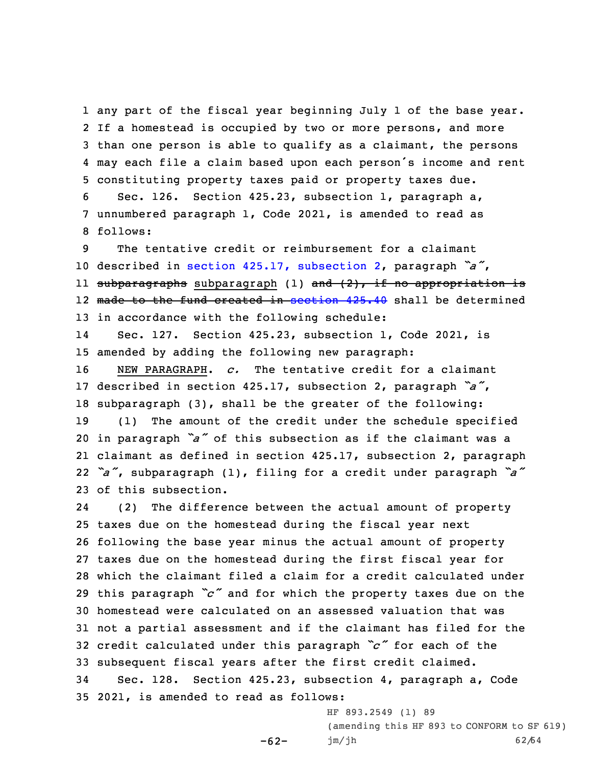any part of the fiscal year beginning July 1 of the base year. If a homestead is occupied by two or more persons, and more than one person is able to qualify as a claimant, the persons may each file a claim based upon each person's income and rent constituting property taxes paid or property taxes due.

Sec. 126. Section 425.23, subsection 1, paragraph a, unnumbered paragraph 1, Code 2021, is amended to read as follows:

The tentative credit or reimbursement for a claimant described in section 425.17, subsection 2, paragraph *"a"*, ~~subparagraphs~~ subparagraph (1) ~~and (2), if no appropriation is made to the fund created in section 425.40~~ shall be determined in accordance with the following schedule:

Sec. 127. Section 425.23, subsection 1, Code 2021, is amended by adding the following new paragraph:

NEW PARAGRAPH. *c.* The tentative credit for a claimant described in section 425.17, subsection 2, paragraph *"a"*, subparagraph (3), shall be the greater of the following:

(1) The amount of the credit under the schedule specified in paragraph *"a"* of this subsection as if the claimant was a claimant as defined in section 425.17, subsection 2, paragraph *"a"*, subparagraph (1), filing for a credit under paragraph *"a"* of this subsection.

(2) The difference between the actual amount of property taxes due on the homestead during the fiscal year next following the base year minus the actual amount of property taxes due on the homestead during the first fiscal year for which the claimant filed a claim for a credit calculated under this paragraph *"c"* and for which the property taxes due on the homestead were calculated on an assessed valuation that was not a partial assessment and if the claimant has filed for the credit calculated under this paragraph *"c"* for each of the subsequent fiscal years after the first credit claimed.

Sec. 128. Section 425.23, subsection 4, paragraph a, Code 2021, is amended to read as follows:

HF 893.2549 (1) 89
(amending this HF 893 to CONFORM to SF 619)
jm/jh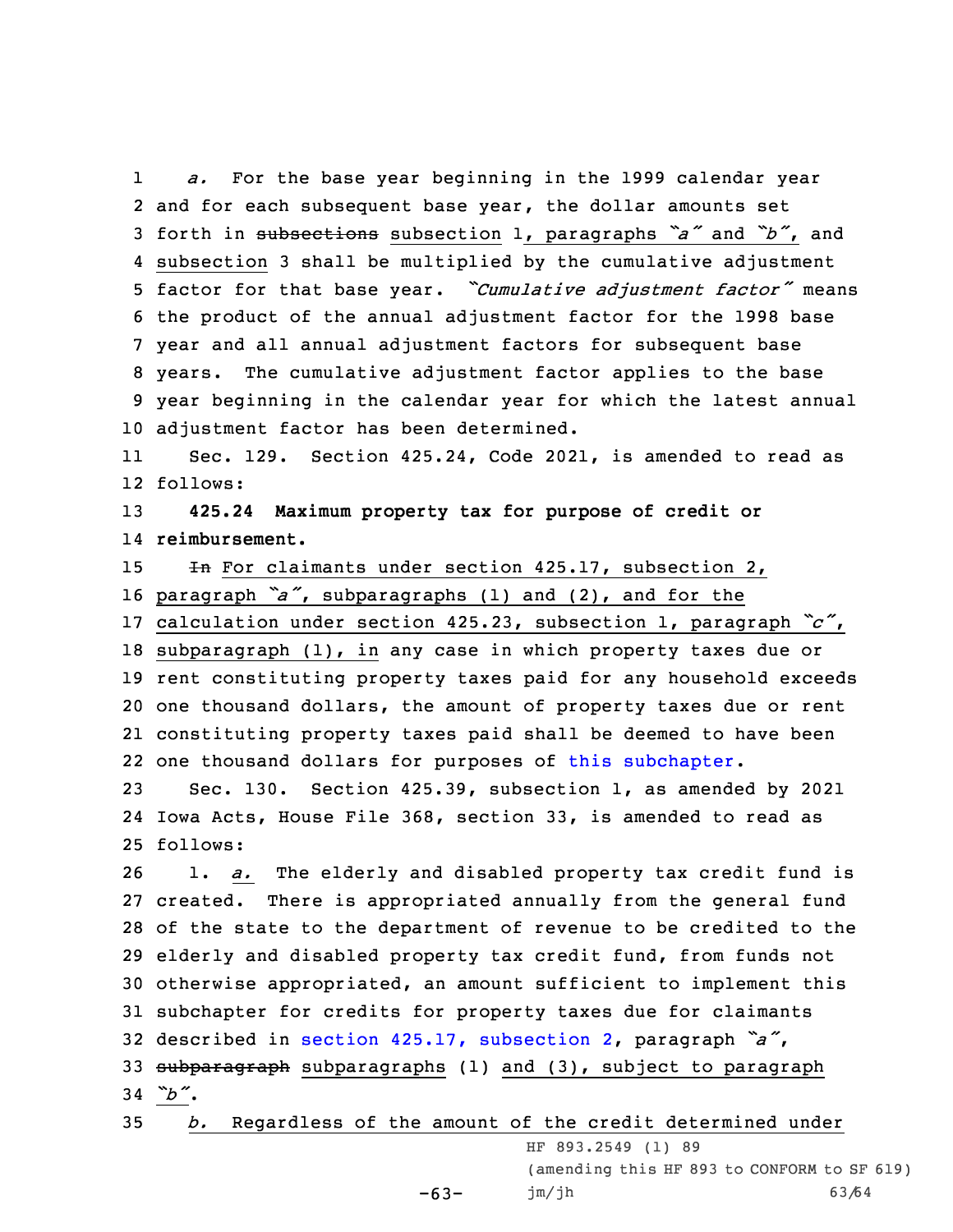1 *a.* For the base year beginning in the 1999 calendar year
2 and for each subsequent base year, the dollar amounts set
3 forth in ~~subsections~~ subsection 1, paragraphs *"a"* and *"b"*, and
4 subsection 3 shall be multiplied by the cumulative adjustment
5 factor for that base year. *"Cumulative adjustment factor"* means
6 the product of the annual adjustment factor for the 1998 base
7 year and all annual adjustment factors for subsequent base
8 years. The cumulative adjustment factor applies to the base
9 year beginning in the calendar year for which the latest annual
10 adjustment factor has been determined.

11 Sec. 129. Section 425.24, Code 2021, is amended to read as
12 follows:

13 **425.24 Maximum property tax for purpose of credit or**
14 **reimbursement.**

15 ~~In~~ For claimants under section 425.17, subsection 2,
16 paragraph *"a"*, subparagraphs (1) and (2), and for the
17 calculation under section 425.23, subsection 1, paragraph *"c"*,
18 subparagraph (1), in any case in which property taxes due or
19 rent constituting property taxes paid for any household exceeds
20 one thousand dollars, the amount of property taxes due or rent
21 constituting property taxes paid shall be deemed to have been
22 one thousand dollars for purposes of this subchapter.

23 Sec. 130. Section 425.39, subsection 1, as amended by 2021
24 Iowa Acts, House File 368, section 33, is amended to read as
25 follows:

26 1. *a.* The elderly and disabled property tax credit fund is
27 created. There is appropriated annually from the general fund
28 of the state to the department of revenue to be credited to the
29 elderly and disabled property tax credit fund, from funds not
30 otherwise appropriated, an amount sufficient to implement this
31 subchapter for credits for property taxes due for claimants
32 described in section 425.17, subsection 2, paragraph *"a"*,
33 ~~subparagraph~~ subparagraphs (1) and (3), subject to paragraph
34 *"b"*.

35 *b.* Regardless of the amount of the credit determined under

HF 893.2549 (1) 89
(amending this HF 893 to CONFORM to SF 619)
jm/jh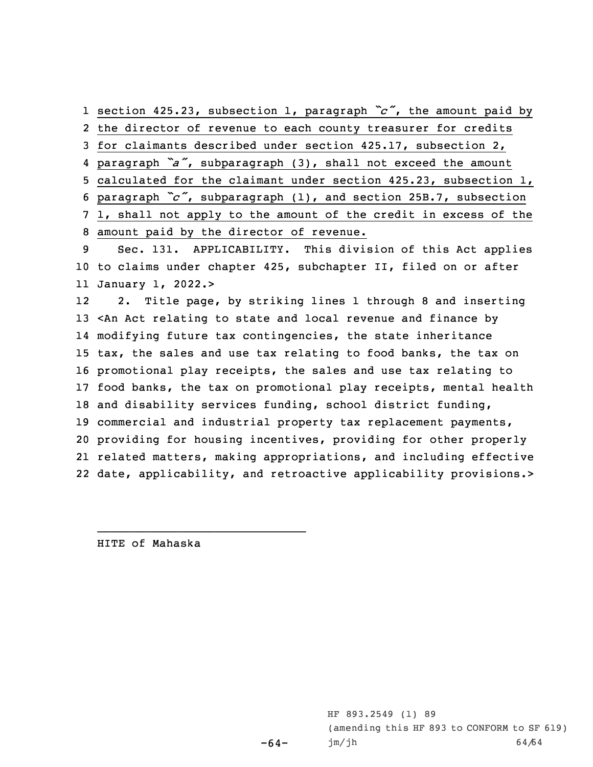section 425.23, subsection 1, paragraph "c", the amount paid by the director of revenue to each county treasurer for credits for claimants described under section 425.17, subsection 2, paragraph "a", subparagraph (3), shall not exceed the amount calculated for the claimant under section 425.23, subsection 1, paragraph "c", subparagraph (1), and section 25B.7, subsection 1, shall not apply to the amount of the credit in excess of the amount paid by the director of revenue.

Sec. 131. APPLICABILITY. This division of this Act applies to claims under chapter 425, subchapter II, filed on or after January 1, 2022.>

2. Title page, by striking lines 1 through 8 and inserting <An Act relating to state and local revenue and finance by modifying future tax contingencies, the state inheritance tax, the sales and use tax relating to food banks, the tax on promotional play receipts, the sales and use tax relating to food banks, the tax on promotional play receipts, mental health and disability services funding, school district funding, commercial and industrial property tax replacement payments, providing for housing incentives, providing for other properly related matters, making appropriations, and including effective date, applicability, and retroactive applicability provisions.>

______________________________

HITE of Mahaska

HF 893.2549 (1) 89
(amending this HF 893 to CONFORM to SF 619)
jm/jh